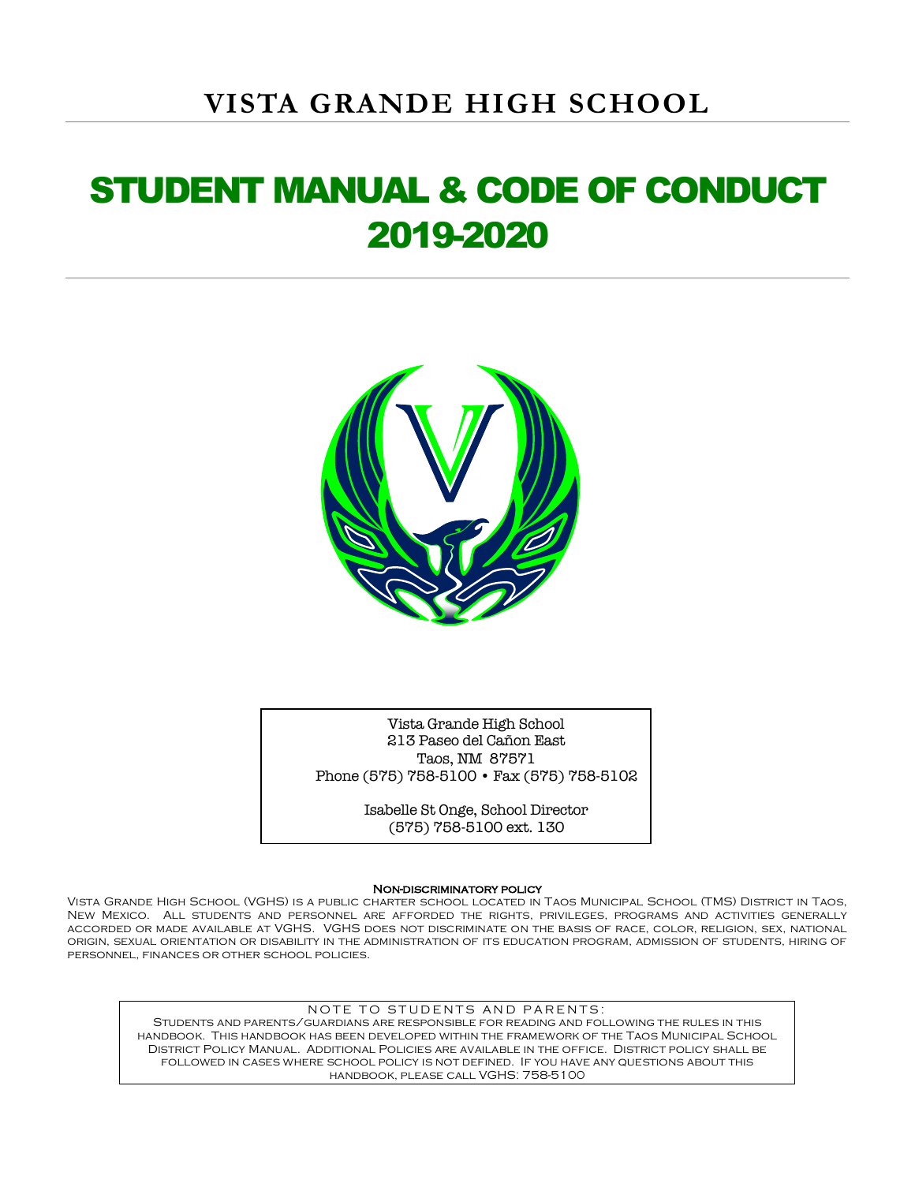# VISTA GRANDE HIGH SCHOOL

# STUDENT MANUAL & CODE OF CONDUCT 2019-2020

Vista Grande High School
213 Paseo del Cañon East
Taos, NM 87571
Phone (575) 758-5100 • Fax (575) 758-5102

Isabelle St Onge, School Director
(575) 758-5100 ext. 130

**NON-DISCRIMINATORY POLICY**

VISTA GRANDE HIGH SCHOOL (VGHS) IS A PUBLIC CHARTER SCHOOL LOCATED IN TAOS MUNICIPAL SCHOOL (TMS) DISTRICT IN TAOS, NEW MEXICO. ALL STUDENTS AND PERSONNEL ARE AFFORDED THE RIGHTS, PRIVILEGES, PROGRAMS AND ACTIVITIES GENERALLY ACCORDED OR MADE AVAILABLE AT VGHS. VGHS DOES NOT DISCRIMINATE ON THE BASIS OF RACE, COLOR, RELIGION, SEX, NATIONAL ORIGIN, SEXUAL ORIENTATION OR DISABILITY IN THE ADMINISTRATION OF ITS EDUCATION PROGRAM, ADMISSION OF STUDENTS, HIRING OF PERSONNEL, FINANCES OR OTHER SCHOOL POLICIES.

NOTE TO STUDENTS AND PARENTS:

STUDENTS AND PARENTS/GUARDIANS ARE RESPONSIBLE FOR READING AND FOLLOWING THE RULES IN THIS HANDBOOK. THIS HANDBOOK HAS BEEN DEVELOPED WITHIN THE FRAMEWORK OF THE TAOS MUNICIPAL SCHOOL DISTRICT POLICY MANUAL. ADDITIONAL POLICIES ARE AVAILABLE IN THE OFFICE. DISTRICT POLICY SHALL BE FOLLOWED IN CASES WHERE SCHOOL POLICY IS NOT DEFINED. IF YOU HAVE ANY QUESTIONS ABOUT THIS HANDBOOK, PLEASE CALL VGHS: 758-5100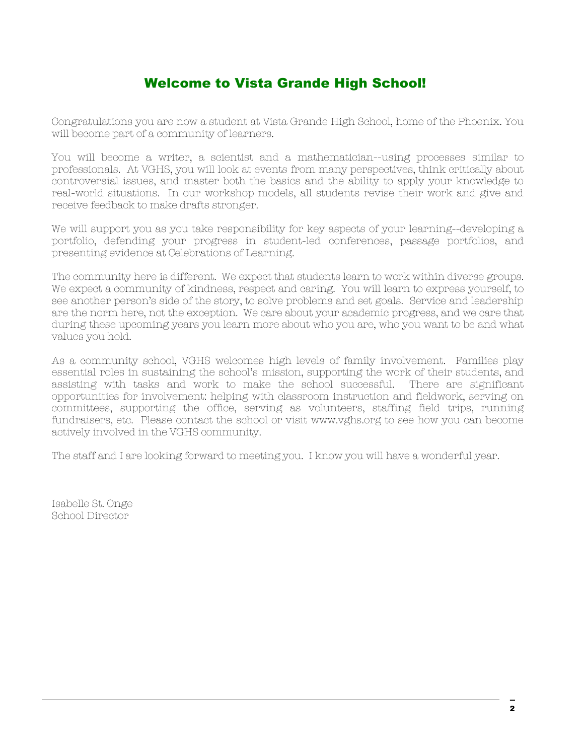# Welcome to Vista Grande High School!

Congratulations you are now a student at Vista Grande High School, home of the Phoenix. You will become part of a community of learners.

You will become a writer, a scientist and a mathematician--using processes similar to professionals. At VGHS, you will look at events from many perspectives, think critically about controversial issues, and master both the basics and the ability to apply your knowledge to real-world situations. In our workshop models, all students revise their work and give and receive feedback to make drafts stronger.

We will support you as you take responsibility for key aspects of your learning--developing a portfolio, defending your progress in student-led conferences, passage portfolios, and presenting evidence at Celebrations of Learning.

The community here is different. We expect that students learn to work within diverse groups. We expect a community of kindness, respect and caring. You will learn to express yourself, to see another person's side of the story, to solve problems and set goals. Service and leadership are the norm here, not the exception. We care about your academic progress, and we care that during these upcoming years you learn more about who you are, who you want to be and what values you hold.

As a community school, VGHS welcomes high levels of family involvement. Families play essential roles in sustaining the school's mission, supporting the work of their students, and assisting with tasks and work to make the school successful. There are significant opportunities for involvement: helping with classroom instruction and fieldwork, serving on committees, supporting the office, serving as volunteers, staffing field trips, running fundraisers, etc. Please contact the school or visit www.vghs.org to see how you can become actively involved in the VGHS community.

The staff and I are looking forward to meeting you. I know you will have a wonderful year.

Isabelle St. Onge
School Director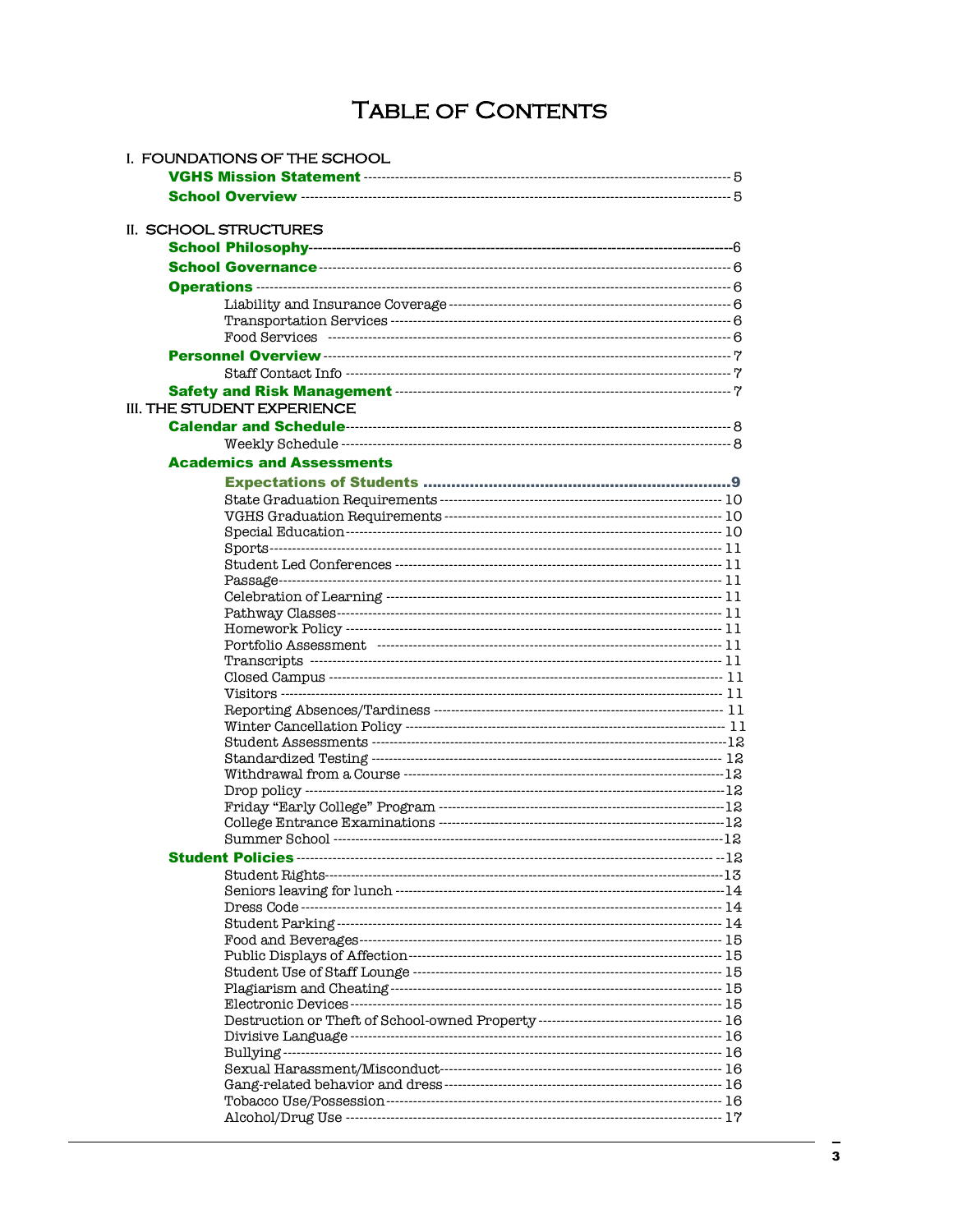# Table of Contents

I. FOUNDATIONS OF THE SCHOOL

- **VGHS Mission Statement** ---------- 5
- **School Overview** ---------- 5

II. SCHOOL STRUCTURES

- **School Philosophy** ---------- 6
- **School Governance** ---------- 6
- **Operations** ---------- 6
  - Liability and Insurance Coverage ---------- 6
  - Transportation Services ---------- 6
  - Food Services ---------- 6
- **Personnel Overview** ---------- 7
  - Staff Contact Info ---------- 7
- **Safety and Risk Management** ---------- 7

III. THE STUDENT EXPERIENCE

- **Calendar and Schedule** ---------- 8
  - Weekly Schedule ---------- 8
- **Academics and Assessments**
  - **Expectations of Students** .......... 9
  - State Graduation Requirements ---------- 10
  - VGHS Graduation Requirements ---------- 10
  - Special Education ---------- 10
  - Sports ---------- 11
  - Student Led Conferences ---------- 11
  - Passage ---------- 11
  - Celebration of Learning ---------- 11
  - Pathway Classes ---------- 11
  - Homework Policy ---------- 11
  - Portfolio Assessment ---------- 11
  - Transcripts ---------- 11
  - Closed Campus ---------- 11
  - Visitors ---------- 11
  - Reporting Absences/Tardiness ---------- 11
  - Winter Cancellation Policy ---------- 11
  - Student Assessments ---------- 12
  - Standardized Testing ---------- 12
  - Withdrawal from a Course ---------- 12
  - Drop policy ---------- 12
  - Friday "Early College" Program ---------- 12
  - College Entrance Examinations ---------- 12
  - Summer School ---------- 12
- **Student Policies** ---------- 12
  - Student Rights ---------- 13
  - Seniors leaving for lunch ---------- 14
  - Dress Code ---------- 14
  - Student Parking ---------- 14
  - Food and Beverages ---------- 15
  - Public Displays of Affection ---------- 15
  - Student Use of Staff Lounge ---------- 15
  - Plagiarism and Cheating ---------- 15
  - Electronic Devices ---------- 15
  - Destruction or Theft of School-owned Property ---------- 16
  - Divisive Language ---------- 16
  - Bullying ---------- 16
  - Sexual Harassment/Misconduct ---------- 16
  - Gang-related behavior and dress ---------- 16
  - Tobacco Use/Possession ---------- 16
  - Alcohol/Drug Use ---------- 17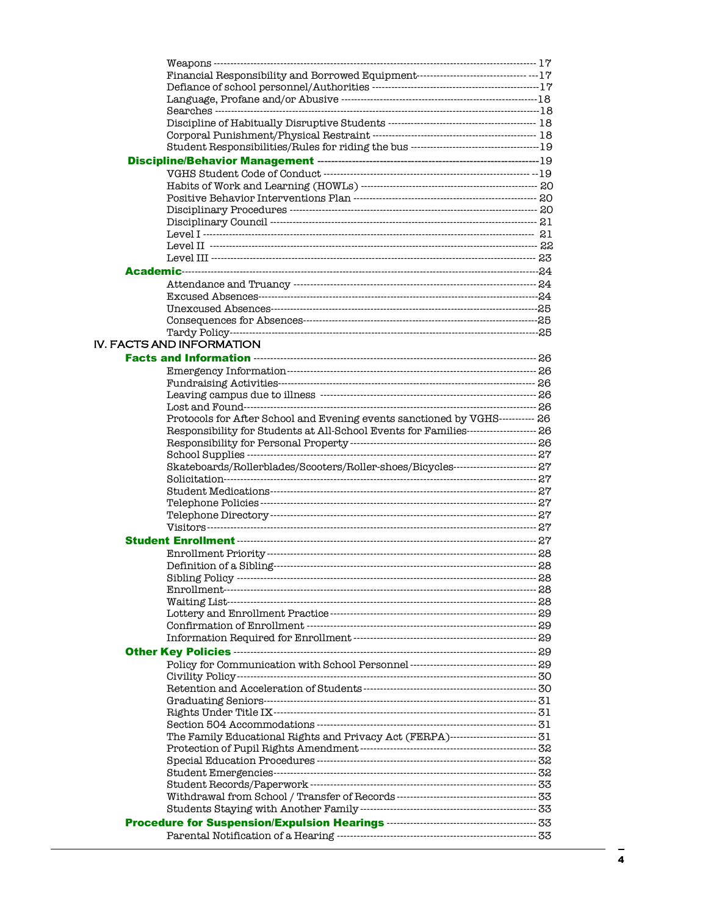Weapons ---------------------------------------------------------------------------------------------- 17
Financial Responsibility and Borrowed Equipment--------------------------------- ---17
Defiance of school personnel/Authorities -------------------------------------------------17
Language, Profane and/or Abusive -----------------------------------------------------------18
Searches ----------------------------------------------------------------------------------------------18
Discipline of Habitually Disruptive Students -------------------------------------------- 18
Corporal Punishment/Physical Restraint ---------------------------------------------------- 18
Student Responsibilities/Rules for riding the bus --------------------------------------19

**Discipline/Behavior Management** -------------------------------------------------------------19

VGHS Student Code of Conduct ----------------------------------------------------------- --19
Habits of Work and Learning (HOWLs) ----------------------------------------------------- 20
Positive Behavior Interventions Plan ------------------------------------------------------- 20
Disciplinary Procedures ------------------------------------------------------------------------ 20
Disciplinary Council ----------------------------------------------------------------------------- 21
Level I --------------------------------------------------------------------------------------------- 21
Level II -------------------------------------------------------------------------------------------- 22
Level III ------------------------------------------------------------------------------------------- 23

**Academic**---------------------------------------------------------------------------------------------24

Attendance and Truancy ---------------------------------------------------------------------- 24
Excused Absences---------------------------------------------------------------------------------24
Unexcused Absences------------------------------------------------------------------------------25
Consequences for Absences---------------------------------------------------------------------25
Tardy Policy-----------------------------------------------------------------------------------------25

## IV. FACTS AND INFORMATION

**Facts and Information** ------------------------------------------------------------------------- 26

Emergency Information------------------------------------------------------------------------ 26
Fundraising Activities--------------------------------------------------------------------------- 26
Leaving campus due to illness ---------------------------------------------------------------- 26
Lost and Found------------------------------------------------------------------------------------ 26
Protocols for After School and Evening events sanctioned by VGHS---------- 26
Responsibility for Students at All-School Events for Families-------------------- 26
Responsibility for Personal Property ------------------------------------------------------ 26
School Supplies ---------------------------------------------------------------------------------- 27
Skateboards/Rollerblades/Scooters/Roller-shoes/Bicycles------------------------ 27
Solicitation----------------------------------------------------------------------------------------- 27
Student Medications---------------------------------------------------------------------------- 27
Telephone Policies------------------------------------------------------------------------------- 27
Telephone Directory----------------------------------------------------------------------------- 27
Visitors---------------------------------------------------------------------------------------------- 27

**Student Enrollment** ------------------------------------------------------------------------------ 27

Enrollment Priority------------------------------------------------------------------------------- 28
Definition of a Sibling---------------------------------------------------------------------------- 28
Sibling Policy -------------------------------------------------------------------------------------- 28
Enrollment------------------------------------------------------------------------------------------ 28
Waiting List----------------------------------------------------------------------------------------- 28
Lottery and Enrollment Practice ------------------------------------------------------------ 29
Confirmation of Enrollment ------------------------------------------------------------------ 29
Information Required for Enrollment------------------------------------------------------ 29

**Other Key Policies** -------------------------------------------------------------------------------- 29

Policy for Communication with School Personnel ------------------------------------- 29
Civility Policy -------------------------------------------------------------------------------------- 30
Retention and Acceleration of Students -------------------------------------------------- 30
Graduating Seniors------------------------------------------------------------------------------- 31
Rights Under Title IX----------------------------------------------------------------------------- 31
Section 504 Accommodations ----------------------------------------------------------------- 31
The Family Educational Rights and Privacy Act (FERPA)-------------------------- 31
Protection of Pupil Rights Amendment --------------------------------------------------- 32
Special Education Procedures ---------------------------------------------------------------- 32
Student Emergencies---------------------------------------------------------------------------- 32
Student Records/Paperwork ------------------------------------------------------------------ 33
Withdrawal from School / Transfer of Records ----------------------------------------- 33
Students Staying with Another Family --------------------------------------------------- 33

**Procedure for Suspension/Expulsion Hearings** -------------------------------------------- 33

Parental Notification of a Hearing ---------------------------------------------------------- 33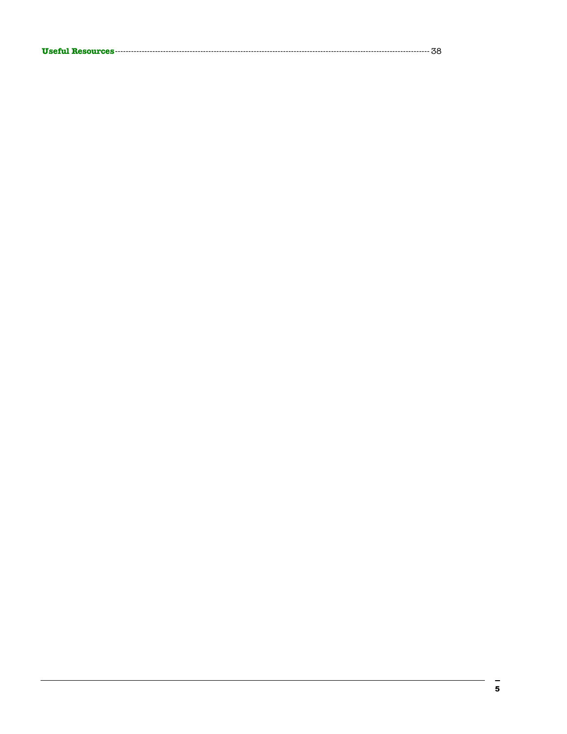**Useful Resources**---------------------------------------------------------------------------------------------------------------------- 38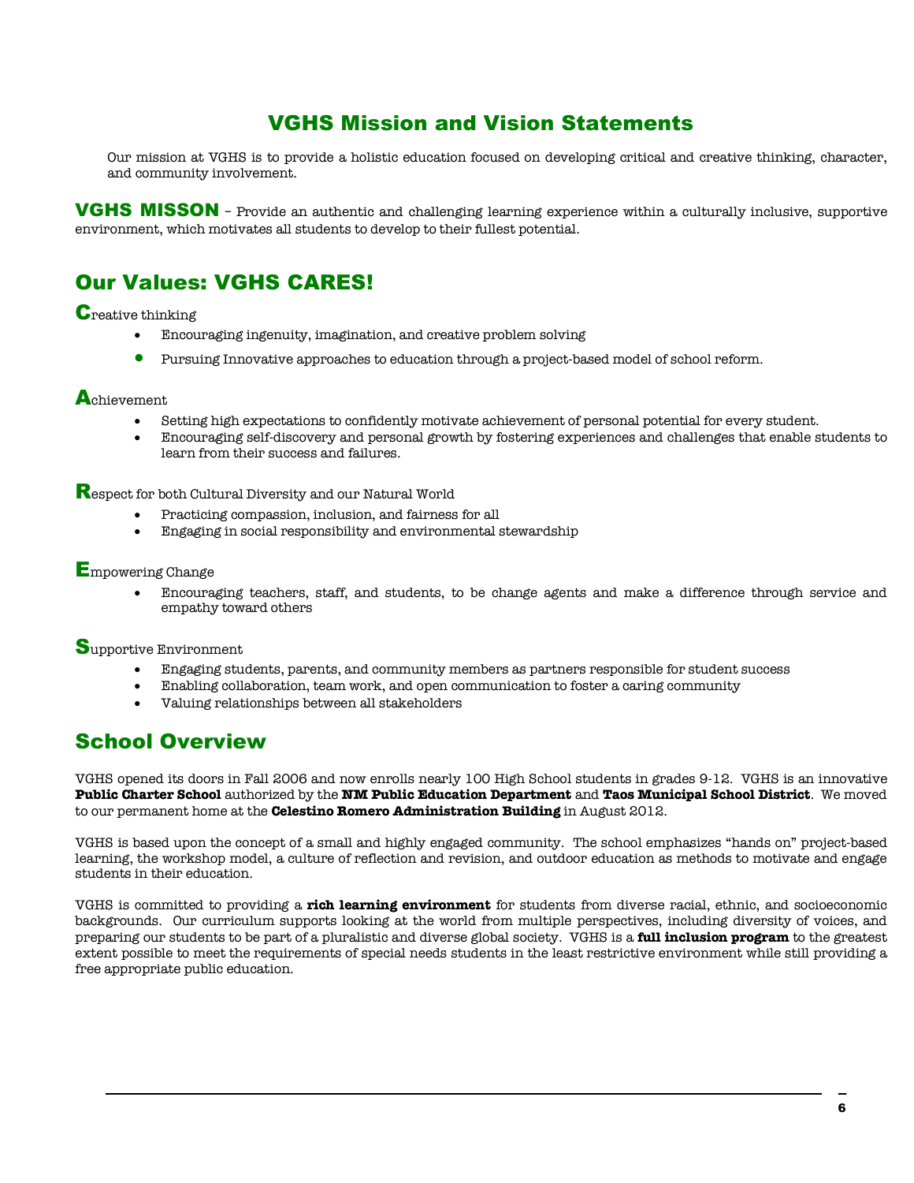# VGHS Mission and Vision Statements

Our mission at VGHS is to provide a holistic education focused on developing critical and creative thinking, character, and community involvement.

**VGHS MISSON** – Provide an authentic and challenging learning experience within a culturally inclusive, supportive environment, which motivates all students to develop to their fullest potential.

## Our Values: VGHS CARES!

**C**reative thinking

- Encouraging ingenuity, imagination, and creative problem solving
- Pursuing Innovative approaches to education through a project-based model of school reform.

**A**chievement

- Setting high expectations to confidently motivate achievement of personal potential for every student.
- Encouraging self-discovery and personal growth by fostering experiences and challenges that enable students to learn from their success and failures.

**R**espect for both Cultural Diversity and our Natural World

- Practicing compassion, inclusion, and fairness for all
- Engaging in social responsibility and environmental stewardship

**E**mpowering Change

- Encouraging teachers, staff, and students, to be change agents and make a difference through service and empathy toward others

**S**upportive Environment

- Engaging students, parents, and community members as partners responsible for student success
- Enabling collaboration, team work, and open communication to foster a caring community
- Valuing relationships between all stakeholders

## School Overview

VGHS opened its doors in Fall 2006 and now enrolls nearly 100 High School students in grades 9-12. VGHS is an innovative **Public Charter School** authorized by the **NM Public Education Department** and **Taos Municipal School District**. We moved to our permanent home at the **Celestino Romero Administration Building** in August 2012.

VGHS is based upon the concept of a small and highly engaged community. The school emphasizes "hands on" project-based learning, the workshop model, a culture of reflection and revision, and outdoor education as methods to motivate and engage students in their education.

VGHS is committed to providing a **rich learning environment** for students from diverse racial, ethnic, and socioeconomic backgrounds. Our curriculum supports looking at the world from multiple perspectives, including diversity of voices, and preparing our students to be part of a pluralistic and diverse global society. VGHS is a **full inclusion program** to the greatest extent possible to meet the requirements of special needs students in the least restrictive environment while still providing a free appropriate public education.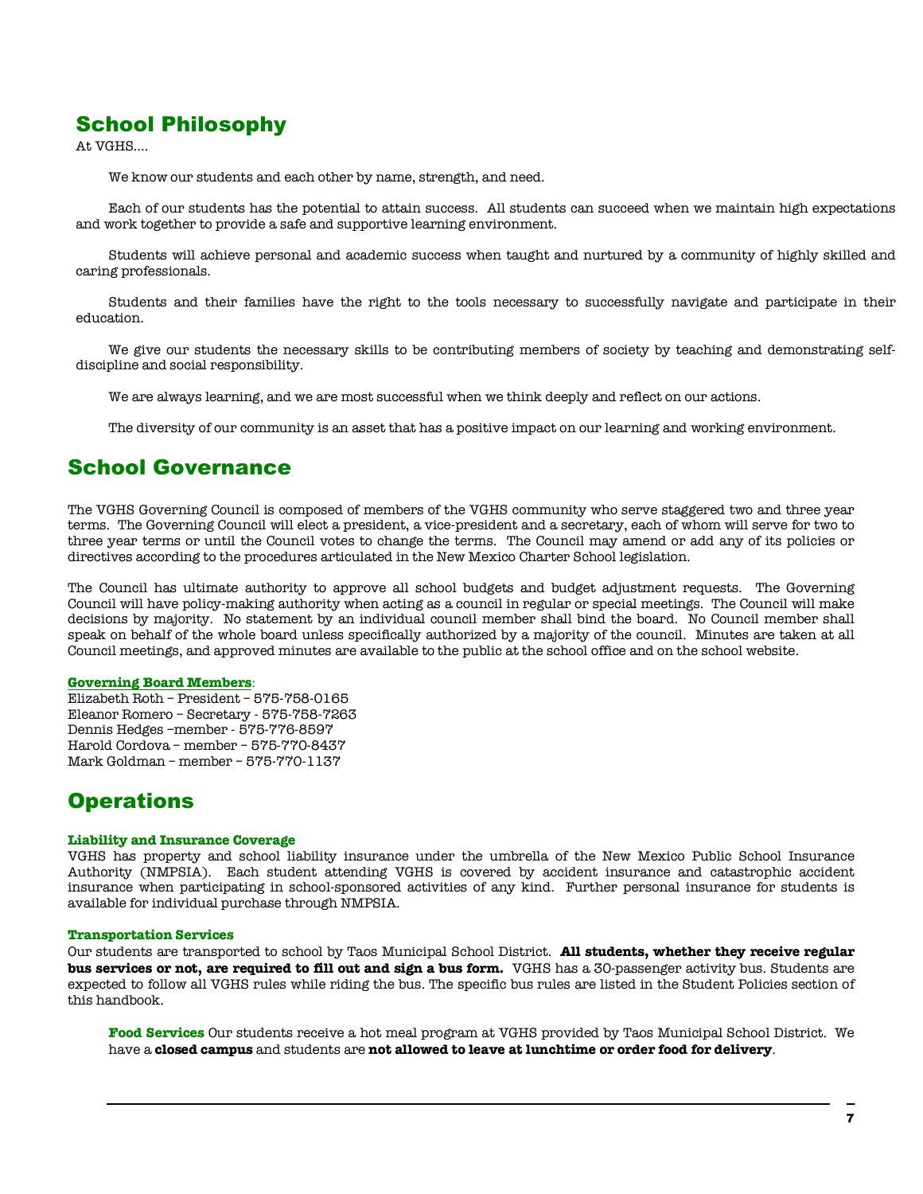## School Philosophy

At VGHS....

We know our students and each other by name, strength, and need.

Each of our students has the potential to attain success. All students can succeed when we maintain high expectations and work together to provide a safe and supportive learning environment.

Students will achieve personal and academic success when taught and nurtured by a community of highly skilled and caring professionals.

Students and their families have the right to the tools necessary to successfully navigate and participate in their education.

We give our students the necessary skills to be contributing members of society by teaching and demonstrating self-discipline and social responsibility.

We are always learning, and we are most successful when we think deeply and reflect on our actions.

The diversity of our community is an asset that has a positive impact on our learning and working environment.

## School Governance

The VGHS Governing Council is composed of members of the VGHS community who serve staggered two and three year terms. The Governing Council will elect a president, a vice-president and a secretary, each of whom will serve for two to three year terms or until the Council votes to change the terms. The Council may amend or add any of its policies or directives according to the procedures articulated in the New Mexico Charter School legislation.

The Council has ultimate authority to approve all school budgets and budget adjustment requests. The Governing Council will have policy-making authority when acting as a council in regular or special meetings. The Council will make decisions by majority. No statement by an individual council member shall bind the board. No Council member shall speak on behalf of the whole board unless specifically authorized by a majority of the council. Minutes are taken at all Council meetings, and approved minutes are available to the public at the school office and on the school website.

**Governing Board Members**:

Elizabeth Roth – President – 575-758-0165
Eleanor Romero – Secretary - 575-758-7263
Dennis Hedges –member - 575-776-8597
Harold Cordova – member – 575-770-8437
Mark Goldman – member – 575-770-1137

## Operations

### Liability and Insurance Coverage

VGHS has property and school liability insurance under the umbrella of the New Mexico Public School Insurance Authority (NMPSIA). Each student attending VGHS is covered by accident insurance and catastrophic accident insurance when participating in school-sponsored activities of any kind. Further personal insurance for students is available for individual purchase through NMPSIA.

### Transportation Services

Our students are transported to school by Taos Municipal School District. **All students, whether they receive regular bus services or not, are required to fill out and sign a bus form.** VGHS has a 30-passenger activity bus. Students are expected to follow all VGHS rules while riding the bus. The specific bus rules are listed in the Student Policies section of this handbook.

**Food Services** Our students receive a hot meal program at VGHS provided by Taos Municipal School District. We have a **closed campus** and students are **not allowed to leave at lunchtime or order food for delivery**.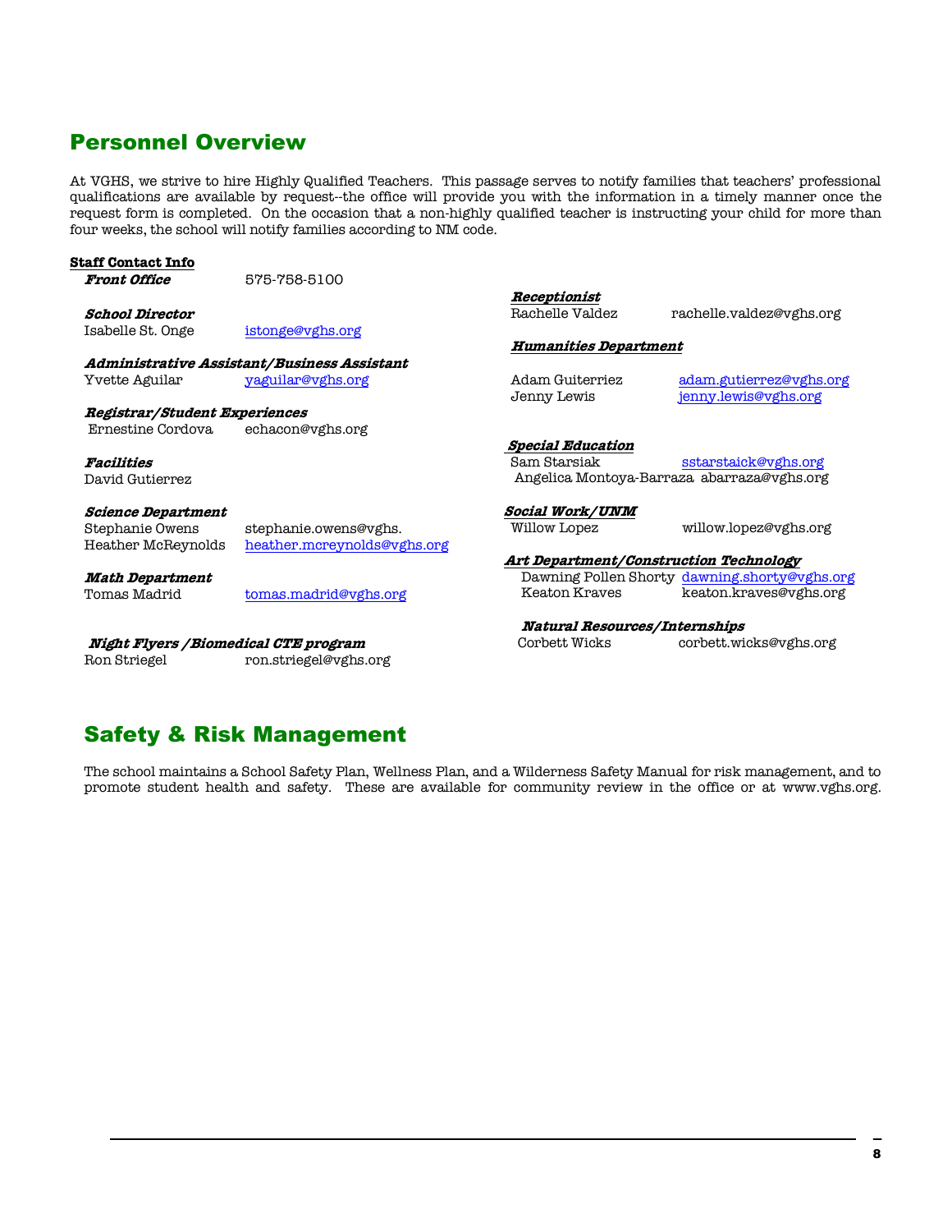## Personnel Overview

At VGHS, we strive to hire Highly Qualified Teachers. This passage serves to notify families that teachers' professional qualifications are available by request--the office will provide you with the information in a timely manner once the request form is completed. On the occasion that a non-highly qualified teacher is instructing your child for more than four weeks, the school will notify families according to NM code.

**Staff Contact Info**

***Front Office*** 575-758-5100

***School Director***
Isabelle St. Onge istonge@vghs.org

***Administrative Assistant/Business Assistant***
Yvette Aguilar yaguilar@vghs.org

***Registrar/Student Experiences***
Ernestine Cordova echacon@vghs.org

***Facilities***
David Gutierrez

***Science Department***
Stephanie Owens stephanie.owens@vghs.
Heather McReynolds heather.mcreynolds@vghs.org

***Math Department***
Tomas Madrid tomas.madrid@vghs.org

***Night Flyers /Biomedical CTE program***
Ron Striegel ron.striegel@vghs.org

***Receptionist***
Rachelle Valdez rachelle.valdez@vghs.org

***Humanities Department***
Adam Guiterriez adam.gutierrez@vghs.org
Jenny Lewis jenny.lewis@vghs.org

***Special Education***
Sam Starsiak sstarstaick@vghs.org
Angelica Montoya-Barraza abarraza@vghs.org

***Social Work/UNM***
Willow Lopez willow.lopez@vghs.org

***Art Department/Construction Technology***
Dawning Pollen Shorty dawning.shorty@vghs.org
Keaton Kraves keaton.kraves@vghs.org

***Natural Resources/Internships***
Corbett Wicks corbett.wicks@vghs.org

## Safety & Risk Management

The school maintains a School Safety Plan, Wellness Plan, and a Wilderness Safety Manual for risk management, and to promote student health and safety. These are available for community review in the office or at www.vghs.org.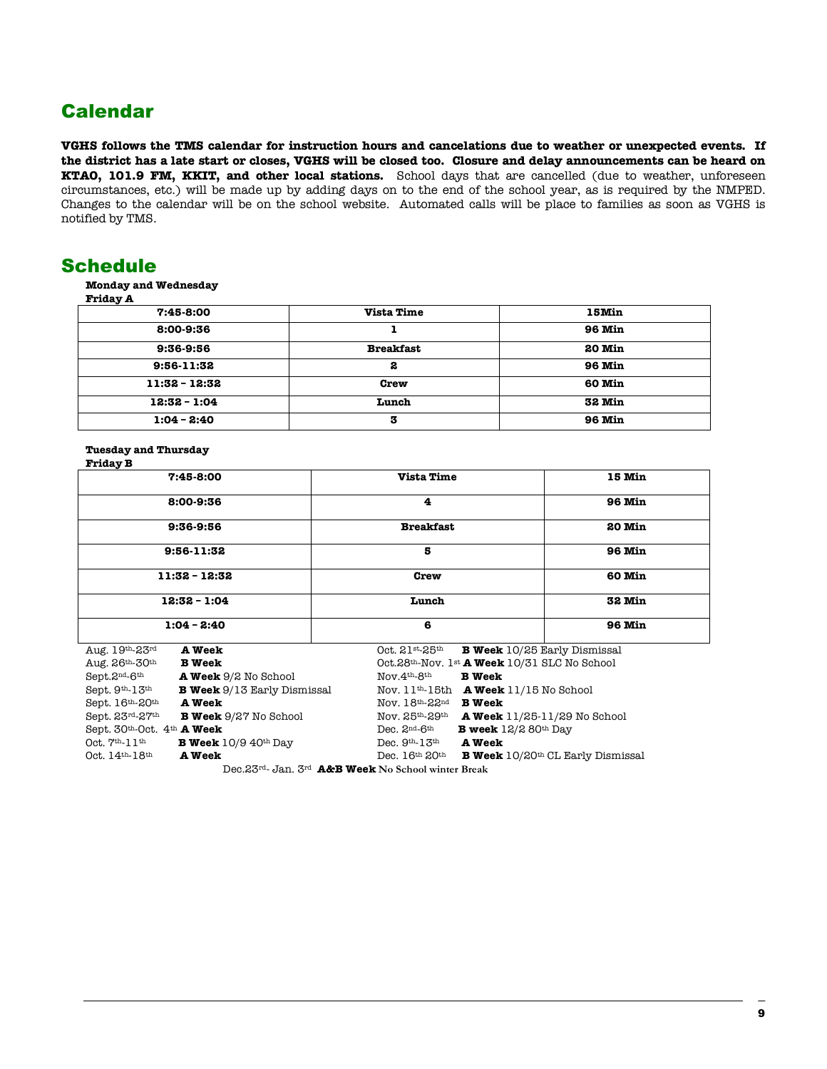## Calendar

**VGHS follows the TMS calendar for instruction hours and cancelations due to weather or unexpected events. If the district has a late start or closes, VGHS will be closed too. Closure and delay announcements can be heard on KTAO, 101.9 FM, KKIT, and other local stations.** School days that are cancelled (due to weather, unforeseen circumstances, etc.) will be made up by adding days on to the end of the school year, as is required by the NMPED. Changes to the calendar will be on the school website. Automated calls will be place to families as soon as VGHS is notified by TMS.

## Schedule

**Monday and Wednesday**
**Friday A**

| | | |
|---|---|---|
| **7:45-8:00** | **Vista Time** | **15Min** |
| **8:00-9:36** | **1** | **96 Min** |
| **9:36-9:56** | **Breakfast** | **20 Min** |
| **9:56-11:32** | **2** | **96 Min** |
| **11:32 - 12:32** | **Crew** | **60 Min** |
| **12:32 - 1:04** | **Lunch** | **32 Min** |
| **1:04 - 2:40** | **3** | **96 Min** |

**Tuesday and Thursday**
**Friday B**

| | | |
|---|---|---|
| **7:45-8:00** | **Vista Time** | **15 Min** |
| **8:00-9:36** | **4** | **96 Min** |
| **9:36-9:56** | **Breakfast** | **20 Min** |
| **9:56-11:32** | **5** | **96 Min** |
| **11:32 - 12:32** | **Crew** | **60 Min** |
| **12:32 - 1:04** | **Lunch** | **32 Min** |
| **1:04 - 2:40** | **6** | **96 Min** |

Aug. 19th-23rd **A Week**
Aug. 26th-30th **B Week**
Sept.2nd-6th **A Week** 9/2 No School
Sept. 9th-13th **B Week** 9/13 Early Dismissal
Sept. 16th-20th **A Week**
Sept. 23rd-27th **B Week** 9/27 No School
Sept. 30th-Oct. 4th **A Week**
Oct. 7th-11th **B Week** 10/9 40th Day
Oct. 14th-18th **A Week**
Oct. 21st-25th **B Week** 10/25 Early Dismissal
Oct.28th-Nov. 1st **A Week** 10/31 SLC No School
Nov.4th-8th **B Week**
Nov. 11th-15th **A Week** 11/15 No School
Nov. 18th-22nd **B Week**
Nov. 25th-29th **A Week** 11/25-11/29 No School
Dec. 2nd-6th **B week** 12/2 80th Day
Dec. 9th-13th **A Week**
Dec. 16th 20th **B Week** 10/20th CL Early Dismissal

Dec.23rd- Jan. 3rd **A&B Week** No School winter Break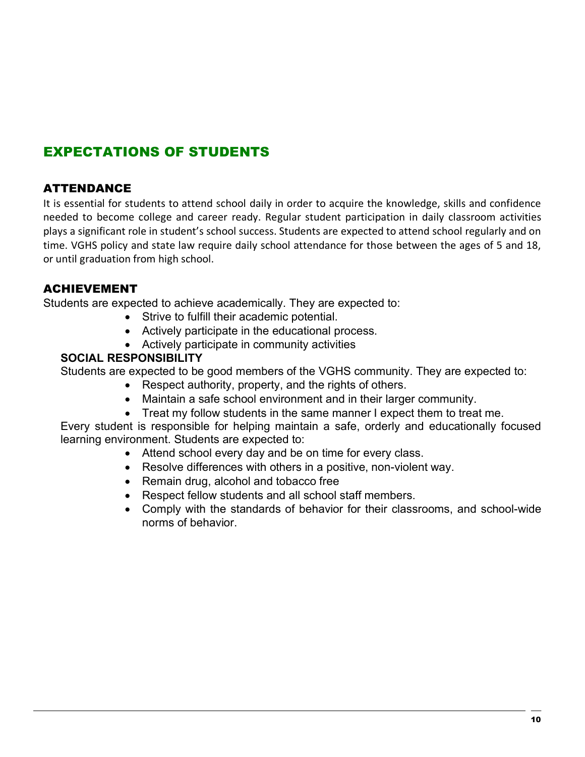# EXPECTATIONS OF STUDENTS

## ATTENDANCE

It is essential for students to attend school daily in order to acquire the knowledge, skills and confidence needed to become college and career ready. Regular student participation in daily classroom activities plays a significant role in student's school success. Students are expected to attend school regularly and on time. VGHS policy and state law require daily school attendance for those between the ages of 5 and 18, or until graduation from high school.

## ACHIEVEMENT

Students are expected to achieve academically. They are expected to:

- Strive to fulfill their academic potential.
- Actively participate in the educational process.
- Actively participate in community activities

### SOCIAL RESPONSIBILITY

Students are expected to be good members of the VGHS community. They are expected to:

- Respect authority, property, and the rights of others.
- Maintain a safe school environment and in their larger community.
- Treat my follow students in the same manner I expect them to treat me.

Every student is responsible for helping maintain a safe, orderly and educationally focused learning environment. Students are expected to:

- Attend school every day and be on time for every class.
- Resolve differences with others in a positive, non-violent way.
- Remain drug, alcohol and tobacco free
- Respect fellow students and all school staff members.
- Comply with the standards of behavior for their classrooms, and school-wide norms of behavior.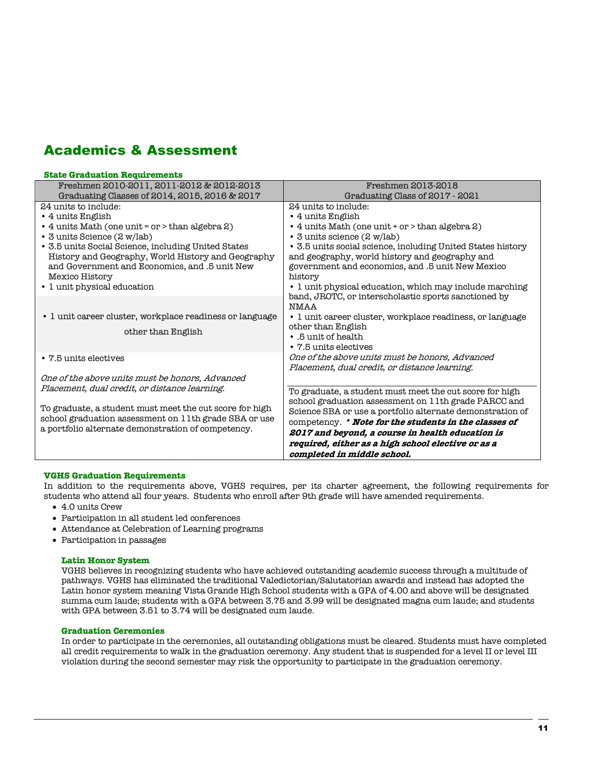# Academics & Assessment

**State Graduation Requirements**

| Freshmen 2010-2011, 2011-2012 & 2012-2013<br>Graduating Classes of 2014, 2015, 2016 & 2017 | Freshmen 2013-2018<br>Graduating Class of 2017 - 2021 |
|---|---|
| 24 units to include:<br>• 4 units English<br>• 4 units Math (one unit = or > than algebra 2)<br>• 3 units Science (2 w/lab)<br>• 3.5 units Social Science, including United States History and Geography, World History and Geography and Government and Economics, and .5 unit New Mexico History<br>• 1 unit physical education<br>• 1 unit career cluster, workplace readiness or language other than English<br>• 7.5 units electives<br>*One of the above units must be honors, Advanced Placement, dual credit, or distance learning.*<br>To graduate, a student must meet the cut score for high school graduation assessment on 11th grade SBA or use a portfolio alternate demonstration of competency. | 24 units to include:<br>• 4 units English<br>• 4 units Math (one unit + or > than algebra 2)<br>• 3 units science (2 w/lab)<br>• 3.5 units social science, including United States history and geography, world history and geography and government and economics, and .5 unit New Mexico history<br>• 1 unit physical education, which may include marching band, JROTC, or interscholastic sports sanctioned by NMAA<br>• 1 unit career cluster, workplace readiness, or language other than English<br>• .5 unit of health<br>• 7.5 units electives<br>*One of the above units must be honors, Advanced Placement, dual credit, or distance learning.*<br>To graduate, a student must meet the cut score for high school graduation assessment on 11th grade PARCC and Science SBA or use a portfolio alternate demonstration of competency. ***\* Note for the students in the classes of 2017 and beyond, a course in health education is required, either as a high school elective or as a completed in middle school.*** |

**VGHS Graduation Requirements**

In addition to the requirements above, VGHS requires, per its charter agreement, the following requirements for students who attend all four years. Students who enroll after 9th grade will have amended requirements.

- 4.0 units Crew
- Participation in all student led conferences
- Attendance at Celebration of Learning programs
- Participation in passages

**Latin Honor System**

VGHS believes in recognizing students who have achieved outstanding academic success through a multitude of pathways. VGHS has eliminated the traditional Valedictorian/Salutatorian awards and instead has adopted the Latin honor system meaning Vista Grande High School students with a GPA of 4.00 and above will be designated summa cum laude; students with a GPA between 3.75 and 3.99 will be designated magna cum laude; and students with GPA between 3.51 to 3.74 will be designated cum laude.

**Graduation Ceremonies**

In order to participate in the ceremonies, all outstanding obligations must be cleared. Students must have completed all credit requirements to walk in the graduation ceremony. Any student that is suspended for a level II or level III violation during the second semester may risk the opportunity to participate in the graduation ceremony.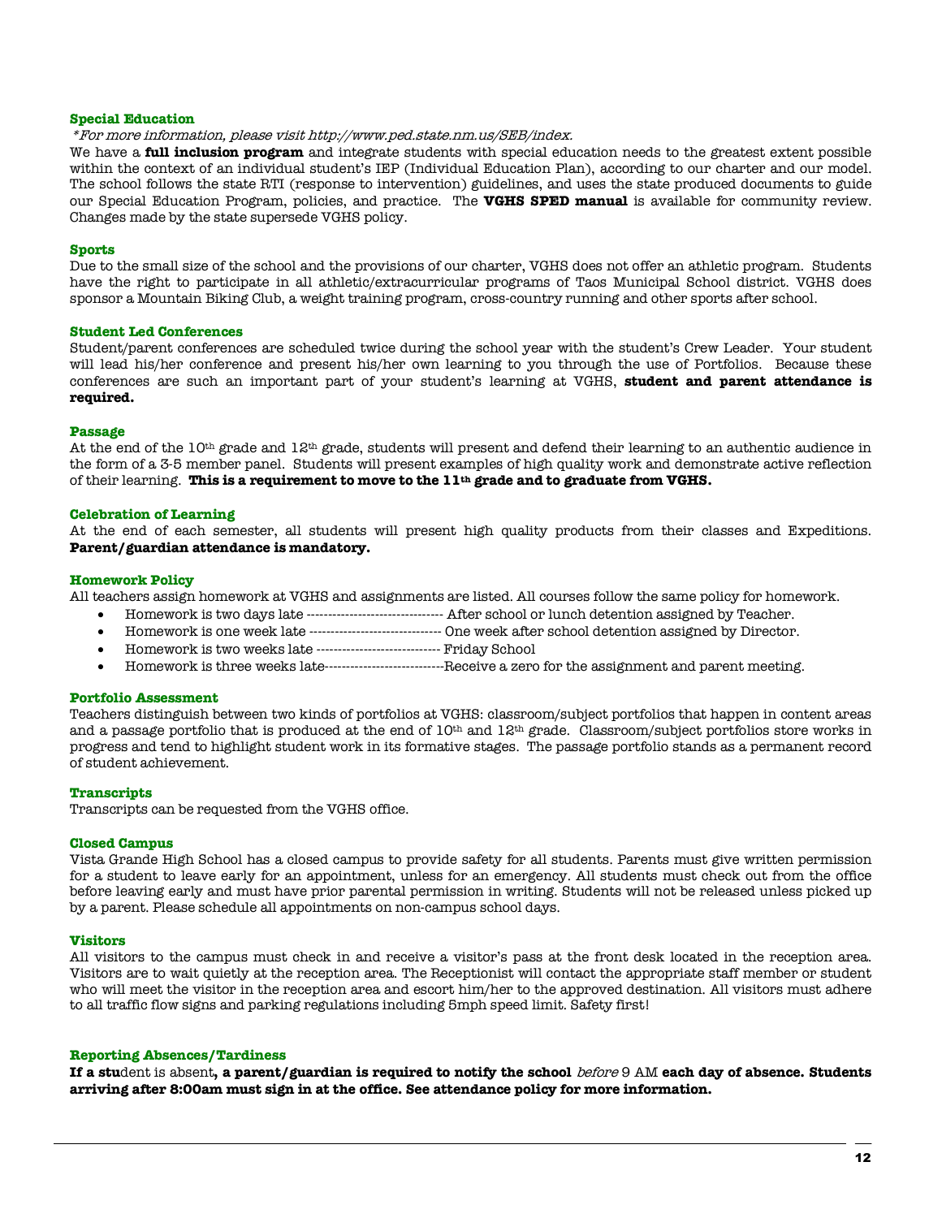### Special Education

*\*For more information, please visit http://www.ped.state.nm.us/SEB/index.*

We have a **full inclusion program** and integrate students with special education needs to the greatest extent possible within the context of an individual student's IEP (Individual Education Plan), according to our charter and our model. The school follows the state RTI (response to intervention) guidelines, and uses the state produced documents to guide our Special Education Program, policies, and practice. The **VGHS SPED manual** is available for community review. Changes made by the state supersede VGHS policy.

### Sports

Due to the small size of the school and the provisions of our charter, VGHS does not offer an athletic program. Students have the right to participate in all athletic/extracurricular programs of Taos Municipal School district. VGHS does sponsor a Mountain Biking Club, a weight training program, cross-country running and other sports after school.

### Student Led Conferences

Student/parent conferences are scheduled twice during the school year with the student's Crew Leader. Your student will lead his/her conference and present his/her own learning to you through the use of Portfolios. Because these conferences are such an important part of your student's learning at VGHS, **student and parent attendance is required.**

### Passage

At the end of the 10th grade and 12th grade, students will present and defend their learning to an authentic audience in the form of a 3-5 member panel. Students will present examples of high quality work and demonstrate active reflection of their learning. **This is a requirement to move to the 11th grade and to graduate from VGHS.**

### Celebration of Learning

At the end of each semester, all students will present high quality products from their classes and Expeditions. **Parent/guardian attendance is mandatory.**

### Homework Policy

All teachers assign homework at VGHS and assignments are listed. All courses follow the same policy for homework.

- Homework is two days late -------------------------------- After school or lunch detention assigned by Teacher.
- Homework is one week late ------------------------------- One week after school detention assigned by Director.
- Homework is two weeks late ----------------------------- Friday School
- Homework is three weeks late----------------------------Receive a zero for the assignment and parent meeting.

### Portfolio Assessment

Teachers distinguish between two kinds of portfolios at VGHS: classroom/subject portfolios that happen in content areas and a passage portfolio that is produced at the end of 10th and 12th grade. Classroom/subject portfolios store works in progress and tend to highlight student work in its formative stages. The passage portfolio stands as a permanent record of student achievement.

### Transcripts

Transcripts can be requested from the VGHS office.

### Closed Campus

Vista Grande High School has a closed campus to provide safety for all students. Parents must give written permission for a student to leave early for an appointment, unless for an emergency. All students must check out from the office before leaving early and must have prior parental permission in writing. Students will not be released unless picked up by a parent. Please schedule all appointments on non-campus school days.

### Visitors

All visitors to the campus must check in and receive a visitor's pass at the front desk located in the reception area. Visitors are to wait quietly at the reception area. The Receptionist will contact the appropriate staff member or student who will meet the visitor in the reception area and escort him/her to the approved destination. All visitors must adhere to all traffic flow signs and parking regulations including 5mph speed limit. Safety first!

### Reporting Absences/Tardiness

**If a stu**dent is absent**, a parent/guardian is required to notify the school** *before* 9 AM **each day of absence. Students arriving after 8:00am must sign in at the office. See attendance policy for more information.**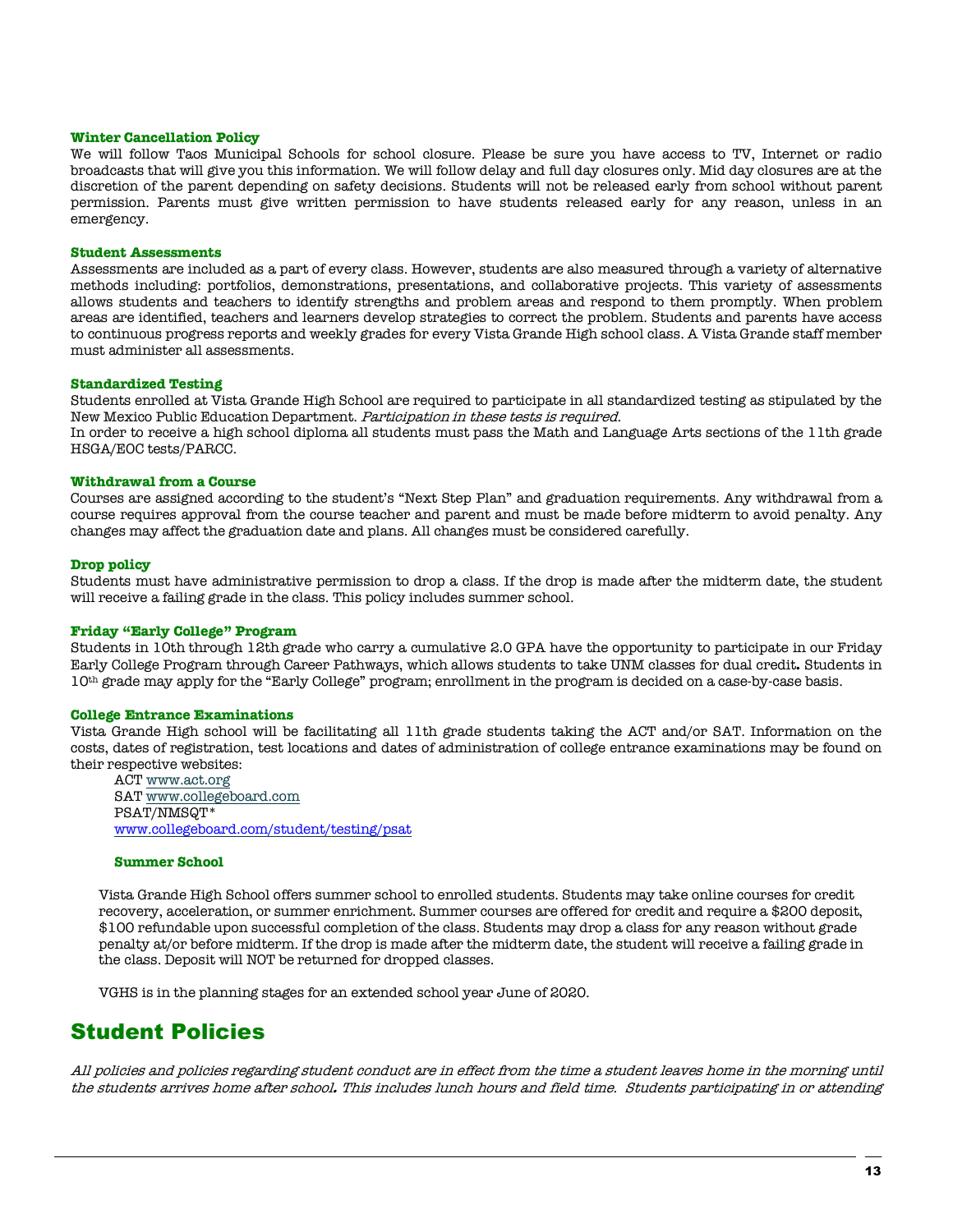### Winter Cancellation Policy

We will follow Taos Municipal Schools for school closure. Please be sure you have access to TV, Internet or radio broadcasts that will give you this information. We will follow delay and full day closures only. Mid day closures are at the discretion of the parent depending on safety decisions. Students will not be released early from school without parent permission. Parents must give written permission to have students released early for any reason, unless in an emergency.

### Student Assessments

Assessments are included as a part of every class. However, students are also measured through a variety of alternative methods including: portfolios, demonstrations, presentations, and collaborative projects. This variety of assessments allows students and teachers to identify strengths and problem areas and respond to them promptly. When problem areas are identified, teachers and learners develop strategies to correct the problem. Students and parents have access to continuous progress reports and weekly grades for every Vista Grande High school class. A Vista Grande staff member must administer all assessments.

### Standardized Testing

Students enrolled at Vista Grande High School are required to participate in all standardized testing as stipulated by the New Mexico Public Education Department. *Participation in these tests is required.*
In order to receive a high school diploma all students must pass the Math and Language Arts sections of the 11th grade HSGA/EOC tests/PARCC.

### Withdrawal from a Course

Courses are assigned according to the student's "Next Step Plan" and graduation requirements. Any withdrawal from a course requires approval from the course teacher and parent and must be made before midterm to avoid penalty. Any changes may affect the graduation date and plans. All changes must be considered carefully.

### Drop policy

Students must have administrative permission to drop a class. If the drop is made after the midterm date, the student will receive a failing grade in the class. This policy includes summer school.

### Friday "Early College" Program

Students in 10th through 12th grade who carry a cumulative 2.0 GPA have the opportunity to participate in our Friday Early College Program through Career Pathways, which allows students to take UNM classes for dual credit**.** Students in 10th grade may apply for the "Early College" program; enrollment in the program is decided on a case-by-case basis.

### College Entrance Examinations

Vista Grande High school will be facilitating all 11th grade students taking the ACT and/or SAT. Information on the costs, dates of registration, test locations and dates of administration of college entrance examinations may be found on their respective websites:

ACT www.act.org
SAT www.collegeboard.com
PSAT/NMSQT*
www.collegeboard.com/student/testing/psat

### Summer School

Vista Grande High School offers summer school to enrolled students. Students may take online courses for credit recovery, acceleration, or summer enrichment. Summer courses are offered for credit and require a $200 deposit, $100 refundable upon successful completion of the class. Students may drop a class for any reason without grade penalty at/or before midterm. If the drop is made after the midterm date, the student will receive a failing grade in the class. Deposit will NOT be returned for dropped classes.

VGHS is in the planning stages for an extended school year June of 2020.

## Student Policies

*All policies and policies regarding student conduct are in effect from the time a student leaves home in the morning until the students arrives home after school. This includes lunch hours and field time. Students participating in or attending*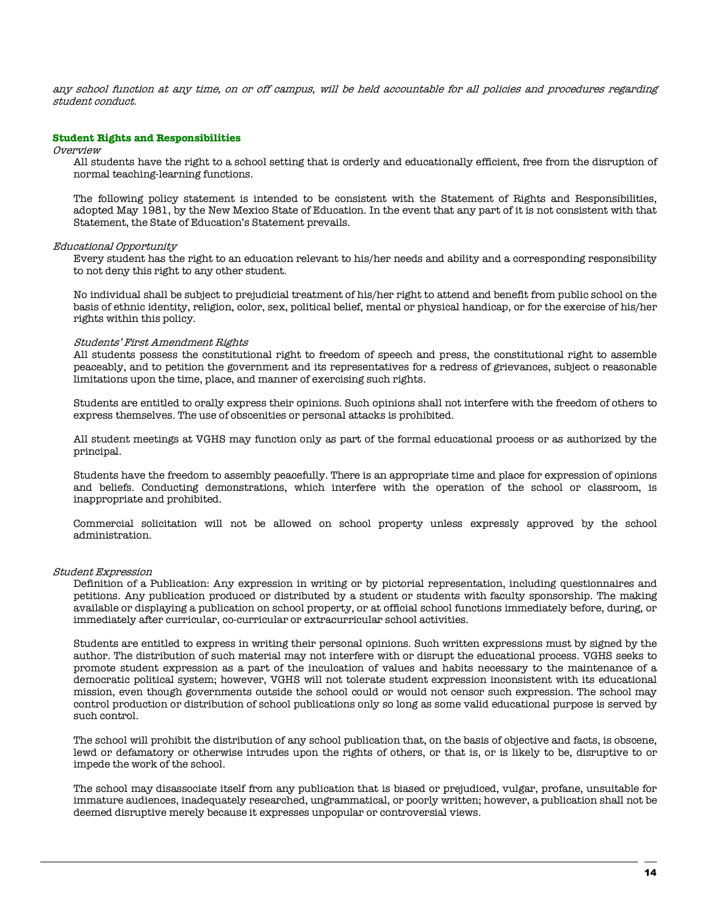*any school function at any time, on or off campus, will be held accountable for all policies and procedures regarding student conduct.*

## Student Rights and Responsibilities

*Overview*

All students have the right to a school setting that is orderly and educationally efficient, free from the disruption of normal teaching-learning functions.

The following policy statement is intended to be consistent with the Statement of Rights and Responsibilities, adopted May 1981, by the New Mexico State of Education. In the event that any part of it is not consistent with that Statement, the State of Education's Statement prevails.

*Educational Opportunity*

Every student has the right to an education relevant to his/her needs and ability and a corresponding responsibility to not deny this right to any other student.

No individual shall be subject to prejudicial treatment of his/her right to attend and benefit from public school on the basis of ethnic identity, religion, color, sex, political belief, mental or physical handicap, or for the exercise of his/her rights within this policy.

*Students' First Amendment Rights*

All students possess the constitutional right to freedom of speech and press, the constitutional right to assemble peaceably, and to petition the government and its representatives for a redress of grievances, subject o reasonable limitations upon the time, place, and manner of exercising such rights.

Students are entitled to orally express their opinions. Such opinions shall not interfere with the freedom of others to express themselves. The use of obscenities or personal attacks is prohibited.

All student meetings at VGHS may function only as part of the formal educational process or as authorized by the principal.

Students have the freedom to assembly peacefully. There is an appropriate time and place for expression of opinions and beliefs. Conducting demonstrations, which interfere with the operation of the school or classroom, is inappropriate and prohibited.

Commercial solicitation will not be allowed on school property unless expressly approved by the school administration.

*Student Expression*

Definition of a Publication: Any expression in writing or by pictorial representation, including questionnaires and petitions. Any publication produced or distributed by a student or students with faculty sponsorship. The making available or displaying a publication on school property, or at official school functions immediately before, during, or immediately after curricular, co-curricular or extracurricular school activities.

Students are entitled to express in writing their personal opinions. Such written expressions must by signed by the author. The distribution of such material may not interfere with or disrupt the educational process. VGHS seeks to promote student expression as a part of the inculcation of values and habits necessary to the maintenance of a democratic political system; however, VGHS will not tolerate student expression inconsistent with its educational mission, even though governments outside the school could or would not censor such expression. The school may control production or distribution of school publications only so long as some valid educational purpose is served by such control.

The school will prohibit the distribution of any school publication that, on the basis of objective and facts, is obscene, lewd or defamatory or otherwise intrudes upon the rights of others, or that is, or is likely to be, disruptive to or impede the work of the school.

The school may disassociate itself from any publication that is biased or prejudiced, vulgar, profane, unsuitable for immature audiences, inadequately researched, ungrammatical, or poorly written; however, a publication shall not be deemed disruptive merely because it expresses unpopular or controversial views.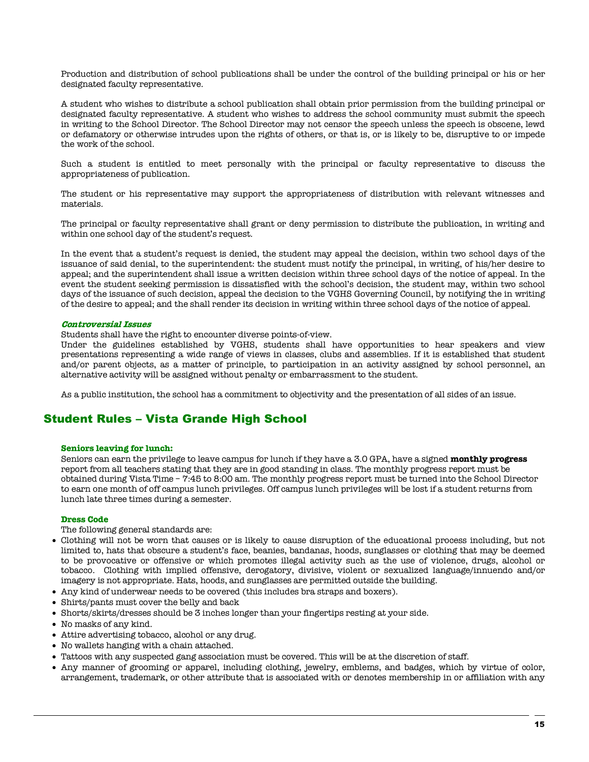Production and distribution of school publications shall be under the control of the building principal or his or her designated faculty representative.

A student who wishes to distribute a school publication shall obtain prior permission from the building principal or designated faculty representative. A student who wishes to address the school community must submit the speech in writing to the School Director. The School Director may not censor the speech unless the speech is obscene, lewd or defamatory or otherwise intrudes upon the rights of others, or that is, or is likely to be, disruptive to or impede the work of the school.

Such a student is entitled to meet personally with the principal or faculty representative to discuss the appropriateness of publication.

The student or his representative may support the appropriateness of distribution with relevant witnesses and materials.

The principal or faculty representative shall grant or deny permission to distribute the publication, in writing and within one school day of the student's request.

In the event that a student's request is denied, the student may appeal the decision, within two school days of the issuance of said denial, to the superintendent: the student must notify the principal, in writing, of his/her desire to appeal; and the superintendent shall issue a written decision within three school days of the notice of appeal. In the event the student seeking permission is dissatisfied with the school's decision, the student may, within two school days of the issuance of such decision, appeal the decision to the VGHS Governing Council, by notifying the in writing of the desire to appeal; and the shall render its decision in writing within three school days of the notice of appeal.

***Controversial Issues***

Students shall have the right to encounter diverse points-of-view.
Under the guidelines established by VGHS, students shall have opportunities to hear speakers and view presentations representing a wide range of views in classes, clubs and assemblies. If it is established that student and/or parent objects, as a matter of principle, to participation in an activity assigned by school personnel, an alternative activity will be assigned without penalty or embarrassment to the student.

As a public institution, the school has a commitment to objectivity and the presentation of all sides of an issue.

## Student Rules – Vista Grande High School

**Seniors leaving for lunch:**

Seniors can earn the privilege to leave campus for lunch if they have a 3.0 GPA, have a signed **monthly progress** report from all teachers stating that they are in good standing in class. The monthly progress report must be obtained during Vista Time – 7:45 to 8:00 am. The monthly progress report must be turned into the School Director to earn one month of off campus lunch privileges. Off campus lunch privileges will be lost if a student returns from lunch late three times during a semester.

**Dress Code**

The following general standards are:

- Clothing will not be worn that causes or is likely to cause disruption of the educational process including, but not limited to, hats that obscure a student's face, beanies, bandanas, hoods, sunglasses or clothing that may be deemed to be provocative or offensive or which promotes illegal activity such as the use of violence, drugs, alcohol or tobacco. Clothing with implied offensive, derogatory, divisive, violent or sexualized language/innuendo and/or imagery is not appropriate. Hats, hoods, and sunglasses are permitted outside the building.
- Any kind of underwear needs to be covered (this includes bra straps and boxers).
- Shirts/pants must cover the belly and back
- Shorts/skirts/dresses should be 3 inches longer than your fingertips resting at your side.
- No masks of any kind.
- Attire advertising tobacco, alcohol or any drug.
- No wallets hanging with a chain attached.
- Tattoos with any suspected gang association must be covered. This will be at the discretion of staff.
- Any manner of grooming or apparel, including clothing, jewelry, emblems, and badges, which by virtue of color, arrangement, trademark, or other attribute that is associated with or denotes membership in or affiliation with any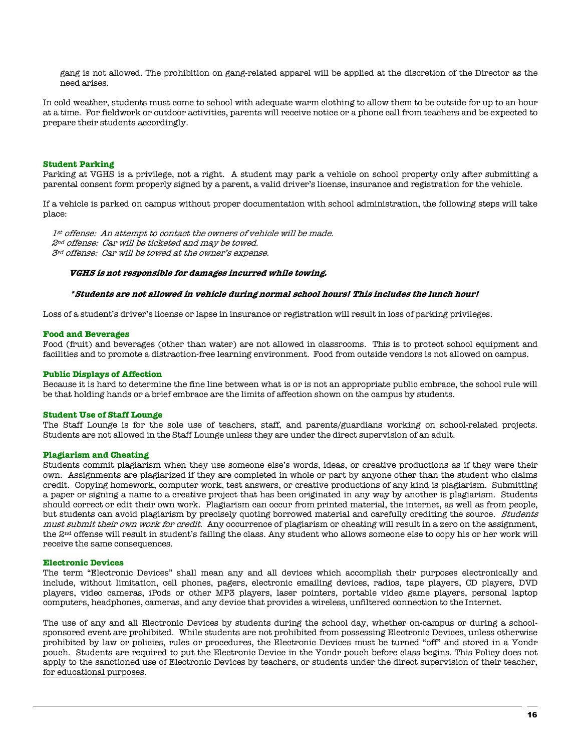gang is not allowed. The prohibition on gang-related apparel will be applied at the discretion of the Director as the need arises.

In cold weather, students must come to school with adequate warm clothing to allow them to be outside for up to an hour at a time. For fieldwork or outdoor activities, parents will receive notice or a phone call from teachers and be expected to prepare their students accordingly.

### Student Parking

Parking at VGHS is a privilege, not a right. A student may park a vehicle on school property only after submitting a parental consent form properly signed by a parent, a valid driver's license, insurance and registration for the vehicle.

If a vehicle is parked on campus without proper documentation with school administration, the following steps will take place:

*1st offense: An attempt to contact the owners of vehicle will be made.*
*2nd offense: Car will be ticketed and may be towed.*
*3rd offense: Car will be towed at the owner's expense.*

***VGHS is not responsible for damages incurred while towing.***

***\*Students are not allowed in vehicle during normal school hours! This includes the lunch hour!***

Loss of a student's driver's license or lapse in insurance or registration will result in loss of parking privileges.

### Food and Beverages

Food (fruit) and beverages (other than water) are not allowed in classrooms. This is to protect school equipment and facilities and to promote a distraction-free learning environment. Food from outside vendors is not allowed on campus.

### Public Displays of Affection

Because it is hard to determine the fine line between what is or is not an appropriate public embrace, the school rule will be that holding hands or a brief embrace are the limits of affection shown on the campus by students.

### Student Use of Staff Lounge

The Staff Lounge is for the sole use of teachers, staff, and parents/guardians working on school-related projects. Students are not allowed in the Staff Lounge unless they are under the direct supervision of an adult.

### Plagiarism and Cheating

Students commit plagiarism when they use someone else's words, ideas, or creative productions as if they were their own. Assignments are plagiarized if they are completed in whole or part by anyone other than the student who claims credit. Copying homework, computer work, test answers, or creative productions of any kind is plagiarism. Submitting a paper or signing a name to a creative project that has been originated in any way by another is plagiarism. Students should correct or edit their own work. Plagiarism can occur from printed material, the internet, as well as from people, but students can avoid plagiarism by precisely quoting borrowed material and carefully crediting the source. *Students must submit their own work for credit.* Any occurrence of plagiarism or cheating will result in a zero on the assignment, the 2nd offense will result in student's failing the class. Any student who allows someone else to copy his or her work will receive the same consequences.

### Electronic Devices

The term "Electronic Devices" shall mean any and all devices which accomplish their purposes electronically and include, without limitation, cell phones, pagers, electronic emailing devices, radios, tape players, CD players, DVD players, video cameras, iPods or other MP3 players, laser pointers, portable video game players, personal laptop computers, headphones, cameras, and any device that provides a wireless, unfiltered connection to the Internet.

The use of any and all Electronic Devices by students during the school day, whether on-campus or during a school-sponsored event are prohibited. While students are not prohibited from possessing Electronic Devices, unless otherwise prohibited by law or policies, rules or procedures, the Electronic Devices must be turned "off" and stored in a Yondr pouch. Students are required to put the Electronic Device in the Yondr pouch before class begins. <u>This Policy does not apply to the sanctioned use of Electronic Devices by teachers, or students under the direct supervision of their teacher, for educational purposes.</u>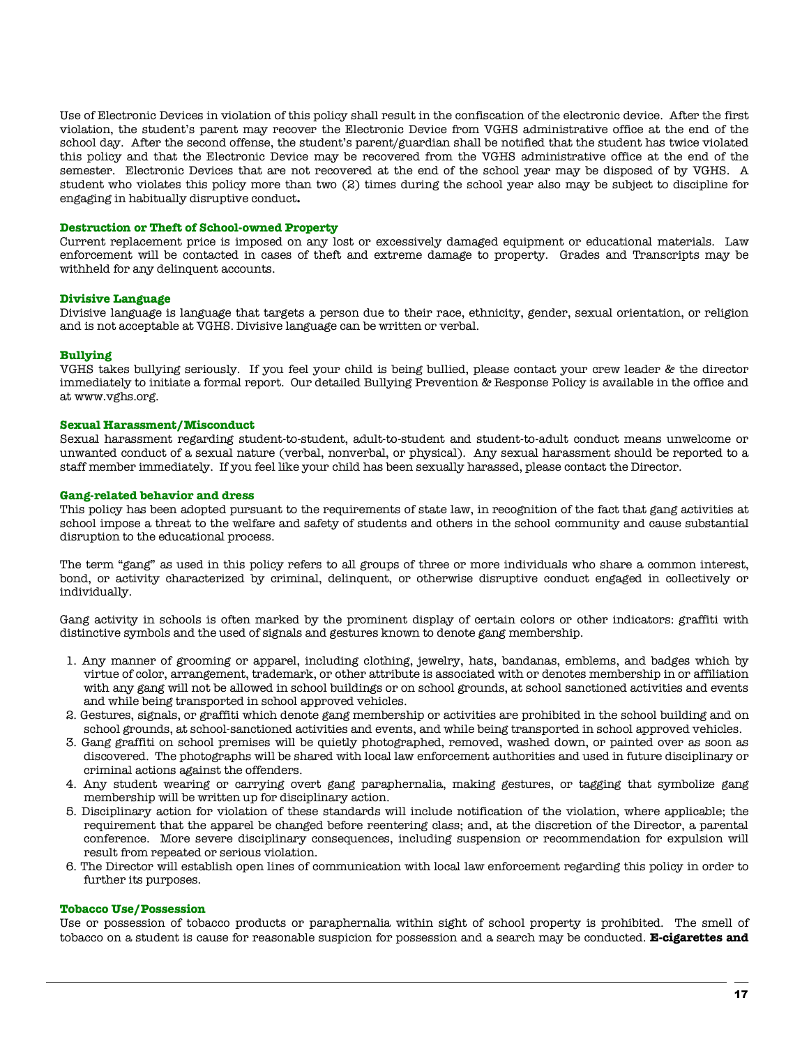Use of Electronic Devices in violation of this policy shall result in the confiscation of the electronic device. After the first violation, the student's parent may recover the Electronic Device from VGHS administrative office at the end of the school day. After the second offense, the student's parent/guardian shall be notified that the student has twice violated this policy and that the Electronic Device may be recovered from the VGHS administrative office at the end of the semester. Electronic Devices that are not recovered at the end of the school year may be disposed of by VGHS. A student who violates this policy more than two (2) times during the school year also may be subject to discipline for engaging in habitually disruptive conduct**.**

### Destruction or Theft of School-owned Property

Current replacement price is imposed on any lost or excessively damaged equipment or educational materials. Law enforcement will be contacted in cases of theft and extreme damage to property. Grades and Transcripts may be withheld for any delinquent accounts.

### Divisive Language

Divisive language is language that targets a person due to their race, ethnicity, gender, sexual orientation, or religion and is not acceptable at VGHS. Divisive language can be written or verbal.

### Bullying

VGHS takes bullying seriously. If you feel your child is being bullied, please contact your crew leader & the director immediately to initiate a formal report. Our detailed Bullying Prevention & Response Policy is available in the office and at www.vghs.org.

### Sexual Harassment/Misconduct

Sexual harassment regarding student-to-student, adult-to-student and student-to-adult conduct means unwelcome or unwanted conduct of a sexual nature (verbal, nonverbal, or physical). Any sexual harassment should be reported to a staff member immediately. If you feel like your child has been sexually harassed, please contact the Director.

### Gang-related behavior and dress

This policy has been adopted pursuant to the requirements of state law, in recognition of the fact that gang activities at school impose a threat to the welfare and safety of students and others in the school community and cause substantial disruption to the educational process.

The term "gang" as used in this policy refers to all groups of three or more individuals who share a common interest, bond, or activity characterized by criminal, delinquent, or otherwise disruptive conduct engaged in collectively or individually.

Gang activity in schools is often marked by the prominent display of certain colors or other indicators: graffiti with distinctive symbols and the used of signals and gestures known to denote gang membership.

1. Any manner of grooming or apparel, including clothing, jewelry, hats, bandanas, emblems, and badges which by virtue of color, arrangement, trademark, or other attribute is associated with or denotes membership in or affiliation with any gang will not be allowed in school buildings or on school grounds, at school sanctioned activities and events and while being transported in school approved vehicles.
2. Gestures, signals, or graffiti which denote gang membership or activities are prohibited in the school building and on school grounds, at school-sanctioned activities and events, and while being transported in school approved vehicles.
3. Gang graffiti on school premises will be quietly photographed, removed, washed down, or painted over as soon as discovered. The photographs will be shared with local law enforcement authorities and used in future disciplinary or criminal actions against the offenders.
4. Any student wearing or carrying overt gang paraphernalia, making gestures, or tagging that symbolize gang membership will be written up for disciplinary action.
5. Disciplinary action for violation of these standards will include notification of the violation, where applicable; the requirement that the apparel be changed before reentering class; and, at the discretion of the Director, a parental conference. More severe disciplinary consequences, including suspension or recommendation for expulsion will result from repeated or serious violation.
6. The Director will establish open lines of communication with local law enforcement regarding this policy in order to further its purposes.

### Tobacco Use/Possession

Use or possession of tobacco products or paraphernalia within sight of school property is prohibited. The smell of tobacco on a student is cause for reasonable suspicion for possession and a search may be conducted. **E-cigarettes and**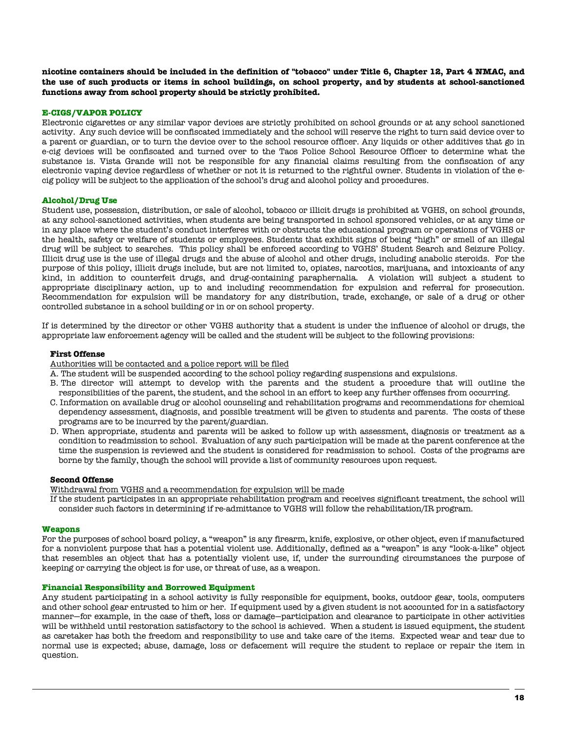**nicotine containers should be included in the definition of "tobacco" under Title 6, Chapter 12, Part 4 NMAC, and the use of such products or items in school buildings, on school property, and by students at school-sanctioned functions away from school property should be strictly prohibited.**

### E-CIGS/VAPOR POLICY

Electronic cigarettes or any similar vapor devices are strictly prohibited on school grounds or at any school sanctioned activity. Any such device will be confiscated immediately and the school will reserve the right to turn said device over to a parent or guardian, or to turn the device over to the school resource officer. Any liquids or other additives that go in e-cig devices will be confiscated and turned over to the Taos Police School Resource Officer to determine what the substance is. Vista Grande will not be responsible for any financial claims resulting from the confiscation of any electronic vaping device regardless of whether or not it is returned to the rightful owner. Students in violation of the e-cig policy will be subject to the application of the school's drug and alcohol policy and procedures.

### Alcohol/Drug Use

Student use, possession, distribution, or sale of alcohol, tobacco or illicit drugs is prohibited at VGHS, on school grounds, at any school-sanctioned activities, when students are being transported in school sponsored vehicles, or at any time or in any place where the student's conduct interferes with or obstructs the educational program or operations of VGHS or the health, safety or welfare of students or employees. Students that exhibit signs of being "high" or smell of an illegal drug will be subject to searches. This policy shall be enforced according to VGHS' Student Search and Seizure Policy. Illicit drug use is the use of illegal drugs and the abuse of alcohol and other drugs, including anabolic steroids. For the purpose of this policy, illicit drugs include, but are not limited to, opiates, narcotics, marijuana, and intoxicants of any kind, in addition to counterfeit drugs, and drug-containing paraphernalia. A violation will subject a student to appropriate disciplinary action, up to and including recommendation for expulsion and referral for prosecution. Recommendation for expulsion will be mandatory for any distribution, trade, exchange, or sale of a drug or other controlled substance in a school building or in or on school property.

If is determined by the director or other VGHS authority that a student is under the influence of alcohol or drugs, the appropriate law enforcement agency will be called and the student will be subject to the following provisions:

**First Offense**

Authorities will be contacted and a police report will be filed

A. The student will be suspended according to the school policy regarding suspensions and expulsions.

B. The director will attempt to develop with the parents and the student a procedure that will outline the responsibilities of the parent, the student, and the school in an effort to keep any further offenses from occurring.

C. Information on available drug or alcohol counseling and rehabilitation programs and recommendations for chemical dependency assessment, diagnosis, and possible treatment will be given to students and parents. The costs of these programs are to be incurred by the parent/guardian.

D. When appropriate, students and parents will be asked to follow up with assessment, diagnosis or treatment as a condition to readmission to school. Evaluation of any such participation will be made at the parent conference at the time the suspension is reviewed and the student is considered for readmission to school. Costs of the programs are borne by the family, though the school will provide a list of community resources upon request.

**Second Offense**

Withdrawal from VGHS and a recommendation for expulsion will be made

If the student participates in an appropriate rehabilitation program and receives significant treatment, the school will consider such factors in determining if re-admittance to VGHS will follow the rehabilitation/IR program.

### Weapons

For the purposes of school board policy, a "weapon" is any firearm, knife, explosive, or other object, even if manufactured for a nonviolent purpose that has a potential violent use. Additionally, defined as a "weapon" is any "look-a-like" object that resembles an object that has a potentially violent use, if, under the surrounding circumstances the purpose of keeping or carrying the object is for use, or threat of use, as a weapon.

### Financial Responsibility and Borrowed Equipment

Any student participating in a school activity is fully responsible for equipment, books, outdoor gear, tools, computers and other school gear entrusted to him or her. If equipment used by a given student is not accounted for in a satisfactory manner—for example, in the case of theft, loss or damage—participation and clearance to participate in other activities will be withheld until restoration satisfactory to the school is achieved. When a student is issued equipment, the student as caretaker has both the freedom and responsibility to use and take care of the items. Expected wear and tear due to normal use is expected; abuse, damage, loss or defacement will require the student to replace or repair the item in question.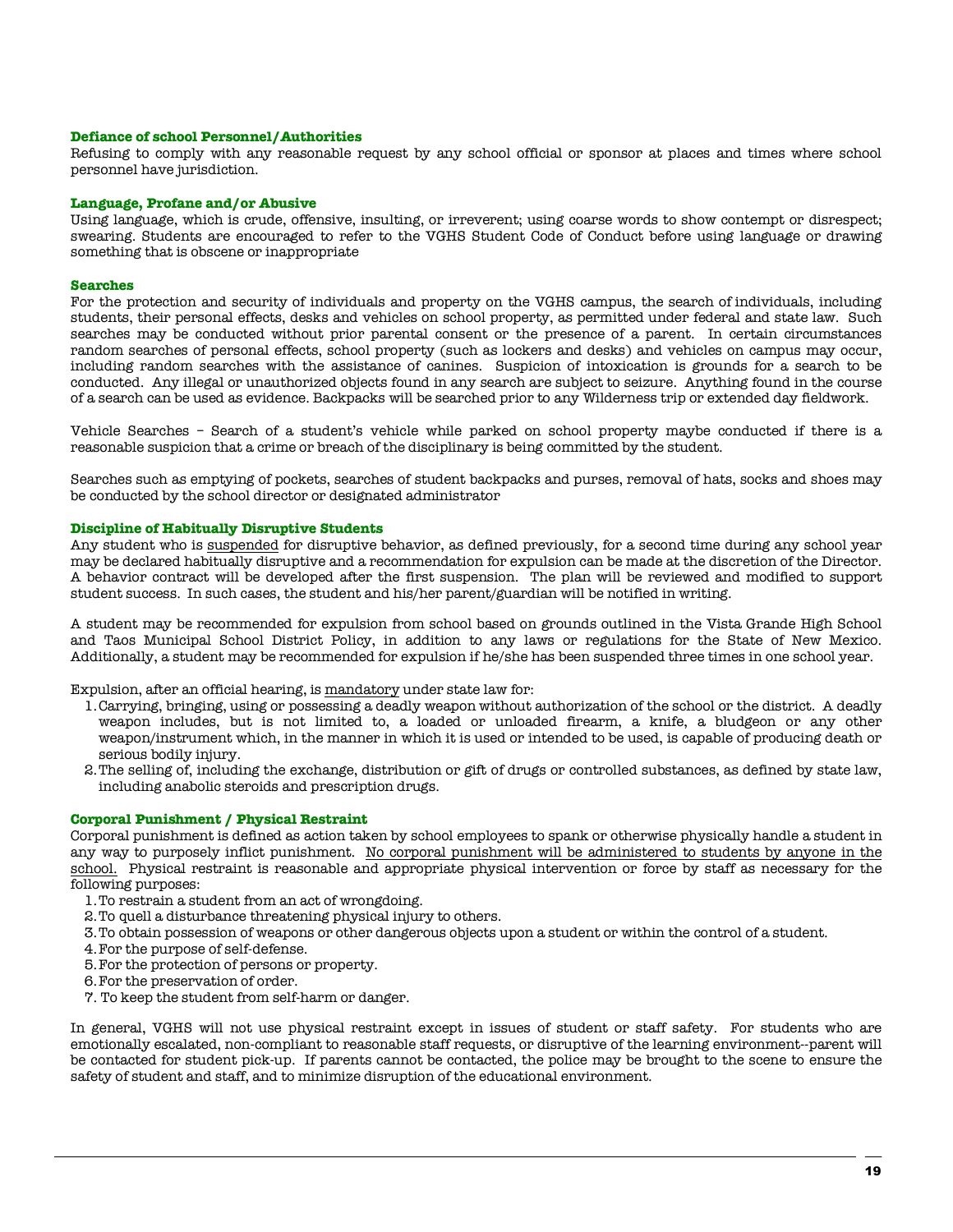### Defiance of school Personnel/Authorities

Refusing to comply with any reasonable request by any school official or sponsor at places and times where school personnel have jurisdiction.

### Language, Profane and/or Abusive

Using language, which is crude, offensive, insulting, or irreverent; using coarse words to show contempt or disrespect; swearing. Students are encouraged to refer to the VGHS Student Code of Conduct before using language or drawing something that is obscene or inappropriate

### Searches

For the protection and security of individuals and property on the VGHS campus, the search of individuals, including students, their personal effects, desks and vehicles on school property, as permitted under federal and state law. Such searches may be conducted without prior parental consent or the presence of a parent. In certain circumstances random searches of personal effects, school property (such as lockers and desks) and vehicles on campus may occur, including random searches with the assistance of canines. Suspicion of intoxication is grounds for a search to be conducted. Any illegal or unauthorized objects found in any search are subject to seizure. Anything found in the course of a search can be used as evidence. Backpacks will be searched prior to any Wilderness trip or extended day fieldwork.

Vehicle Searches – Search of a student's vehicle while parked on school property maybe conducted if there is a reasonable suspicion that a crime or breach of the disciplinary is being committed by the student.

Searches such as emptying of pockets, searches of student backpacks and purses, removal of hats, socks and shoes may be conducted by the school director or designated administrator

### Discipline of Habitually Disruptive Students

Any student who is suspended for disruptive behavior, as defined previously, for a second time during any school year may be declared habitually disruptive and a recommendation for expulsion can be made at the discretion of the Director. A behavior contract will be developed after the first suspension. The plan will be reviewed and modified to support student success. In such cases, the student and his/her parent/guardian will be notified in writing.

A student may be recommended for expulsion from school based on grounds outlined in the Vista Grande High School and Taos Municipal School District Policy, in addition to any laws or regulations for the State of New Mexico. Additionally, a student may be recommended for expulsion if he/she has been suspended three times in one school year.

Expulsion, after an official hearing, is mandatory under state law for:

1. Carrying, bringing, using or possessing a deadly weapon without authorization of the school or the district. A deadly weapon includes, but is not limited to, a loaded or unloaded firearm, a knife, a bludgeon or any other weapon/instrument which, in the manner in which it is used or intended to be used, is capable of producing death or serious bodily injury.
2. The selling of, including the exchange, distribution or gift of drugs or controlled substances, as defined by state law, including anabolic steroids and prescription drugs.

### Corporal Punishment / Physical Restraint

Corporal punishment is defined as action taken by school employees to spank or otherwise physically handle a student in any way to purposely inflict punishment. No corporal punishment will be administered to students by anyone in the school. Physical restraint is reasonable and appropriate physical intervention or force by staff as necessary for the following purposes:

1. To restrain a student from an act of wrongdoing.
2. To quell a disturbance threatening physical injury to others.
3. To obtain possession of weapons or other dangerous objects upon a student or within the control of a student.
4. For the purpose of self-defense.
5. For the protection of persons or property.
6. For the preservation of order.
7. To keep the student from self-harm or danger.

In general, VGHS will not use physical restraint except in issues of student or staff safety. For students who are emotionally escalated, non-compliant to reasonable staff requests, or disruptive of the learning environment--parent will be contacted for student pick-up. If parents cannot be contacted, the police may be brought to the scene to ensure the safety of student and staff, and to minimize disruption of the educational environment.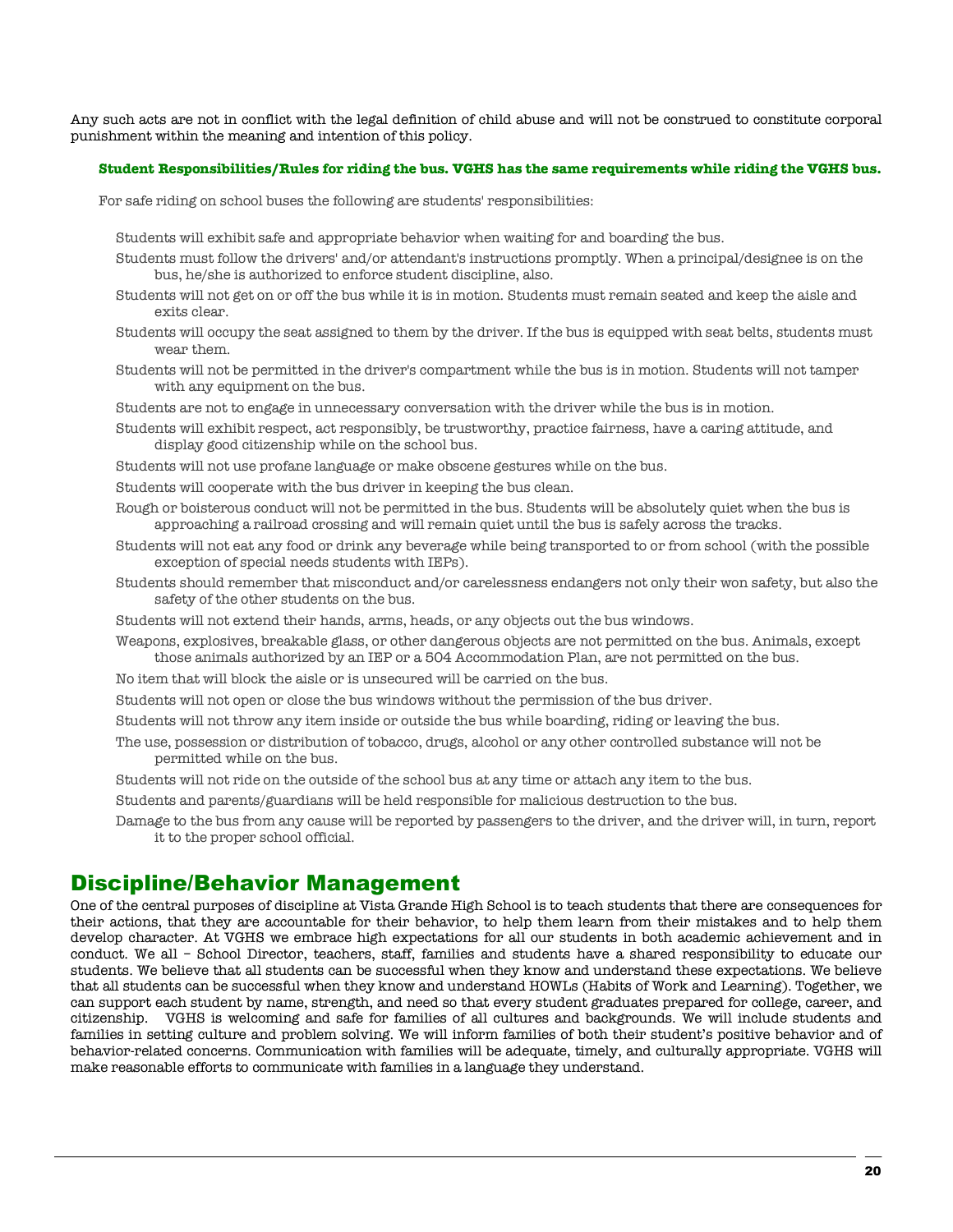Any such acts are not in conflict with the legal definition of child abuse and will not be construed to constitute corporal punishment within the meaning and intention of this policy.

**Student Responsibilities/Rules for riding the bus. VGHS has the same requirements while riding the VGHS bus.**

For safe riding on school buses the following are students' responsibilities:

Students will exhibit safe and appropriate behavior when waiting for and boarding the bus.

Students must follow the drivers' and/or attendant's instructions promptly. When a principal/designee is on the bus, he/she is authorized to enforce student discipline, also.

Students will not get on or off the bus while it is in motion. Students must remain seated and keep the aisle and exits clear.

Students will occupy the seat assigned to them by the driver. If the bus is equipped with seat belts, students must wear them.

Students will not be permitted in the driver's compartment while the bus is in motion. Students will not tamper with any equipment on the bus.

Students are not to engage in unnecessary conversation with the driver while the bus is in motion.

Students will exhibit respect, act responsibly, be trustworthy, practice fairness, have a caring attitude, and display good citizenship while on the school bus.

Students will not use profane language or make obscene gestures while on the bus.

Students will cooperate with the bus driver in keeping the bus clean.

Rough or boisterous conduct will not be permitted in the bus. Students will be absolutely quiet when the bus is approaching a railroad crossing and will remain quiet until the bus is safely across the tracks.

Students will not eat any food or drink any beverage while being transported to or from school (with the possible exception of special needs students with IEPs).

Students should remember that misconduct and/or carelessness endangers not only their won safety, but also the safety of the other students on the bus.

Students will not extend their hands, arms, heads, or any objects out the bus windows.

Weapons, explosives, breakable glass, or other dangerous objects are not permitted on the bus. Animals, except those animals authorized by an IEP or a 504 Accommodation Plan, are not permitted on the bus.

No item that will block the aisle or is unsecured will be carried on the bus.

Students will not open or close the bus windows without the permission of the bus driver.

Students will not throw any item inside or outside the bus while boarding, riding or leaving the bus.

The use, possession or distribution of tobacco, drugs, alcohol or any other controlled substance will not be permitted while on the bus.

Students will not ride on the outside of the school bus at any time or attach any item to the bus.

Students and parents/guardians will be held responsible for malicious destruction to the bus.

Damage to the bus from any cause will be reported by passengers to the driver, and the driver will, in turn, report it to the proper school official.

## Discipline/Behavior Management

One of the central purposes of discipline at Vista Grande High School is to teach students that there are consequences for their actions, that they are accountable for their behavior, to help them learn from their mistakes and to help them develop character. At VGHS we embrace high expectations for all our students in both academic achievement and in conduct. We all – School Director, teachers, staff, families and students have a shared responsibility to educate our students. We believe that all students can be successful when they know and understand these expectations. We believe that all students can be successful when they know and understand HOWLs (Habits of Work and Learning). Together, we can support each student by name, strength, and need so that every student graduates prepared for college, career, and citizenship. VGHS is welcoming and safe for families of all cultures and backgrounds. We will include students and families in setting culture and problem solving. We will inform families of both their student's positive behavior and of behavior-related concerns. Communication with families will be adequate, timely, and culturally appropriate. VGHS will make reasonable efforts to communicate with families in a language they understand.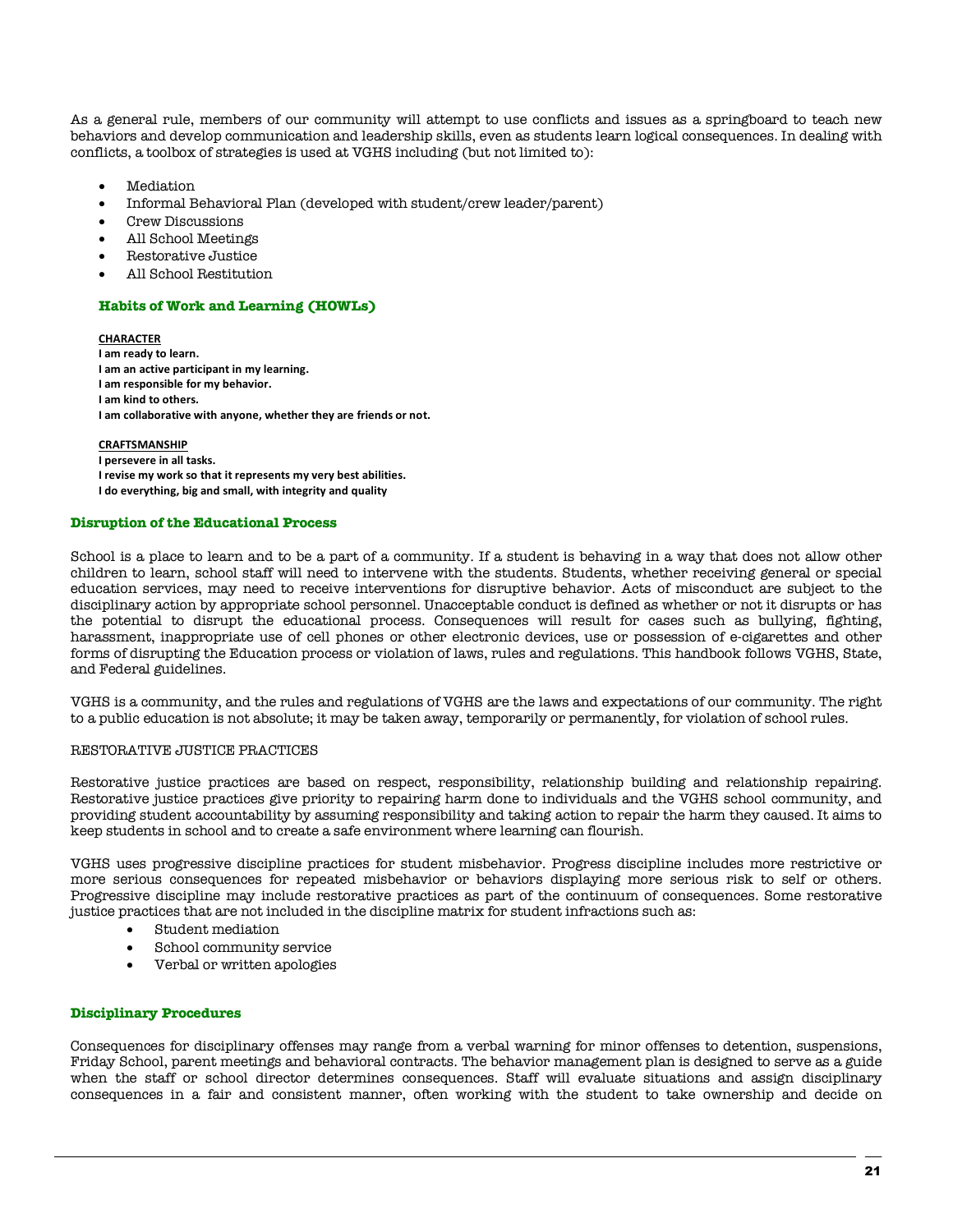As a general rule, members of our community will attempt to use conflicts and issues as a springboard to teach new behaviors and develop communication and leadership skills, even as students learn logical consequences. In dealing with conflicts, a toolbox of strategies is used at VGHS including (but not limited to):

- Mediation
- Informal Behavioral Plan (developed with student/crew leader/parent)
- Crew Discussions
- All School Meetings
- Restorative Justice
- All School Restitution

### Habits of Work and Learning (HOWLs)

**CHARACTER**
**I am ready to learn.**
**I am an active participant in my learning.**
**I am responsible for my behavior.**
**I am kind to others.**
**I am collaborative with anyone, whether they are friends or not.**

**CRAFTSMANSHIP**
**I persevere in all tasks.**
**I revise my work so that it represents my very best abilities.**
**I do everything, big and small, with integrity and quality**

### Disruption of the Educational Process

School is a place to learn and to be a part of a community. If a student is behaving in a way that does not allow other children to learn, school staff will need to intervene with the students. Students, whether receiving general or special education services, may need to receive interventions for disruptive behavior. Acts of misconduct are subject to the disciplinary action by appropriate school personnel. Unacceptable conduct is defined as whether or not it disrupts or has the potential to disrupt the educational process. Consequences will result for cases such as bullying, fighting, harassment, inappropriate use of cell phones or other electronic devices, use or possession of e-cigarettes and other forms of disrupting the Education process or violation of laws, rules and regulations. This handbook follows VGHS, State, and Federal guidelines.

VGHS is a community, and the rules and regulations of VGHS are the laws and expectations of our community. The right to a public education is not absolute; it may be taken away, temporarily or permanently, for violation of school rules.

RESTORATIVE JUSTICE PRACTICES

Restorative justice practices are based on respect, responsibility, relationship building and relationship repairing. Restorative justice practices give priority to repairing harm done to individuals and the VGHS school community, and providing student accountability by assuming responsibility and taking action to repair the harm they caused. It aims to keep students in school and to create a safe environment where learning can flourish.

VGHS uses progressive discipline practices for student misbehavior. Progress discipline includes more restrictive or more serious consequences for repeated misbehavior or behaviors displaying more serious risk to self or others. Progressive discipline may include restorative practices as part of the continuum of consequences. Some restorative justice practices that are not included in the discipline matrix for student infractions such as:

- Student mediation
- School community service
- Verbal or written apologies

### Disciplinary Procedures

Consequences for disciplinary offenses may range from a verbal warning for minor offenses to detention, suspensions, Friday School, parent meetings and behavioral contracts. The behavior management plan is designed to serve as a guide when the staff or school director determines consequences. Staff will evaluate situations and assign disciplinary consequences in a fair and consistent manner, often working with the student to take ownership and decide on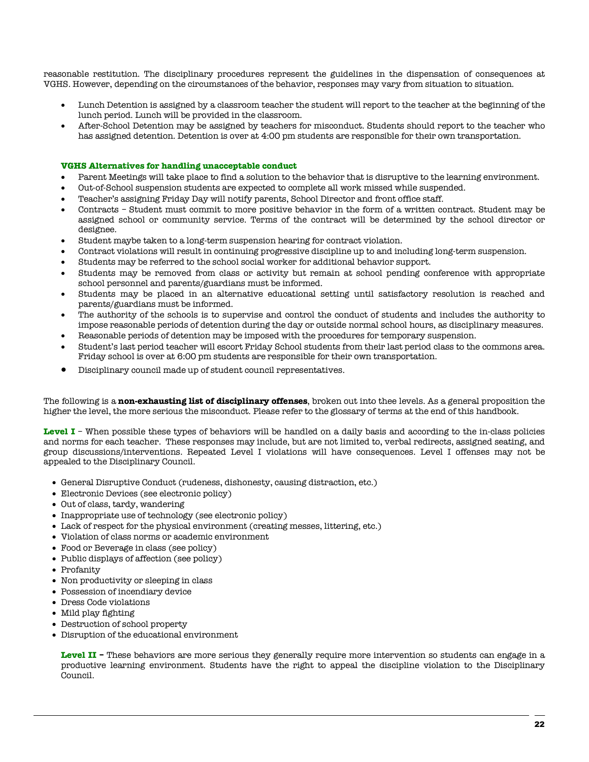reasonable restitution. The disciplinary procedures represent the guidelines in the dispensation of consequences at VGHS. However, depending on the circumstances of the behavior, responses may vary from situation to situation.

- Lunch Detention is assigned by a classroom teacher the student will report to the teacher at the beginning of the lunch period. Lunch will be provided in the classroom.
- After-School Detention may be assigned by teachers for misconduct. Students should report to the teacher who has assigned detention. Detention is over at 4:00 pm students are responsible for their own transportation.

**VGHS Alternatives for handling unacceptable conduct**

- Parent Meetings will take place to find a solution to the behavior that is disruptive to the learning environment.
- Out-of-School suspension students are expected to complete all work missed while suspended.
- Teacher's assigning Friday Day will notify parents, School Director and front office staff.
- Contracts – Student must commit to more positive behavior in the form of a written contract. Student may be assigned school or community service. Terms of the contract will be determined by the school director or designee.
- Student maybe taken to a long-term suspension hearing for contract violation.
- Contract violations will result in continuing progressive discipline up to and including long-term suspension.
- Students may be referred to the school social worker for additional behavior support.
- Students may be removed from class or activity but remain at school pending conference with appropriate school personnel and parents/guardians must be informed.
- Students may be placed in an alternative educational setting until satisfactory resolution is reached and parents/guardians must be informed.
- The authority of the schools is to supervise and control the conduct of students and includes the authority to impose reasonable periods of detention during the day or outside normal school hours, as disciplinary measures.
- Reasonable periods of detention may be imposed with the procedures for temporary suspension.
- Student's last period teacher will escort Friday School students from their last period class to the commons area. Friday school is over at 6:00 pm students are responsible for their own transportation.
- Disciplinary council made up of student council representatives.

The following is a **non-exhausting list of disciplinary offenses**, broken out into thee levels. As a general proposition the higher the level, the more serious the misconduct. Please refer to the glossary of terms at the end of this handbook.

**Level I** – When possible these types of behaviors will be handled on a daily basis and according to the in-class policies and norms for each teacher. These responses may include, but are not limited to, verbal redirects, assigned seating, and group discussions/interventions. Repeated Level I violations will have consequences. Level I offenses may not be appealed to the Disciplinary Council.

- General Disruptive Conduct (rudeness, dishonesty, causing distraction, etc.)
- Electronic Devices (see electronic policy)
- Out of class, tardy, wandering
- Inappropriate use of technology (see electronic policy)
- Lack of respect for the physical environment (creating messes, littering, etc.)
- Violation of class norms or academic environment
- Food or Beverage in class (see policy)
- Public displays of affection (see policy)
- Profanity
- Non productivity or sleeping in class
- Possession of incendiary device
- Dress Code violations
- Mild play fighting
- Destruction of school property
- Disruption of the educational environment

**Level II –** These behaviors are more serious they generally require more intervention so students can engage in a productive learning environment. Students have the right to appeal the discipline violation to the Disciplinary Council.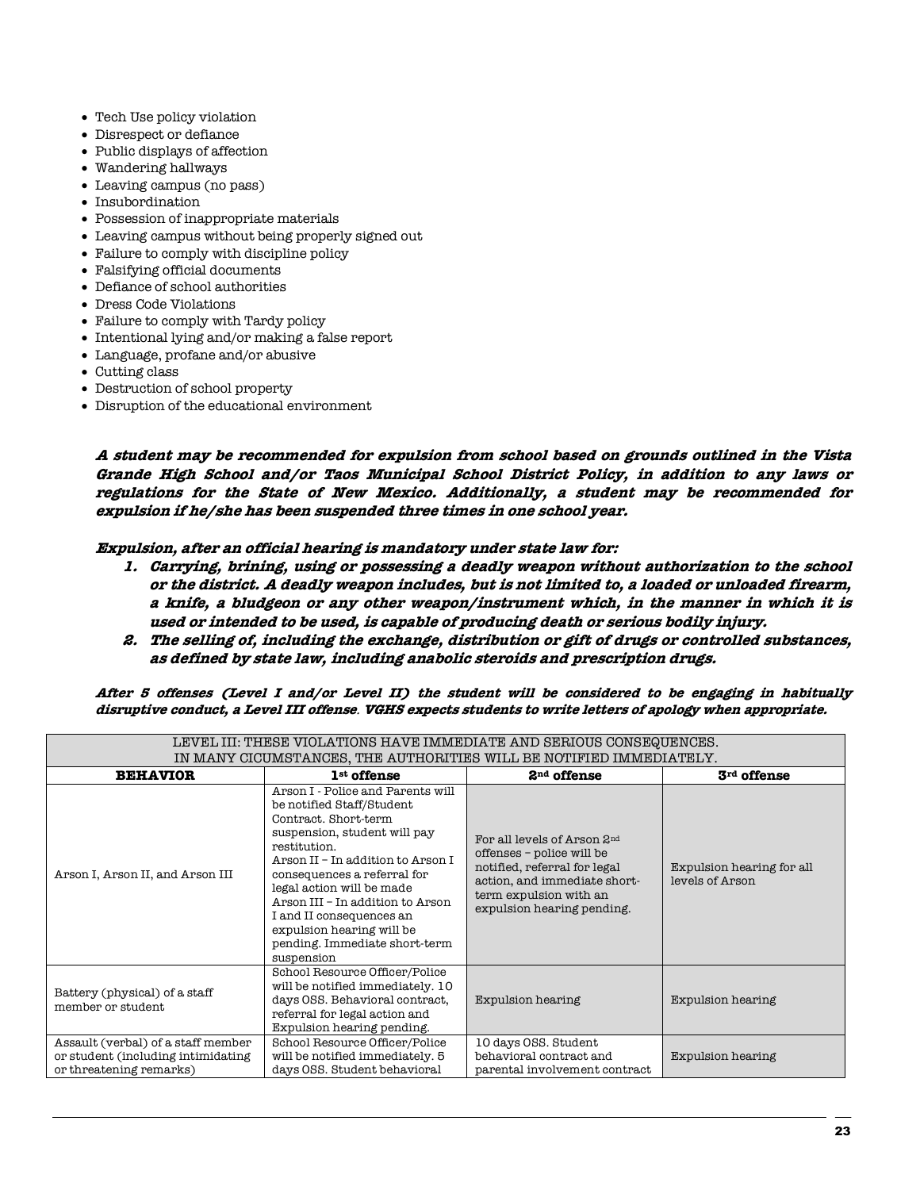- Tech Use policy violation
- Disrespect or defiance
- Public displays of affection
- Wandering hallways
- Leaving campus (no pass)
- Insubordination
- Possession of inappropriate materials
- Leaving campus without being properly signed out
- Failure to comply with discipline policy
- Falsifying official documents
- Defiance of school authorities
- Dress Code Violations
- Failure to comply with Tardy policy
- Intentional lying and/or making a false report
- Language, profane and/or abusive
- Cutting class
- Destruction of school property
- Disruption of the educational environment

***A student may be recommended for expulsion from school based on grounds outlined in the Vista Grande High School and/or Taos Municipal School District Policy, in addition to any laws or regulations for the State of New Mexico. Additionally, a student may be recommended for expulsion if he/she has been suspended three times in one school year.***

***Expulsion, after an official hearing is mandatory under state law for:***

1. ***Carrying, brining, using or possessing a deadly weapon without authorization to the school or the district. A deadly weapon includes, but is not limited to, a loaded or unloaded firearm, a knife, a bludgeon or any other weapon/instrument which, in the manner in which it is used or intended to be used, is capable of producing death or serious bodily injury.***
2. ***The selling of, including the exchange, distribution or gift of drugs or controlled substances, as defined by state law, including anabolic steroids and prescription drugs.***

***After 5 offenses (Level I and/or Level II) the student will be considered to be engaging in habitually disruptive conduct, a Level III offense. VGHS expects students to write letters of apology when appropriate.***

| LEVEL III: THESE VIOLATIONS HAVE IMMEDIATE AND SERIOUS CONSEQUENCES. IN MANY CICUMSTANCES, THE AUTHORITIES WILL BE NOTIFIED IMMEDIATELY. | | | |
|---|---|---|---|
| **BEHAVIOR** | **1st offense** | **2nd offense** | **3rd offense** |
| Arson I, Arson II, and Arson III | Arson I - Police and Parents will be notified Staff/Student Contract. Short-term suspension, student will pay restitution. Arson II – In addition to Arson I consequences a referral for legal action will be made Arson III – In addition to Arson I and II consequences an expulsion hearing will be pending. Immediate short-term suspension | For all levels of Arson 2nd offenses – police will be notified, referral for legal action, and immediate short-term expulsion with an expulsion hearing pending. | Expulsion hearing for all levels of Arson |
| Battery (physical) of a staff member or student | School Resource Officer/Police will be notified immediately. 10 days OSS. Behavioral contract, referral for legal action and Expulsion hearing pending. | Expulsion hearing | Expulsion hearing |
| Assault (verbal) of a staff member or student (including intimidating or threatening remarks) | School Resource Officer/Police will be notified immediately. 5 days OSS. Student behavioral | 10 days OSS. Student behavioral contract and parental involvement contract | Expulsion hearing |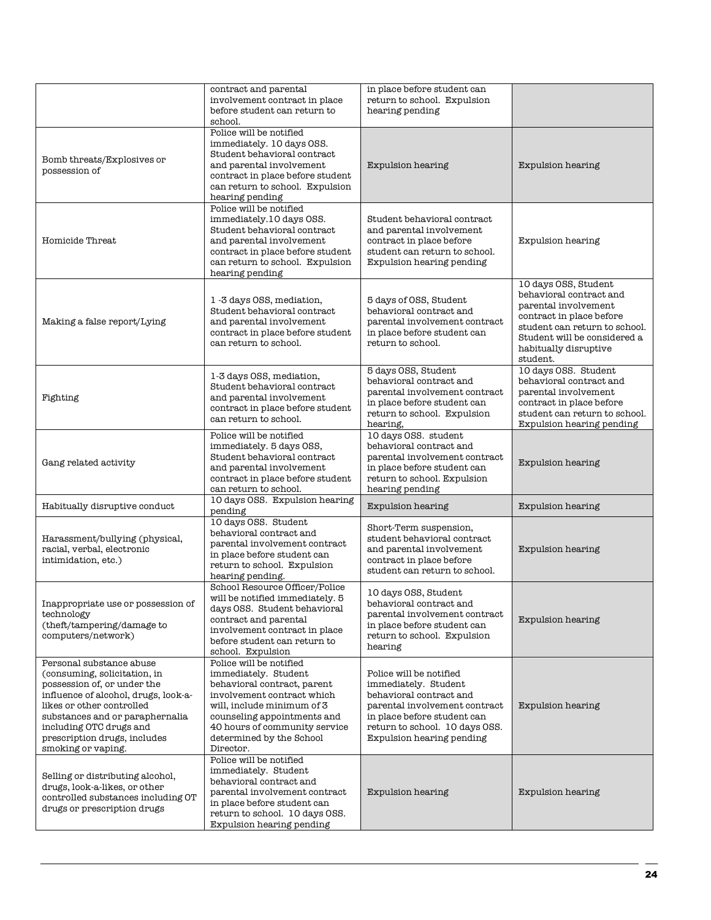| | | | |
|---|---|---|---|
| | contract and parental involvement contract in place before student can return to school. | in place before student can return to school. Expulsion hearing pending | |
| Bomb threats/Explosives or possession of | Police will be notified immediately. 10 days OSS. Student behavioral contract and parental involvement contract in place before student can return to school. Expulsion hearing pending | Expulsion hearing | Expulsion hearing |
| Homicide Threat | Police will be notified immediately.10 days OSS. Student behavioral contract and parental involvement contract in place before student can return to school. Expulsion hearing pending | Student behavioral contract and parental involvement contract in place before student can return to school. Expulsion hearing pending | Expulsion hearing |
| Making a false report/Lying | 1 -3 days OSS, mediation, Student behavioral contract and parental involvement contract in place before student can return to school. | 5 days of OSS, Student behavioral contract and parental involvement contract in place before student can return to school. | 10 days OSS, Student behavioral contract and parental involvement contract in place before student can return to school. Student will be considered a habitually disruptive student. |
| Fighting | 1-3 days OSS, mediation, Student behavioral contract and parental involvement contract in place before student can return to school. | 5 days OSS, Student behavioral contract and parental involvement contract in place before student can return to school. Expulsion hearing, | 10 days OSS. Student behavioral contract and parental involvement contract in place before student can return to school. Expulsion hearing pending |
| Gang related activity | Police will be notified immediately. 5 days OSS, Student behavioral contract and parental involvement contract in place before student can return to school. | 10 days OSS. student behavioral contract and parental involvement contract in place before student can return to school. Expulsion hearing pending | Expulsion hearing |
| Habitually disruptive conduct | 10 days OSS. Expulsion hearing pending | Expulsion hearing | Expulsion hearing |
| Harassment/bullying (physical, racial, verbal, electronic intimidation, etc.) | 10 days OSS. Student behavioral contract and parental involvement contract in place before student can return to school. Expulsion hearing pending. | Short-Term suspension, student behavioral contract and parental involvement contract in place before student can return to school. | Expulsion hearing |
| Inappropriate use or possession of technology (theft/tampering/damage to computers/network) | School Resource Officer/Police will be notified immediately. 5 days OSS. Student behavioral contract and parental involvement contract in place before student can return to school. Expulsion | 10 days OSS, Student behavioral contract and parental involvement contract in place before student can return to school. Expulsion hearing | Expulsion hearing |
| Personal substance abuse (consuming, solicitation, in possession of, or under the influence of alcohol, drugs, look-a-likes or other controlled substances and or paraphernalia including OTC drugs and prescription drugs, includes smoking or vaping. | Police will be notified immediately. Student behavioral contract, parent involvement contract which will, include minimum of 3 counseling appointments and 40 hours of community service determined by the School Director. | Police will be notified immediately. Student behavioral contract and parental involvement contract in place before student can return to school. 10 days OSS. Expulsion hearing pending | Expulsion hearing |
| Selling or distributing alcohol, drugs, look-a-likes, or other controlled substances including OT drugs or prescription drugs | Police will be notified immediately. Student behavioral contract and parental involvement contract in place before student can return to school. 10 days OSS. Expulsion hearing pending | Expulsion hearing | Expulsion hearing |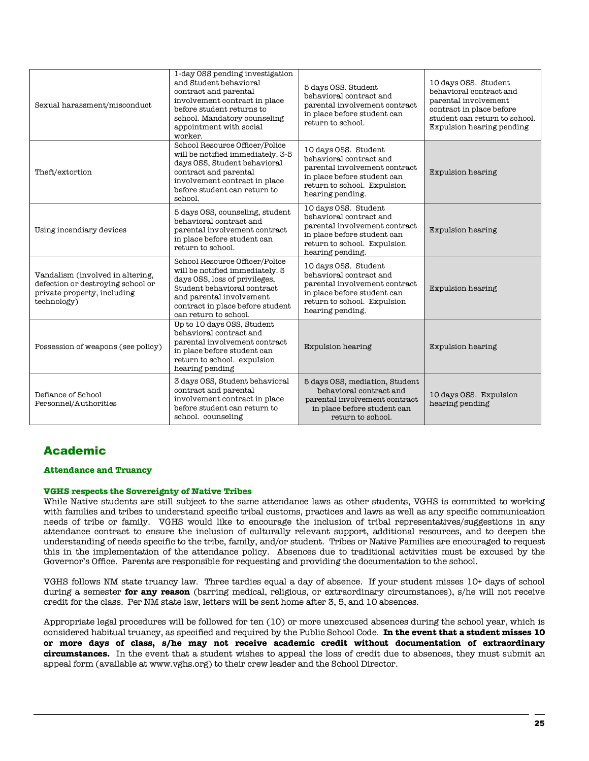| | | | |
|---|---|---|---|
| Sexual harassment/misconduct | 1-day OSS pending investigation and Student behavioral contract and parental involvement contract in place before student returns to school. Mandatory counseling appointment with social worker. | 5 days OSS. Student behavioral contract and parental involvement contract in place before student can return to school. | 10 days OSS. Student behavioral contract and parental involvement contract in place before student can return to school. Expulsion hearing pending |
| Theft/extortion | School Resource Officer/Police will be notified immediately. 3-5 days OSS, Student behavioral contract and parental involvement contract in place before student can return to school. | 10 days OSS. Student behavioral contract and parental involvement contract in place before student can return to school. Expulsion hearing pending. | Expulsion hearing |
| Using incendiary devices | 5 days OSS, counseling, student behavioral contract and parental involvement contract in place before student can return to school. | 10 days OSS. Student behavioral contract and parental involvement contract in place before student can return to school. Expulsion hearing pending. | Expulsion hearing |
| Vandalism (involved in altering, defection or destroying school or private property, including technology) | School Resource Officer/Police will be notified immediately. 5 days OSS, loss of privileges, Student behavioral contract and parental involvement contract in place before student can return to school. | 10 days OSS. Student behavioral contract and parental involvement contract in place before student can return to school. Expulsion hearing pending. | Expulsion hearing |
| Possession of weapons (see policy) | Up to 10 days OSS, Student behavioral contract and parental involvement contract in place before student can return to school. expulsion hearing pending | Expulsion hearing | Expulsion hearing |
| Defiance of School Personnel/Authorities | 3 days OSS, Student behavioral contract and parental involvement contract in place before student can return to school. counseling | 5 days OSS, mediation, Student behavioral contract and parental involvement contract in place before student can return to school. | 10 days OSS. Expulsion hearing pending |

## Academic

### Attendance and Truancy

#### VGHS respects the Sovereignty of Native Tribes

While Native students are still subject to the same attendance laws as other students, VGHS is committed to working with families and tribes to understand specific tribal customs, practices and laws as well as any specific communication needs of tribe or family. VGHS would like to encourage the inclusion of tribal representatives/suggestions in any attendance contract to ensure the inclusion of culturally relevant support, additional resources, and to deepen the understanding of needs specific to the tribe, family, and/or student. Tribes or Native Families are encouraged to request this in the implementation of the attendance policy. Absences due to traditional activities must be excused by the Governor's Office. Parents are responsible for requesting and providing the documentation to the school.

VGHS follows NM state truancy law. Three tardies equal a day of absence. If your student misses 10+ days of school during a semester **for any reason** (barring medical, religious, or extraordinary circumstances), s/he will not receive credit for the class. Per NM state law, letters will be sent home after 3, 5, and 10 absences.

Appropriate legal procedures will be followed for ten (10) or more unexcused absences during the school year, which is considered habitual truancy, as specified and required by the Public School Code. **In the event that a student misses 10 or more days of class, s/he may not receive academic credit without documentation of extraordinary circumstances.** In the event that a student wishes to appeal the loss of credit due to absences, they must submit an appeal form (available at www.vghs.org) to their crew leader and the School Director.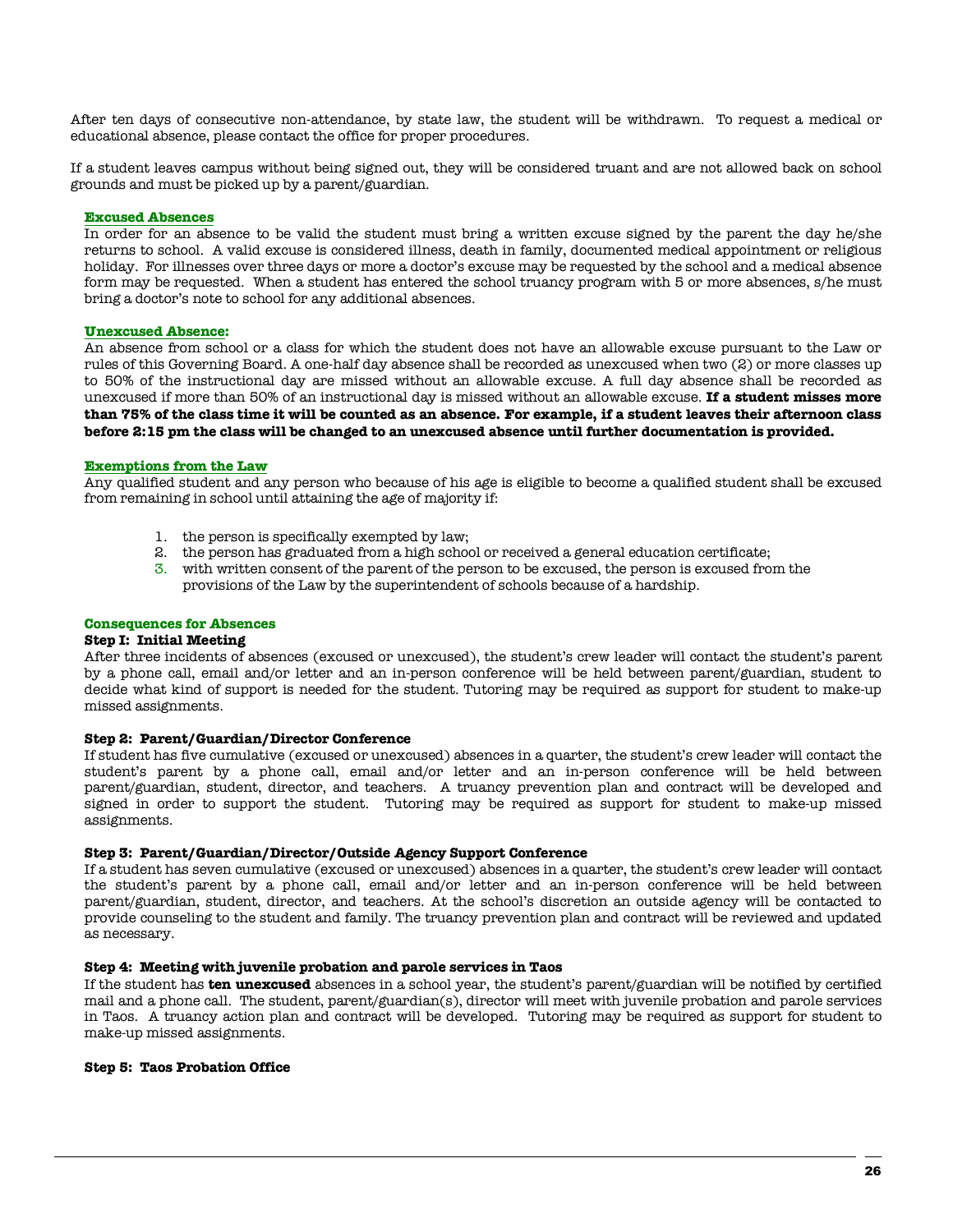After ten days of consecutive non-attendance, by state law, the student will be withdrawn. To request a medical or educational absence, please contact the office for proper procedures.

If a student leaves campus without being signed out, they will be considered truant and are not allowed back on school grounds and must be picked up by a parent/guardian.

### Excused Absences

In order for an absence to be valid the student must bring a written excuse signed by the parent the day he/she returns to school. A valid excuse is considered illness, death in family, documented medical appointment or religious holiday. For illnesses over three days or more a doctor's excuse may be requested by the school and a medical absence form may be requested. When a student has entered the school truancy program with 5 or more absences, s/he must bring a doctor's note to school for any additional absences.

### Unexcused Absence:

An absence from school or a class for which the student does not have an allowable excuse pursuant to the Law or rules of this Governing Board. A one-half day absence shall be recorded as unexcused when two (2) or more classes up to 50% of the instructional day are missed without an allowable excuse. A full day absence shall be recorded as unexcused if more than 50% of an instructional day is missed without an allowable excuse. **If a student misses more than 75% of the class time it will be counted as an absence. For example, if a student leaves their afternoon class before 2:15 pm the class will be changed to an unexcused absence until further documentation is provided.**

### Exemptions from the Law

Any qualified student and any person who because of his age is eligible to become a qualified student shall be excused from remaining in school until attaining the age of majority if:

1. the person is specifically exempted by law;
2. the person has graduated from a high school or received a general education certificate;
3. with written consent of the parent of the person to be excused, the person is excused from the provisions of the Law by the superintendent of schools because of a hardship.

### Consequences for Absences

**Step I: Initial Meeting**

After three incidents of absences (excused or unexcused), the student's crew leader will contact the student's parent by a phone call, email and/or letter and an in-person conference will be held between parent/guardian, student to decide what kind of support is needed for the student. Tutoring may be required as support for student to make-up missed assignments.

**Step 2: Parent/Guardian/Director Conference**

If student has five cumulative (excused or unexcused) absences in a quarter, the student's crew leader will contact the student's parent by a phone call, email and/or letter and an in-person conference will be held between parent/guardian, student, director, and teachers. A truancy prevention plan and contract will be developed and signed in order to support the student. Tutoring may be required as support for student to make-up missed assignments.

**Step 3: Parent/Guardian/Director/Outside Agency Support Conference**

If a student has seven cumulative (excused or unexcused) absences in a quarter, the student's crew leader will contact the student's parent by a phone call, email and/or letter and an in-person conference will be held between parent/guardian, student, director, and teachers. At the school's discretion an outside agency will be contacted to provide counseling to the student and family. The truancy prevention plan and contract will be reviewed and updated as necessary.

**Step 4: Meeting with juvenile probation and parole services in Taos**

If the student has **ten unexcused** absences in a school year, the student's parent/guardian will be notified by certified mail and a phone call. The student, parent/guardian(s), director will meet with juvenile probation and parole services in Taos. A truancy action plan and contract will be developed. Tutoring may be required as support for student to make-up missed assignments.

**Step 5: Taos Probation Office**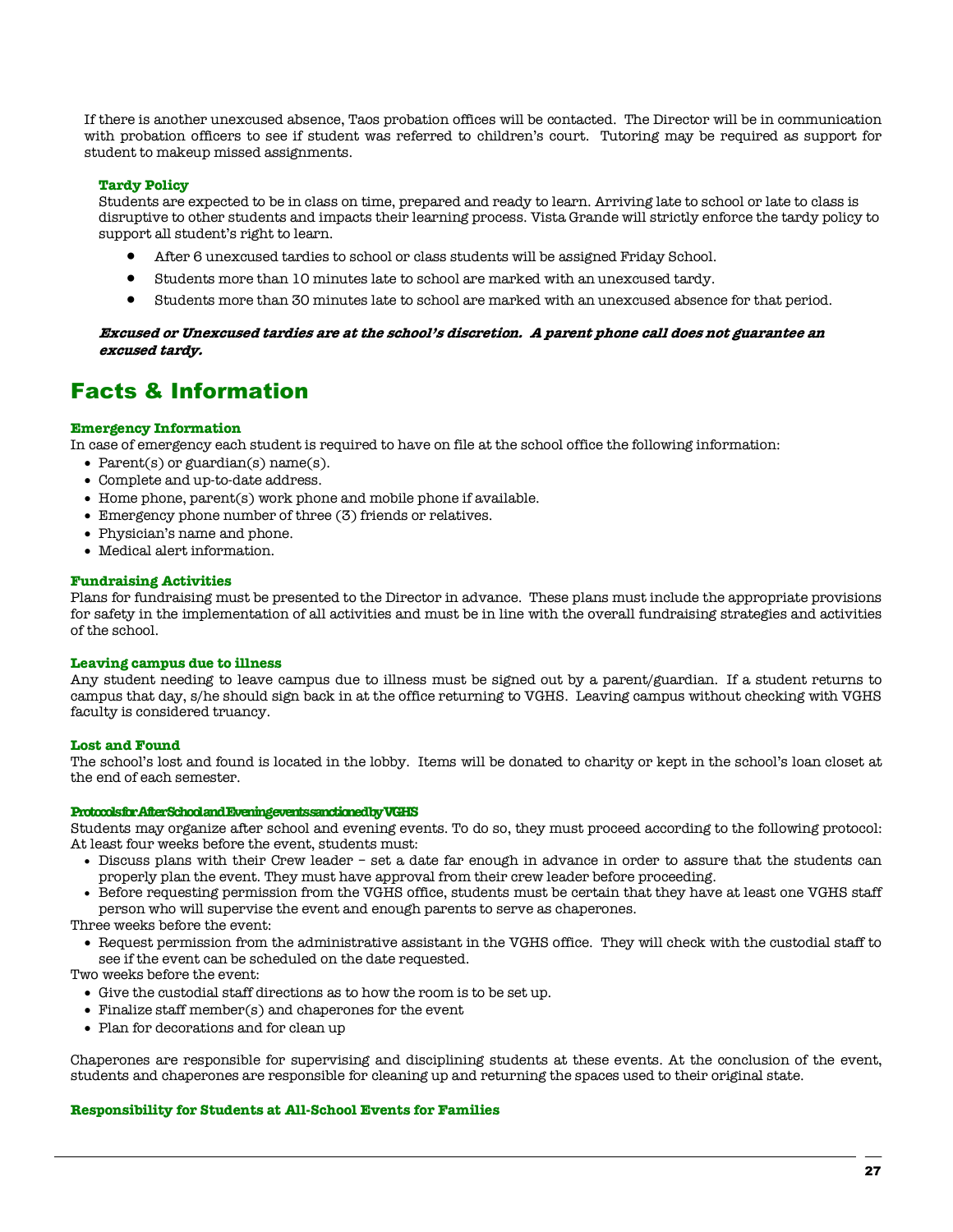If there is another unexcused absence, Taos probation offices will be contacted. The Director will be in communication with probation officers to see if student was referred to children's court. Tutoring may be required as support for student to makeup missed assignments.

### Tardy Policy

Students are expected to be in class on time, prepared and ready to learn. Arriving late to school or late to class is disruptive to other students and impacts their learning process. Vista Grande will strictly enforce the tardy policy to support all student's right to learn.

- After 6 unexcused tardies to school or class students will be assigned Friday School.
- Students more than 10 minutes late to school are marked with an unexcused tardy.
- Students more than 30 minutes late to school are marked with an unexcused absence for that period.

***Excused or Unexcused tardies are at the school's discretion. A parent phone call does not guarantee an excused tardy.***

# Facts & Information

### Emergency Information

In case of emergency each student is required to have on file at the school office the following information:

- Parent(s) or guardian(s) name(s).
- Complete and up-to-date address.
- Home phone, parent(s) work phone and mobile phone if available.
- Emergency phone number of three (3) friends or relatives.
- Physician's name and phone.
- Medical alert information.

### Fundraising Activities

Plans for fundraising must be presented to the Director in advance. These plans must include the appropriate provisions for safety in the implementation of all activities and must be in line with the overall fundraising strategies and activities of the school.

### Leaving campus due to illness

Any student needing to leave campus due to illness must be signed out by a parent/guardian. If a student returns to campus that day, s/he should sign back in at the office returning to VGHS. Leaving campus without checking with VGHS faculty is considered truancy.

### Lost and Found

The school's lost and found is located in the lobby. Items will be donated to charity or kept in the school's loan closet at the end of each semester.

### Protocols for After School and Evening events sanctioned by VGHS

Students may organize after school and evening events. To do so, they must proceed according to the following protocol:
At least four weeks before the event, students must:

- Discuss plans with their Crew leader – set a date far enough in advance in order to assure that the students can properly plan the event. They must have approval from their crew leader before proceeding.
- Before requesting permission from the VGHS office, students must be certain that they have at least one VGHS staff person who will supervise the event and enough parents to serve as chaperones.

Three weeks before the event:

- Request permission from the administrative assistant in the VGHS office. They will check with the custodial staff to see if the event can be scheduled on the date requested.

Two weeks before the event:

- Give the custodial staff directions as to how the room is to be set up.
- Finalize staff member(s) and chaperones for the event
- Plan for decorations and for clean up

Chaperones are responsible for supervising and disciplining students at these events. At the conclusion of the event, students and chaperones are responsible for cleaning up and returning the spaces used to their original state.

### Responsibility for Students at All-School Events for Families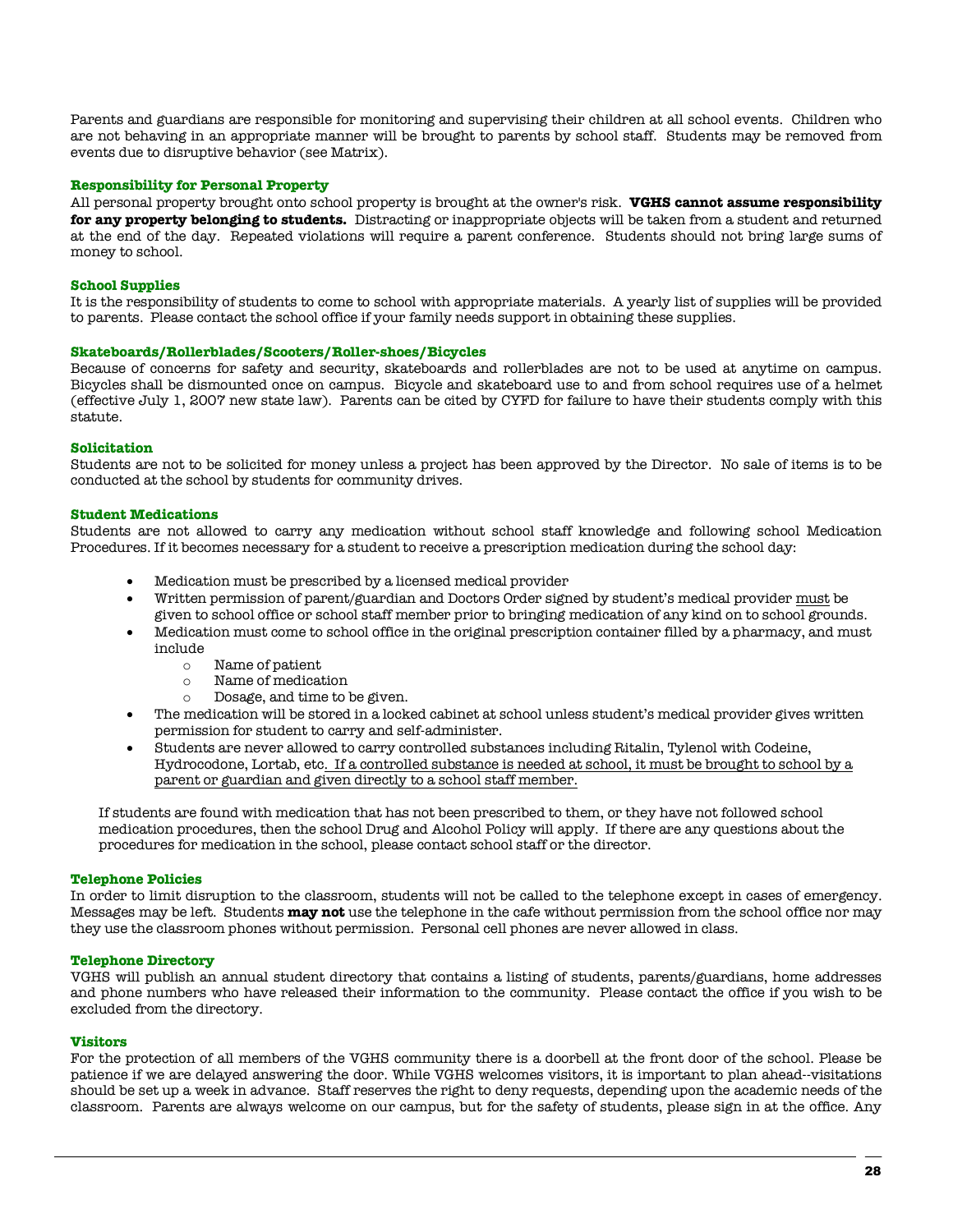Parents and guardians are responsible for monitoring and supervising their children at all school events. Children who are not behaving in an appropriate manner will be brought to parents by school staff. Students may be removed from events due to disruptive behavior (see Matrix).

### Responsibility for Personal Property

All personal property brought onto school property is brought at the owner's risk. **VGHS cannot assume responsibility for any property belonging to students.** Distracting or inappropriate objects will be taken from a student and returned at the end of the day. Repeated violations will require a parent conference. Students should not bring large sums of money to school.

### School Supplies

It is the responsibility of students to come to school with appropriate materials. A yearly list of supplies will be provided to parents. Please contact the school office if your family needs support in obtaining these supplies.

### Skateboards/Rollerblades/Scooters/Roller-shoes/Bicycles

Because of concerns for safety and security, skateboards and rollerblades are not to be used at anytime on campus. Bicycles shall be dismounted once on campus. Bicycle and skateboard use to and from school requires use of a helmet (effective July 1, 2007 new state law). Parents can be cited by CYFD for failure to have their students comply with this statute.

### Solicitation

Students are not to be solicited for money unless a project has been approved by the Director. No sale of items is to be conducted at the school by students for community drives.

### Student Medications

Students are not allowed to carry any medication without school staff knowledge and following school Medication Procedures. If it becomes necessary for a student to receive a prescription medication during the school day:

- Medication must be prescribed by a licensed medical provider
- Written permission of parent/guardian and Doctors Order signed by student's medical provider <u>must</u> be given to school office or school staff member prior to bringing medication of any kind on to school grounds.
- Medication must come to school office in the original prescription container filled by a pharmacy, and must include
    - Name of patient
    - Name of medication
    - Dosage, and time to be given.
- The medication will be stored in a locked cabinet at school unless student's medical provider gives written permission for student to carry and self-administer.
- Students are never allowed to carry controlled substances including Ritalin, Tylenol with Codeine, Hydrocodone, Lortab, etc. <u>If a controlled substance is needed at school, it must be brought to school by a parent or guardian and given directly to a school staff member.</u>

If students are found with medication that has not been prescribed to them, or they have not followed school medication procedures, then the school Drug and Alcohol Policy will apply. If there are any questions about the procedures for medication in the school, please contact school staff or the director.

### Telephone Policies

In order to limit disruption to the classroom, students will not be called to the telephone except in cases of emergency. Messages may be left. Students **may not** use the telephone in the cafe without permission from the school office nor may they use the classroom phones without permission. Personal cell phones are never allowed in class.

### Telephone Directory

VGHS will publish an annual student directory that contains a listing of students, parents/guardians, home addresses and phone numbers who have released their information to the community. Please contact the office if you wish to be excluded from the directory.

### Visitors

For the protection of all members of the VGHS community there is a doorbell at the front door of the school. Please be patience if we are delayed answering the door. While VGHS welcomes visitors, it is important to plan ahead--visitations should be set up a week in advance. Staff reserves the right to deny requests, depending upon the academic needs of the classroom. Parents are always welcome on our campus, but for the safety of students, please sign in at the office. Any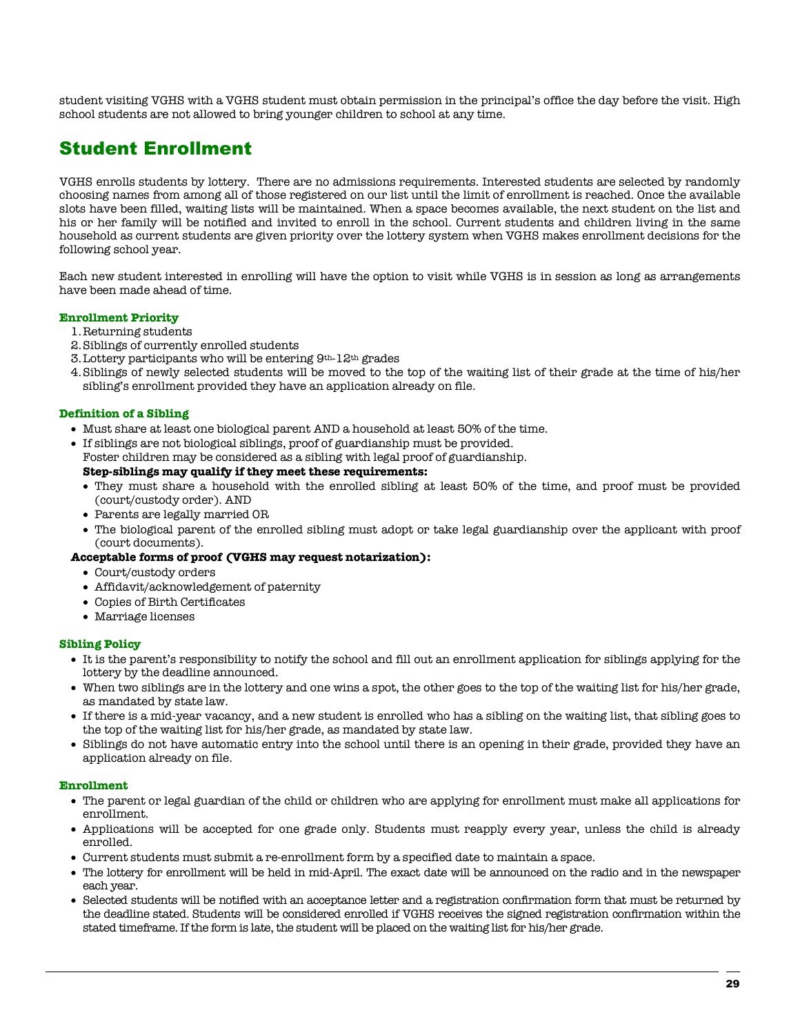student visiting VGHS with a VGHS student must obtain permission in the principal's office the day before the visit. High school students are not allowed to bring younger children to school at any time.

## Student Enrollment

VGHS enrolls students by lottery. There are no admissions requirements. Interested students are selected by randomly choosing names from among all of those registered on our list until the limit of enrollment is reached. Once the available slots have been filled, waiting lists will be maintained. When a space becomes available, the next student on the list and his or her family will be notified and invited to enroll in the school. Current students and children living in the same household as current students are given priority over the lottery system when VGHS makes enrollment decisions for the following school year.

Each new student interested in enrolling will have the option to visit while VGHS is in session as long as arrangements have been made ahead of time.

#### Enrollment Priority

1. Returning students
2. Siblings of currently enrolled students
3. Lottery participants who will be entering 9th-12th grades
4. Siblings of newly selected students will be moved to the top of the waiting list of their grade at the time of his/her sibling's enrollment provided they have an application already on file.

#### Definition of a Sibling

- Must share at least one biological parent AND a household at least 50% of the time.
- If siblings are not biological siblings, proof of guardianship must be provided.
  Foster children may be considered as a sibling with legal proof of guardianship.
  **Step-siblings may qualify if they meet these requirements:**
  - They must share a household with the enrolled sibling at least 50% of the time, and proof must be provided (court/custody order). AND
  - Parents are legally married OR
  - The biological parent of the enrolled sibling must adopt or take legal guardianship over the applicant with proof (court documents).

**Acceptable forms of proof (VGHS may request notarization):**

- Court/custody orders
- Affidavit/acknowledgement of paternity
- Copies of Birth Certificates
- Marriage licenses

#### Sibling Policy

- It is the parent's responsibility to notify the school and fill out an enrollment application for siblings applying for the lottery by the deadline announced.
- When two siblings are in the lottery and one wins a spot, the other goes to the top of the waiting list for his/her grade, as mandated by state law.
- If there is a mid-year vacancy, and a new student is enrolled who has a sibling on the waiting list, that sibling goes to the top of the waiting list for his/her grade, as mandated by state law.
- Siblings do not have automatic entry into the school until there is an opening in their grade, provided they have an application already on file.

#### Enrollment

- The parent or legal guardian of the child or children who are applying for enrollment must make all applications for enrollment.
- Applications will be accepted for one grade only. Students must reapply every year, unless the child is already enrolled.
- Current students must submit a re-enrollment form by a specified date to maintain a space.
- The lottery for enrollment will be held in mid-April. The exact date will be announced on the radio and in the newspaper each year.
- Selected students will be notified with an acceptance letter and a registration confirmation form that must be returned by the deadline stated. Students will be considered enrolled if VGHS receives the signed registration confirmation within the stated timeframe. If the form is late, the student will be placed on the waiting list for his/her grade.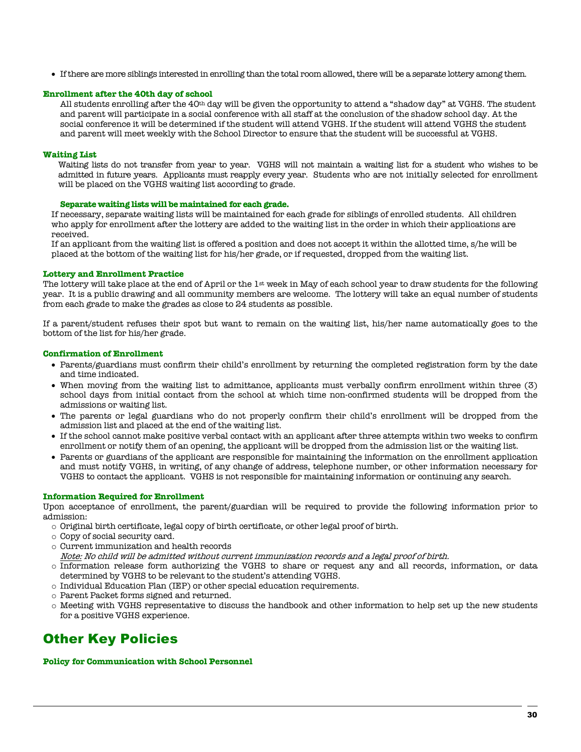- If there are more siblings interested in enrolling than the total room allowed, there will be a separate lottery among them.

### Enrollment after the 40th day of school

All students enrolling after the 40th day will be given the opportunity to attend a "shadow day" at VGHS. The student and parent will participate in a social conference with all staff at the conclusion of the shadow school day. At the social conference it will be determined if the student will attend VGHS. If the student will attend VGHS the student and parent will meet weekly with the School Director to ensure that the student will be successful at VGHS.

### Waiting List

Waiting lists do not transfer from year to year. VGHS will not maintain a waiting list for a student who wishes to be admitted in future years. Applicants must reapply every year. Students who are not initially selected for enrollment will be placed on the VGHS waiting list according to grade.

**Separate waiting lists will be maintained for each grade.**

If necessary, separate waiting lists will be maintained for each grade for siblings of enrolled students. All children who apply for enrollment after the lottery are added to the waiting list in the order in which their applications are received.

If an applicant from the waiting list is offered a position and does not accept it within the allotted time, s/he will be placed at the bottom of the waiting list for his/her grade, or if requested, dropped from the waiting list.

### Lottery and Enrollment Practice

The lottery will take place at the end of April or the 1st week in May of each school year to draw students for the following year. It is a public drawing and all community members are welcome. The lottery will take an equal number of students from each grade to make the grades as close to 24 students as possible.

If a parent/student refuses their spot but want to remain on the waiting list, his/her name automatically goes to the bottom of the list for his/her grade.

### Confirmation of Enrollment

- Parents/guardians must confirm their child's enrollment by returning the completed registration form by the date and time indicated.
- When moving from the waiting list to admittance, applicants must verbally confirm enrollment within three (3) school days from initial contact from the school at which time non-confirmed students will be dropped from the admissions or waiting list.
- The parents or legal guardians who do not properly confirm their child's enrollment will be dropped from the admission list and placed at the end of the waiting list.
- If the school cannot make positive verbal contact with an applicant after three attempts within two weeks to confirm enrollment or notify them of an opening, the applicant will be dropped from the admission list or the waiting list.
- Parents or guardians of the applicant are responsible for maintaining the information on the enrollment application and must notify VGHS, in writing, of any change of address, telephone number, or other information necessary for VGHS to contact the applicant. VGHS is not responsible for maintaining information or continuing any search.

### Information Required for Enrollment

Upon acceptance of enrollment, the parent/guardian will be required to provide the following information prior to admission:

- Original birth certificate, legal copy of birth certificate, or other legal proof of birth.
- Copy of social security card.
- Current immunization and health records
  *Note: No child will be admitted without current immunization records and a legal proof of birth.*
- Information release form authorizing the VGHS to share or request any and all records, information, or data determined by VGHS to be relevant to the student's attending VGHS.
- Individual Education Plan (IEP) or other special education requirements.
- Parent Packet forms signed and returned.
- Meeting with VGHS representative to discuss the handbook and other information to help set up the new students for a positive VGHS experience.

## Other Key Policies

### Policy for Communication with School Personnel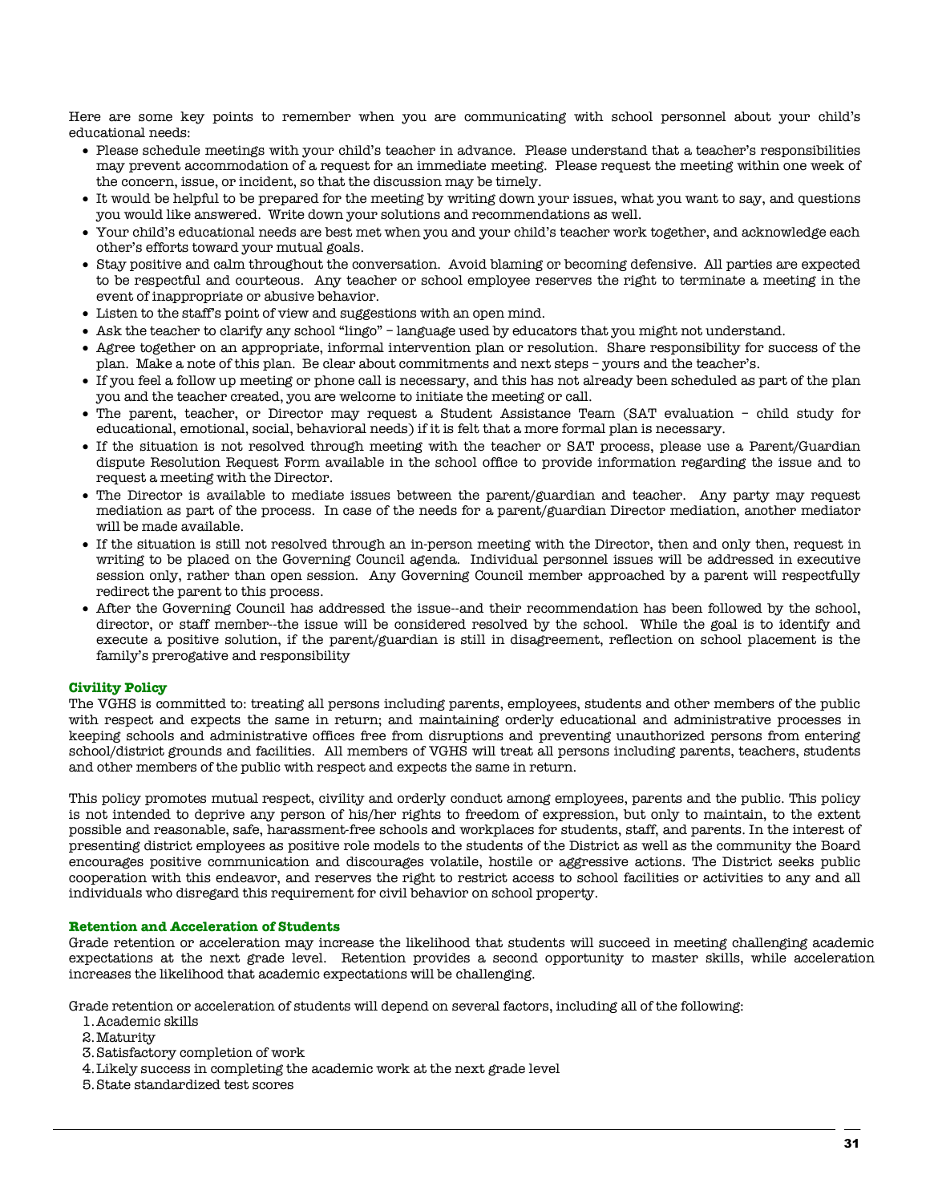Here are some key points to remember when you are communicating with school personnel about your child's educational needs:

- Please schedule meetings with your child's teacher in advance. Please understand that a teacher's responsibilities may prevent accommodation of a request for an immediate meeting. Please request the meeting within one week of the concern, issue, or incident, so that the discussion may be timely.
- It would be helpful to be prepared for the meeting by writing down your issues, what you want to say, and questions you would like answered. Write down your solutions and recommendations as well.
- Your child's educational needs are best met when you and your child's teacher work together, and acknowledge each other's efforts toward your mutual goals.
- Stay positive and calm throughout the conversation. Avoid blaming or becoming defensive. All parties are expected to be respectful and courteous. Any teacher or school employee reserves the right to terminate a meeting in the event of inappropriate or abusive behavior.
- Listen to the staff's point of view and suggestions with an open mind.
- Ask the teacher to clarify any school "lingo" – language used by educators that you might not understand.
- Agree together on an appropriate, informal intervention plan or resolution. Share responsibility for success of the plan. Make a note of this plan. Be clear about commitments and next steps – yours and the teacher's.
- If you feel a follow up meeting or phone call is necessary, and this has not already been scheduled as part of the plan you and the teacher created, you are welcome to initiate the meeting or call.
- The parent, teacher, or Director may request a Student Assistance Team (SAT evaluation – child study for educational, emotional, social, behavioral needs) if it is felt that a more formal plan is necessary.
- If the situation is not resolved through meeting with the teacher or SAT process, please use a Parent/Guardian dispute Resolution Request Form available in the school office to provide information regarding the issue and to request a meeting with the Director.
- The Director is available to mediate issues between the parent/guardian and teacher. Any party may request mediation as part of the process. In case of the needs for a parent/guardian Director mediation, another mediator will be made available.
- If the situation is still not resolved through an in-person meeting with the Director, then and only then, request in writing to be placed on the Governing Council agenda. Individual personnel issues will be addressed in executive session only, rather than open session. Any Governing Council member approached by a parent will respectfully redirect the parent to this process.
- After the Governing Council has addressed the issue--and their recommendation has been followed by the school, director, or staff member--the issue will be considered resolved by the school. While the goal is to identify and execute a positive solution, if the parent/guardian is still in disagreement, reflection on school placement is the family's prerogative and responsibility

### Civility Policy

The VGHS is committed to: treating all persons including parents, employees, students and other members of the public with respect and expects the same in return; and maintaining orderly educational and administrative processes in keeping schools and administrative offices free from disruptions and preventing unauthorized persons from entering school/district grounds and facilities. All members of VGHS will treat all persons including parents, teachers, students and other members of the public with respect and expects the same in return.

This policy promotes mutual respect, civility and orderly conduct among employees, parents and the public. This policy is not intended to deprive any person of his/her rights to freedom of expression, but only to maintain, to the extent possible and reasonable, safe, harassment-free schools and workplaces for students, staff, and parents. In the interest of presenting district employees as positive role models to the students of the District as well as the community the Board encourages positive communication and discourages volatile, hostile or aggressive actions. The District seeks public cooperation with this endeavor, and reserves the right to restrict access to school facilities or activities to any and all individuals who disregard this requirement for civil behavior on school property.

### Retention and Acceleration of Students

Grade retention or acceleration may increase the likelihood that students will succeed in meeting challenging academic expectations at the next grade level. Retention provides a second opportunity to master skills, while acceleration increases the likelihood that academic expectations will be challenging.

Grade retention or acceleration of students will depend on several factors, including all of the following:

1. Academic skills
2. Maturity
3. Satisfactory completion of work
4. Likely success in completing the academic work at the next grade level
5. State standardized test scores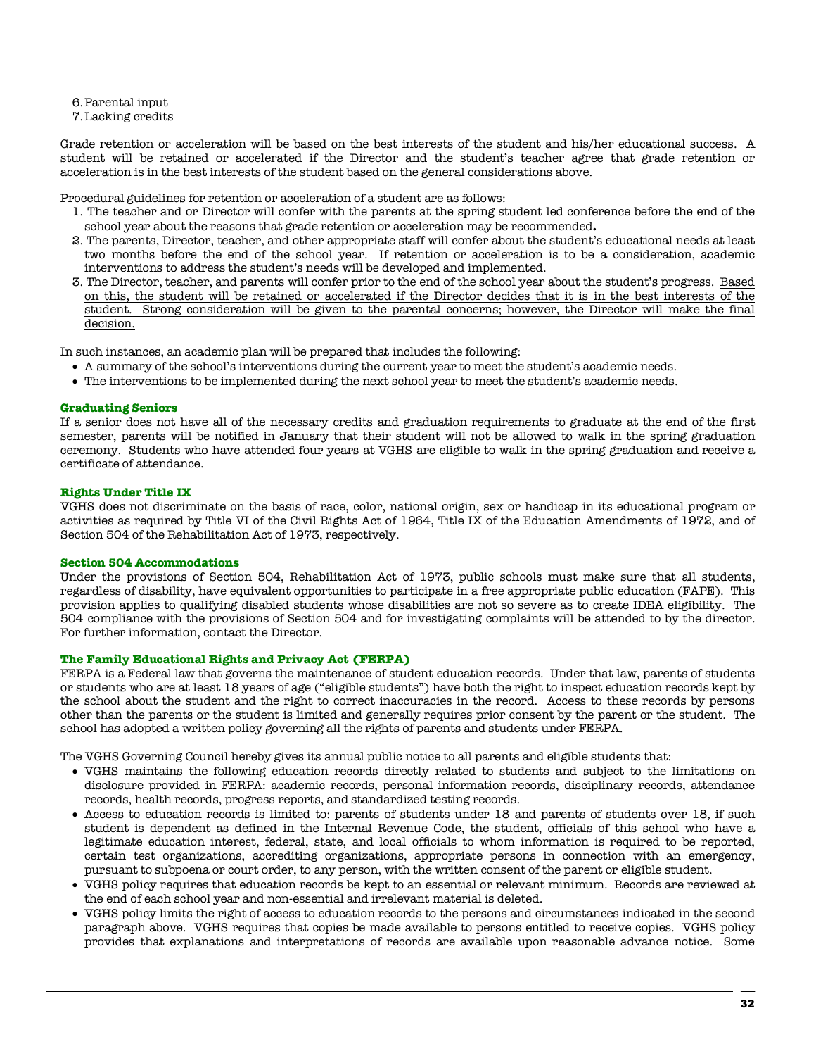6. Parental input
7. Lacking credits

Grade retention or acceleration will be based on the best interests of the student and his/her educational success. A student will be retained or accelerated if the Director and the student's teacher agree that grade retention or acceleration is in the best interests of the student based on the general considerations above.

Procedural guidelines for retention or acceleration of a student are as follows:

1. The teacher and or Director will confer with the parents at the spring student led conference before the end of the school year about the reasons that grade retention or acceleration may be recommended**.**
2. The parents, Director, teacher, and other appropriate staff will confer about the student's educational needs at least two months before the end of the school year. If retention or acceleration is to be a consideration, academic interventions to address the student's needs will be developed and implemented.
3. The Director, teacher, and parents will confer prior to the end of the school year about the student's progress. <u>Based on this, the student will be retained or accelerated if the Director decides that it is in the best interests of the student. Strong consideration will be given to the parental concerns; however, the Director will make the final decision.</u>

In such instances, an academic plan will be prepared that includes the following:

- A summary of the school's interventions during the current year to meet the student's academic needs.
- The interventions to be implemented during the next school year to meet the student's academic needs.

### Graduating Seniors

If a senior does not have all of the necessary credits and graduation requirements to graduate at the end of the first semester, parents will be notified in January that their student will not be allowed to walk in the spring graduation ceremony. Students who have attended four years at VGHS are eligible to walk in the spring graduation and receive a certificate of attendance.

### Rights Under Title IX

VGHS does not discriminate on the basis of race, color, national origin, sex or handicap in its educational program or activities as required by Title VI of the Civil Rights Act of 1964, Title IX of the Education Amendments of 1972, and of Section 504 of the Rehabilitation Act of 1973, respectively.

### Section 504 Accommodations

Under the provisions of Section 504, Rehabilitation Act of 1973, public schools must make sure that all students, regardless of disability, have equivalent opportunities to participate in a free appropriate public education (FAPE). This provision applies to qualifying disabled students whose disabilities are not so severe as to create IDEA eligibility. The 504 compliance with the provisions of Section 504 and for investigating complaints will be attended to by the director. For further information, contact the Director.

### The Family Educational Rights and Privacy Act (FERPA)

FERPA is a Federal law that governs the maintenance of student education records. Under that law, parents of students or students who are at least 18 years of age ("eligible students") have both the right to inspect education records kept by the school about the student and the right to correct inaccuracies in the record. Access to these records by persons other than the parents or the student is limited and generally requires prior consent by the parent or the student. The school has adopted a written policy governing all the rights of parents and students under FERPA.

The VGHS Governing Council hereby gives its annual public notice to all parents and eligible students that:

- VGHS maintains the following education records directly related to students and subject to the limitations on disclosure provided in FERPA: academic records, personal information records, disciplinary records, attendance records, health records, progress reports, and standardized testing records.
- Access to education records is limited to: parents of students under 18 and parents of students over 18, if such student is dependent as defined in the Internal Revenue Code, the student, officials of this school who have a legitimate education interest, federal, state, and local officials to whom information is required to be reported, certain test organizations, accrediting organizations, appropriate persons in connection with an emergency, pursuant to subpoena or court order, to any person, with the written consent of the parent or eligible student.
- VGHS policy requires that education records be kept to an essential or relevant minimum. Records are reviewed at the end of each school year and non-essential and irrelevant material is deleted.
- VGHS policy limits the right of access to education records to the persons and circumstances indicated in the second paragraph above. VGHS requires that copies be made available to persons entitled to receive copies. VGHS policy provides that explanations and interpretations of records are available upon reasonable advance notice. Some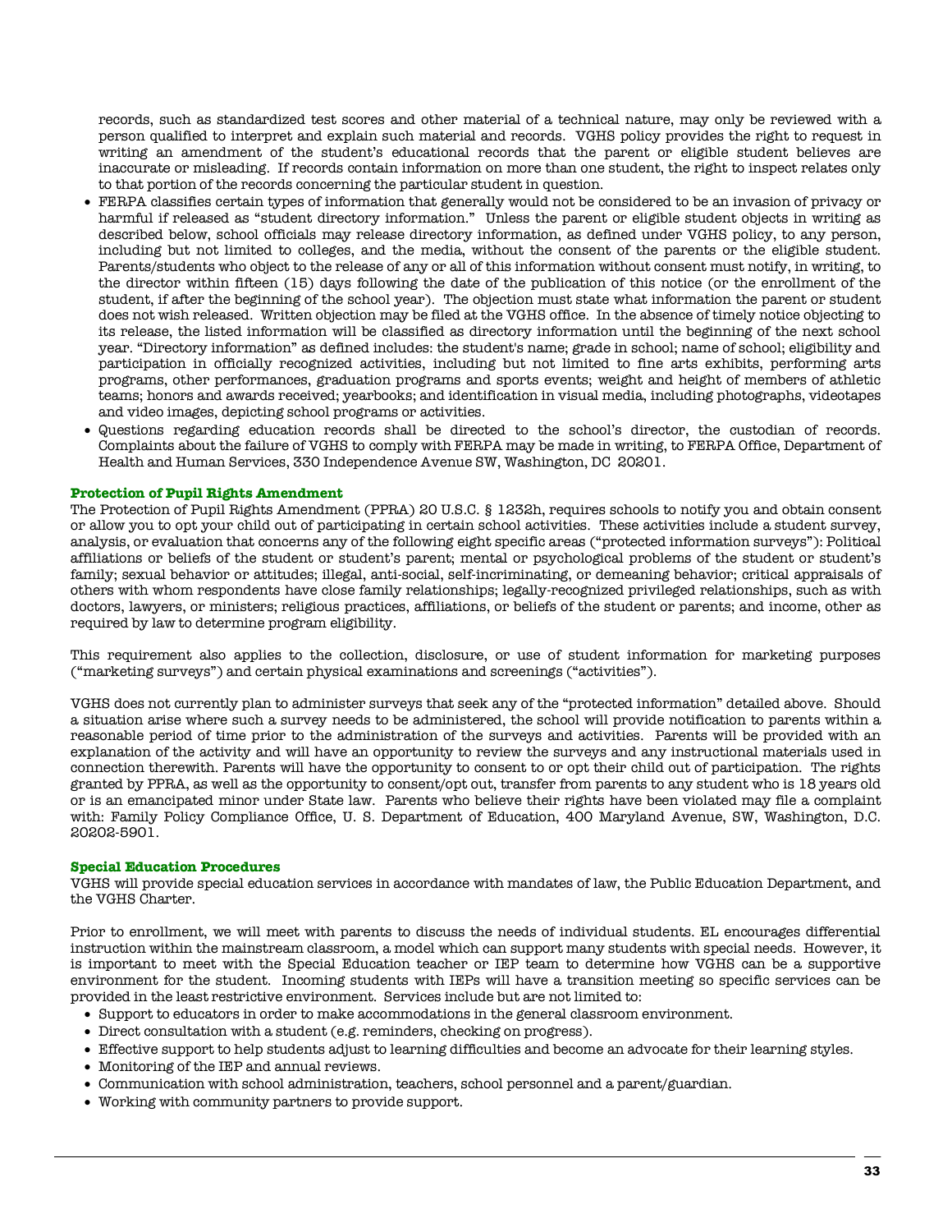records, such as standardized test scores and other material of a technical nature, may only be reviewed with a person qualified to interpret and explain such material and records. VGHS policy provides the right to request in writing an amendment of the student's educational records that the parent or eligible student believes are inaccurate or misleading. If records contain information on more than one student, the right to inspect relates only to that portion of the records concerning the particular student in question.

- FERPA classifies certain types of information that generally would not be considered to be an invasion of privacy or harmful if released as "student directory information." Unless the parent or eligible student objects in writing as described below, school officials may release directory information, as defined under VGHS policy, to any person, including but not limited to colleges, and the media, without the consent of the parents or the eligible student. Parents/students who object to the release of any or all of this information without consent must notify, in writing, to the director within fifteen (15) days following the date of the publication of this notice (or the enrollment of the student, if after the beginning of the school year). The objection must state what information the parent or student does not wish released. Written objection may be filed at the VGHS office. In the absence of timely notice objecting to its release, the listed information will be classified as directory information until the beginning of the next school year. "Directory information" as defined includes: the student's name; grade in school; name of school; eligibility and participation in officially recognized activities, including but not limited to fine arts exhibits, performing arts programs, other performances, graduation programs and sports events; weight and height of members of athletic teams; honors and awards received; yearbooks; and identification in visual media, including photographs, videotapes and video images, depicting school programs or activities.
- Questions regarding education records shall be directed to the school's director, the custodian of records. Complaints about the failure of VGHS to comply with FERPA may be made in writing, to FERPA Office, Department of Health and Human Services, 330 Independence Avenue SW, Washington, DC 20201.

### Protection of Pupil Rights Amendment

The Protection of Pupil Rights Amendment (PPRA) 20 U.S.C. § 1232h, requires schools to notify you and obtain consent or allow you to opt your child out of participating in certain school activities. These activities include a student survey, analysis, or evaluation that concerns any of the following eight specific areas ("protected information surveys"): Political affiliations or beliefs of the student or student's parent; mental or psychological problems of the student or student's family; sexual behavior or attitudes; illegal, anti-social, self-incriminating, or demeaning behavior; critical appraisals of others with whom respondents have close family relationships; legally-recognized privileged relationships, such as with doctors, lawyers, or ministers; religious practices, affiliations, or beliefs of the student or parents; and income, other as required by law to determine program eligibility.

This requirement also applies to the collection, disclosure, or use of student information for marketing purposes ("marketing surveys") and certain physical examinations and screenings ("activities").

VGHS does not currently plan to administer surveys that seek any of the "protected information" detailed above. Should a situation arise where such a survey needs to be administered, the school will provide notification to parents within a reasonable period of time prior to the administration of the surveys and activities. Parents will be provided with an explanation of the activity and will have an opportunity to review the surveys and any instructional materials used in connection therewith. Parents will have the opportunity to consent to or opt their child out of participation. The rights granted by PPRA, as well as the opportunity to consent/opt out, transfer from parents to any student who is 18 years old or is an emancipated minor under State law. Parents who believe their rights have been violated may file a complaint with: Family Policy Compliance Office, U. S. Department of Education, 400 Maryland Avenue, SW, Washington, D.C. 20202-5901.

### Special Education Procedures

VGHS will provide special education services in accordance with mandates of law, the Public Education Department, and the VGHS Charter.

Prior to enrollment, we will meet with parents to discuss the needs of individual students. EL encourages differential instruction within the mainstream classroom, a model which can support many students with special needs. However, it is important to meet with the Special Education teacher or IEP team to determine how VGHS can be a supportive environment for the student. Incoming students with IEPs will have a transition meeting so specific services can be provided in the least restrictive environment. Services include but are not limited to:

- Support to educators in order to make accommodations in the general classroom environment.
- Direct consultation with a student (e.g. reminders, checking on progress).
- Effective support to help students adjust to learning difficulties and become an advocate for their learning styles.
- Monitoring of the IEP and annual reviews.
- Communication with school administration, teachers, school personnel and a parent/guardian.
- Working with community partners to provide support.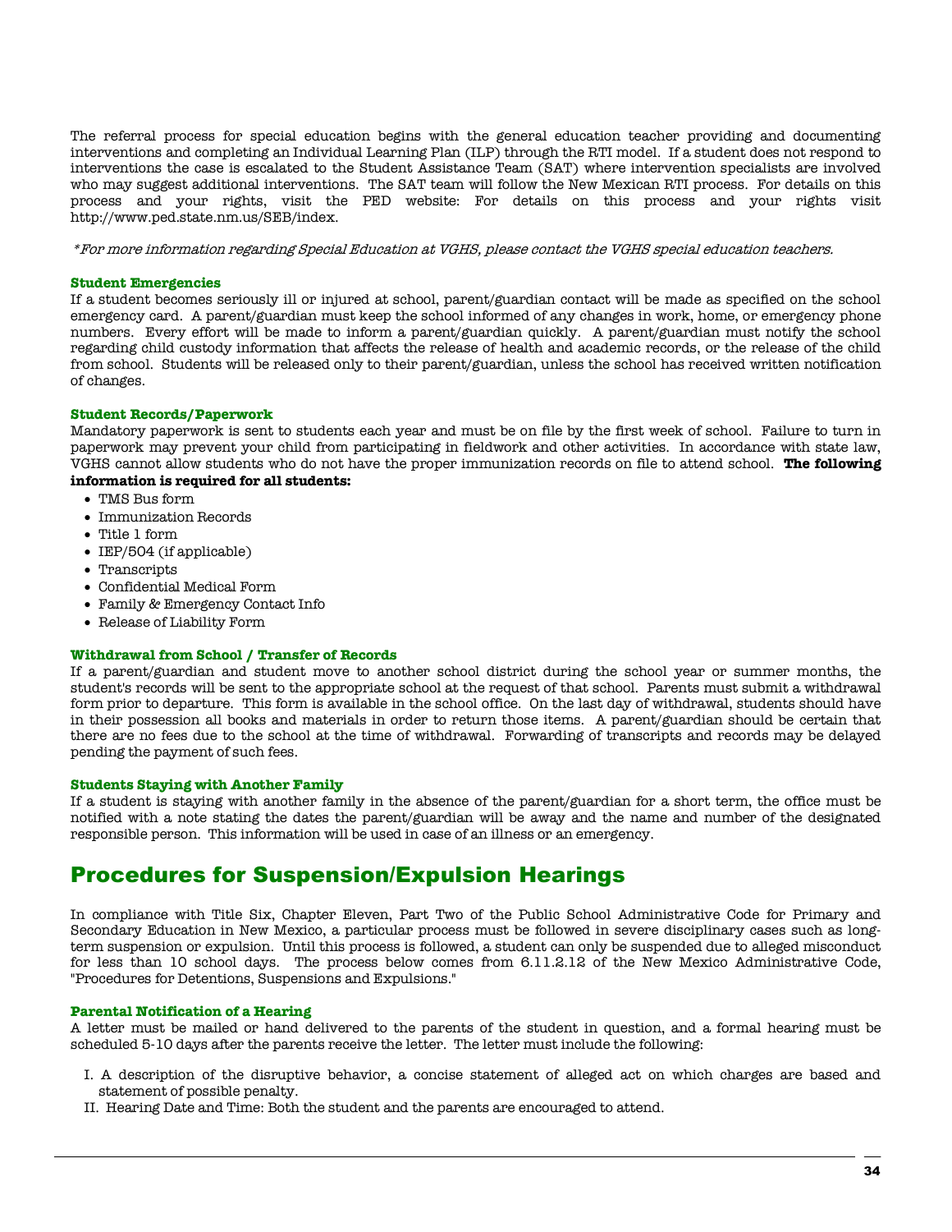The referral process for special education begins with the general education teacher providing and documenting interventions and completing an Individual Learning Plan (ILP) through the RTI model. If a student does not respond to interventions the case is escalated to the Student Assistance Team (SAT) where intervention specialists are involved who may suggest additional interventions. The SAT team will follow the New Mexican RTI process. For details on this process and your rights, visit the PED website: For details on this process and your rights visit http://www.ped.state.nm.us/SEB/index.

*\*For more information regarding Special Education at VGHS, please contact the VGHS special education teachers.*

### Student Emergencies

If a student becomes seriously ill or injured at school, parent/guardian contact will be made as specified on the school emergency card. A parent/guardian must keep the school informed of any changes in work, home, or emergency phone numbers. Every effort will be made to inform a parent/guardian quickly. A parent/guardian must notify the school regarding child custody information that affects the release of health and academic records, or the release of the child from school. Students will be released only to their parent/guardian, unless the school has received written notification of changes.

### Student Records/Paperwork

Mandatory paperwork is sent to students each year and must be on file by the first week of school. Failure to turn in paperwork may prevent your child from participating in fieldwork and other activities. In accordance with state law, VGHS cannot allow students who do not have the proper immunization records on file to attend school. **The following information is required for all students:**

- TMS Bus form
- Immunization Records
- Title 1 form
- IEP/504 (if applicable)
- Transcripts
- Confidential Medical Form
- Family & Emergency Contact Info
- Release of Liability Form

### Withdrawal from School / Transfer of Records

If a parent/guardian and student move to another school district during the school year or summer months, the student's records will be sent to the appropriate school at the request of that school. Parents must submit a withdrawal form prior to departure. This form is available in the school office. On the last day of withdrawal, students should have in their possession all books and materials in order to return those items. A parent/guardian should be certain that there are no fees due to the school at the time of withdrawal. Forwarding of transcripts and records may be delayed pending the payment of such fees.

### Students Staying with Another Family

If a student is staying with another family in the absence of the parent/guardian for a short term, the office must be notified with a note stating the dates the parent/guardian will be away and the name and number of the designated responsible person. This information will be used in case of an illness or an emergency.

## Procedures for Suspension/Expulsion Hearings

In compliance with Title Six, Chapter Eleven, Part Two of the Public School Administrative Code for Primary and Secondary Education in New Mexico, a particular process must be followed in severe disciplinary cases such as long-term suspension or expulsion. Until this process is followed, a student can only be suspended due to alleged misconduct for less than 10 school days. The process below comes from 6.11.2.12 of the New Mexico Administrative Code, "Procedures for Detentions, Suspensions and Expulsions."

### Parental Notification of a Hearing

A letter must be mailed or hand delivered to the parents of the student in question, and a formal hearing must be scheduled 5-10 days after the parents receive the letter. The letter must include the following:

I. A description of the disruptive behavior, a concise statement of alleged act on which charges are based and statement of possible penalty.
II. Hearing Date and Time: Both the student and the parents are encouraged to attend.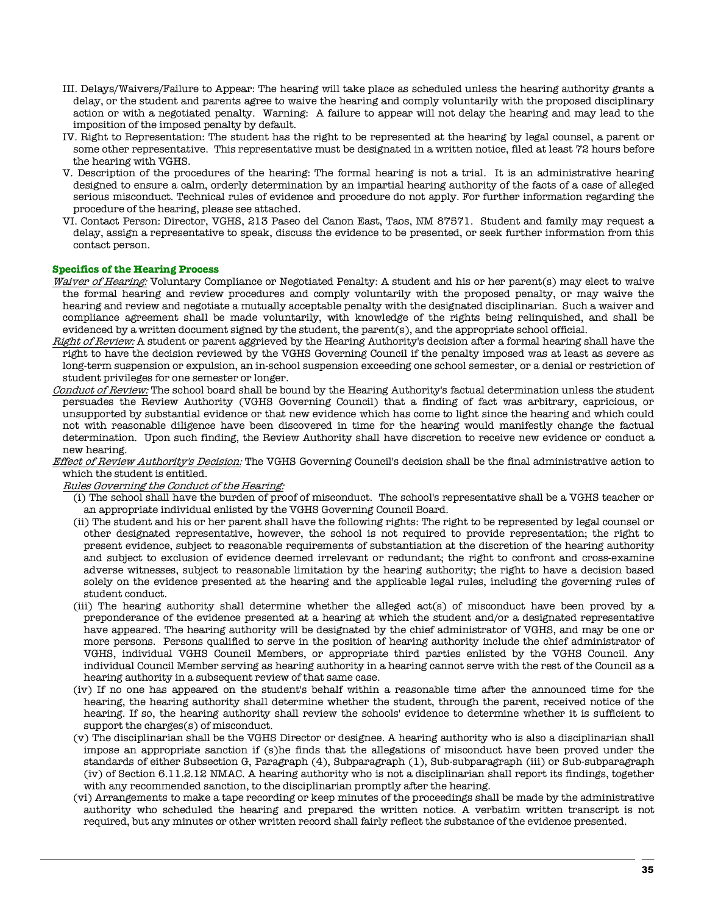III. Delays/Waivers/Failure to Appear: The hearing will take place as scheduled unless the hearing authority grants a delay, or the student and parents agree to waive the hearing and comply voluntarily with the proposed disciplinary action or with a negotiated penalty. Warning: A failure to appear will not delay the hearing and may lead to the imposition of the imposed penalty by default.

IV. Right to Representation: The student has the right to be represented at the hearing by legal counsel, a parent or some other representative. This representative must be designated in a written notice, filed at least 72 hours before the hearing with VGHS.

V. Description of the procedures of the hearing: The formal hearing is not a trial. It is an administrative hearing designed to ensure a calm, orderly determination by an impartial hearing authority of the facts of a case of alleged serious misconduct. Technical rules of evidence and procedure do not apply. For further information regarding the procedure of the hearing, please see attached.

VI. Contact Person: Director, VGHS, 213 Paseo del Canon East, Taos, NM 87571. Student and family may request a delay, assign a representative to speak, discuss the evidence to be presented, or seek further information from this contact person.

### Specifics of the Hearing Process

*Waiver of Hearing:* Voluntary Compliance or Negotiated Penalty: A student and his or her parent(s) may elect to waive the formal hearing and review procedures and comply voluntarily with the proposed penalty, or may waive the hearing and review and negotiate a mutually acceptable penalty with the designated disciplinarian. Such a waiver and compliance agreement shall be made voluntarily, with knowledge of the rights being relinquished, and shall be evidenced by a written document signed by the student, the parent(s), and the appropriate school official.

*Right of Review:* A student or parent aggrieved by the Hearing Authority's decision after a formal hearing shall have the right to have the decision reviewed by the VGHS Governing Council if the penalty imposed was at least as severe as long-term suspension or expulsion, an in-school suspension exceeding one school semester, or a denial or restriction of student privileges for one semester or longer.

*Conduct of Review:* The school board shall be bound by the Hearing Authority's factual determination unless the student persuades the Review Authority (VGHS Governing Council) that a finding of fact was arbitrary, capricious, or unsupported by substantial evidence or that new evidence which has come to light since the hearing and which could not with reasonable diligence have been discovered in time for the hearing would manifestly change the factual determination. Upon such finding, the Review Authority shall have discretion to receive new evidence or conduct a new hearing.

*Effect of Review Authority's Decision:* The VGHS Governing Council's decision shall be the final administrative action to which the student is entitled.

*Rules Governing the Conduct of the Hearing:*

(i) The school shall have the burden of proof of misconduct. The school's representative shall be a VGHS teacher or an appropriate individual enlisted by the VGHS Governing Council Board.

(ii) The student and his or her parent shall have the following rights: The right to be represented by legal counsel or other designated representative, however, the school is not required to provide representation; the right to present evidence, subject to reasonable requirements of substantiation at the discretion of the hearing authority and subject to exclusion of evidence deemed irrelevant or redundant; the right to confront and cross-examine adverse witnesses, subject to reasonable limitation by the hearing authority; the right to have a decision based solely on the evidence presented at the hearing and the applicable legal rules, including the governing rules of student conduct.

(iii) The hearing authority shall determine whether the alleged act(s) of misconduct have been proved by a preponderance of the evidence presented at a hearing at which the student and/or a designated representative have appeared. The hearing authority will be designated by the chief administrator of VGHS, and may be one or more persons. Persons qualified to serve in the position of hearing authority include the chief administrator of VGHS, individual VGHS Council Members, or appropriate third parties enlisted by the VGHS Council. Any individual Council Member serving as hearing authority in a hearing cannot serve with the rest of the Council as a hearing authority in a subsequent review of that same case.

(iv) If no one has appeared on the student's behalf within a reasonable time after the announced time for the hearing, the hearing authority shall determine whether the student, through the parent, received notice of the hearing. If so, the hearing authority shall review the schools' evidence to determine whether it is sufficient to support the charges(s) of misconduct.

(v) The disciplinarian shall be the VGHS Director or designee. A hearing authority who is also a disciplinarian shall impose an appropriate sanction if (s)he finds that the allegations of misconduct have been proved under the standards of either Subsection G, Paragraph (4), Subparagraph (1), Sub-subparagraph (iii) or Sub-subparagraph (iv) of Section 6.11.2.12 NMAC. A hearing authority who is not a disciplinarian shall report its findings, together with any recommended sanction, to the disciplinarian promptly after the hearing.

(vi) Arrangements to make a tape recording or keep minutes of the proceedings shall be made by the administrative authority who scheduled the hearing and prepared the written notice. A verbatim written transcript is not required, but any minutes or other written record shall fairly reflect the substance of the evidence presented.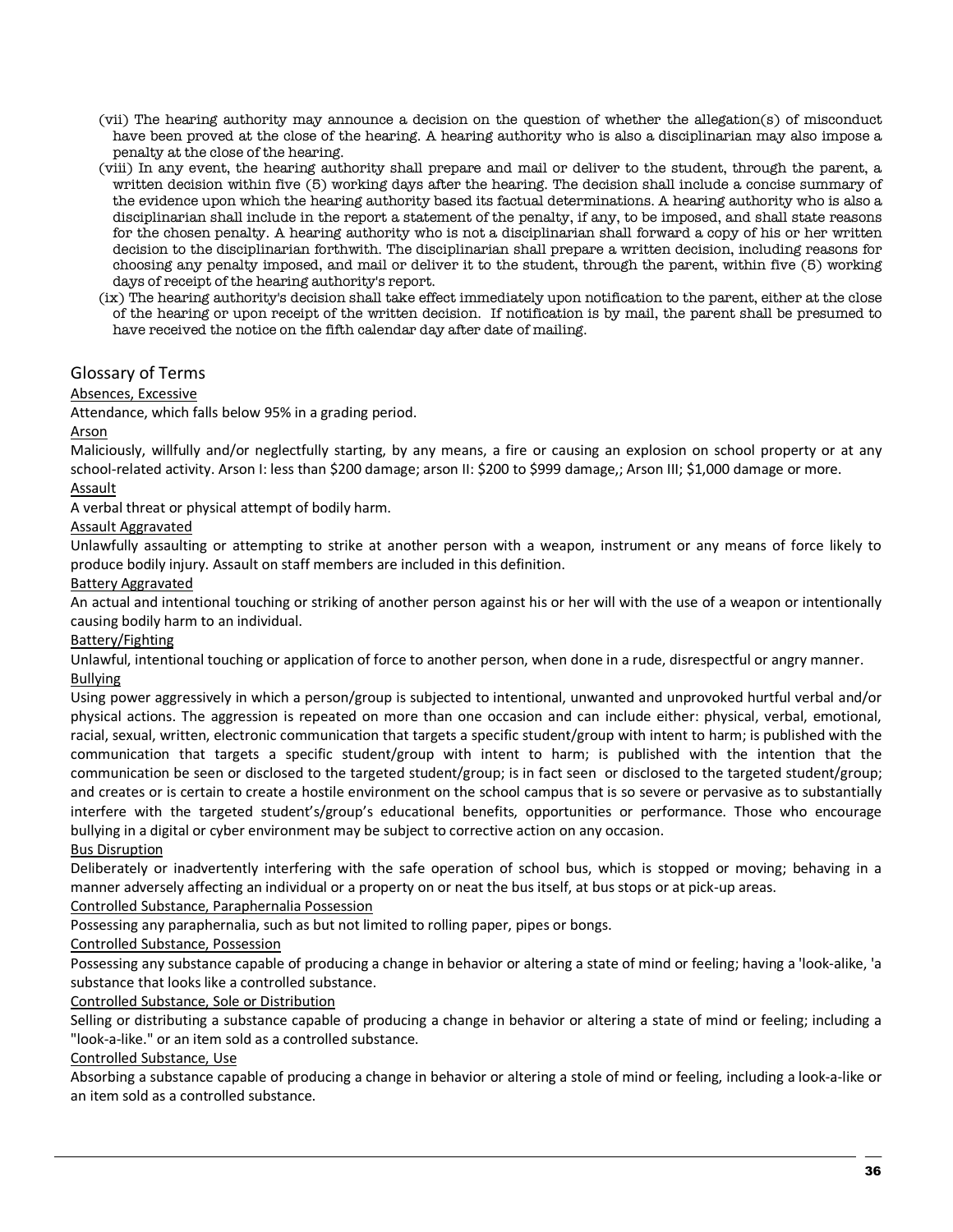(vii) The hearing authority may announce a decision on the question of whether the allegation(s) of misconduct have been proved at the close of the hearing. A hearing authority who is also a disciplinarian may also impose a penalty at the close of the hearing.

(viii) In any event, the hearing authority shall prepare and mail or deliver to the student, through the parent, a written decision within five (5) working days after the hearing. The decision shall include a concise summary of the evidence upon which the hearing authority based its factual determinations. A hearing authority who is also a disciplinarian shall include in the report a statement of the penalty, if any, to be imposed, and shall state reasons for the chosen penalty. A hearing authority who is not a disciplinarian shall forward a copy of his or her written decision to the disciplinarian forthwith. The disciplinarian shall prepare a written decision, including reasons for choosing any penalty imposed, and mail or deliver it to the student, through the parent, within five (5) working days of receipt of the hearing authority's report.

(ix) The hearing authority's decision shall take effect immediately upon notification to the parent, either at the close of the hearing or upon receipt of the written decision. If notification is by mail, the parent shall be presumed to have received the notice on the fifth calendar day after date of mailing.

## Glossary of Terms

Absences, Excessive

Attendance, which falls below 95% in a grading period.

Arson

Maliciously, willfully and/or neglectfully starting, by any means, a fire or causing an explosion on school property or at any school-related activity. Arson I: less than $200 damage; arson II: $200 to $999 damage,; Arson III; $1,000 damage or more.

Assault

A verbal threat or physical attempt of bodily harm.

Assault Aggravated

Unlawfully assaulting or attempting to strike at another person with a weapon, instrument or any means of force likely to produce bodily injury. Assault on staff members are included in this definition.

Battery Aggravated

An actual and intentional touching or striking of another person against his or her will with the use of a weapon or intentionally causing bodily harm to an individual.

Battery/Fighting

Unlawful, intentional touching or application of force to another person, when done in a rude, disrespectful or angry manner.

Bullying

Using power aggressively in which a person/group is subjected to intentional, unwanted and unprovoked hurtful verbal and/or physical actions. The aggression is repeated on more than one occasion and can include either: physical, verbal, emotional, racial, sexual, written, electronic communication that targets a specific student/group with intent to harm; is published with the communication that targets a specific student/group with intent to harm; is published with the intention that the communication be seen or disclosed to the targeted student/group; is in fact seen or disclosed to the targeted student/group; and creates or is certain to create a hostile environment on the school campus that is so severe or pervasive as to substantially interfere with the targeted student's/group's educational benefits, opportunities or performance. Those who encourage bullying in a digital or cyber environment may be subject to corrective action on any occasion.

Bus Disruption

Deliberately or inadvertently interfering with the safe operation of school bus, which is stopped or moving; behaving in a manner adversely affecting an individual or a property on or neat the bus itself, at bus stops or at pick-up areas.

Controlled Substance, Paraphernalia Possession

Possessing any paraphernalia, such as but not limited to rolling paper, pipes or bongs.

Controlled Substance, Possession

Possessing any substance capable of producing a change in behavior or altering a state of mind or feeling; having a 'look-alike, 'a substance that looks like a controlled substance.

Controlled Substance, Sole or Distribution

Selling or distributing a substance capable of producing a change in behavior or altering a state of mind or feeling; including a "look-a-like." or an item sold as a controlled substance.

Controlled Substance, Use

Absorbing a substance capable of producing a change in behavior or altering a stole of mind or feeling, including a look-a-like or an item sold as a controlled substance.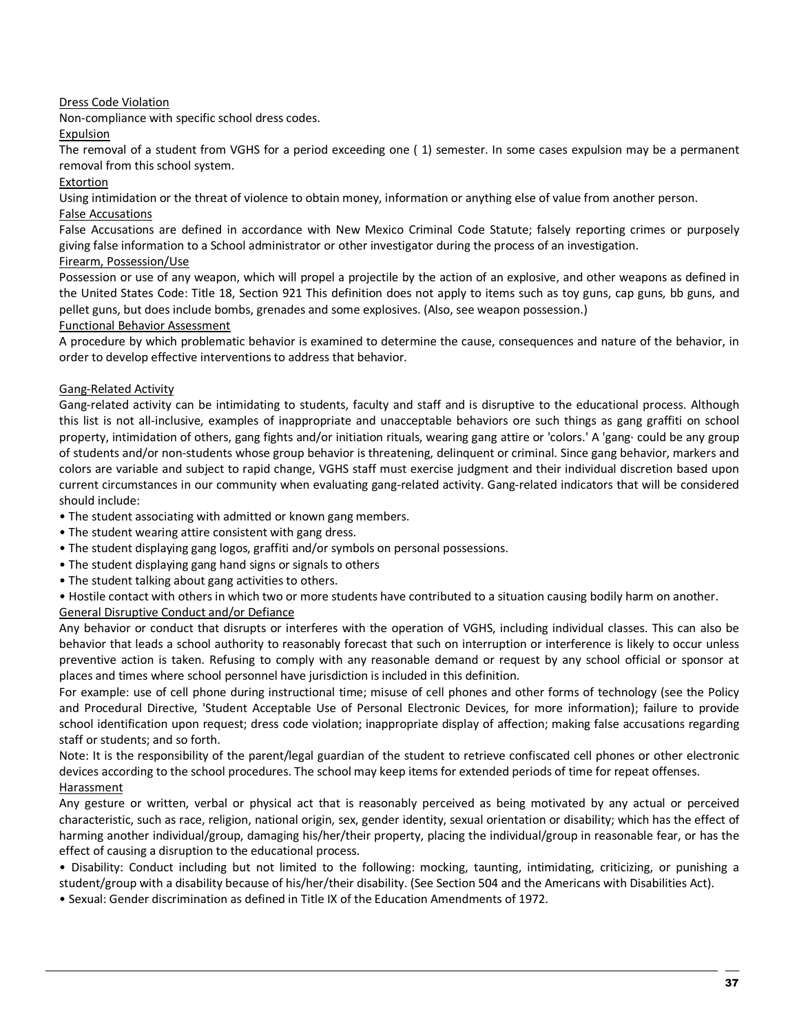Dress Code Violation

Non-compliance with specific school dress codes.

Expulsion

The removal of a student from VGHS for a period exceeding one ( 1) semester. In some cases expulsion may be a permanent removal from this school system.

Extortion

Using intimidation or the threat of violence to obtain money, information or anything else of value from another person.

False Accusations

False Accusations are defined in accordance with New Mexico Criminal Code Statute; falsely reporting crimes or purposely giving false information to a School administrator or other investigator during the process of an investigation.

Firearm, Possession/Use

Possession or use of any weapon, which will propel a projectile by the action of an explosive, and other weapons as defined in the United States Code: Title 18, Section 921 This definition does not apply to items such as toy guns, cap guns, bb guns, and pellet guns, but does include bombs, grenades and some explosives. (Also, see weapon possession.)

Functional Behavior Assessment

A procedure by which problematic behavior is examined to determine the cause, consequences and nature of the behavior, in order to develop effective interventions to address that behavior.

Gang-Related Activity

Gang-related activity can be intimidating to students, faculty and staff and is disruptive to the educational process. Although this list is not all-inclusive, examples of inappropriate and unacceptable behaviors ore such things as gang graffiti on school property, intimidation of others, gang fights and/or initiation rituals, wearing gang attire or 'colors.' A 'gang· could be any group of students and/or non-students whose group behavior is threatening, delinquent or criminal. Since gang behavior, markers and colors are variable and subject to rapid change, VGHS staff must exercise judgment and their individual discretion based upon current circumstances in our community when evaluating gang-related activity. Gang-related indicators that will be considered should include:

- The student associating with admitted or known gang members.
- The student wearing attire consistent with gang dress.
- The student displaying gang logos, graffiti and/or symbols on personal possessions.
- The student displaying gang hand signs or signals to others
- The student talking about gang activities to others.
- Hostile contact with others in which two or more students have contributed to a situation causing bodily harm on another.

General Disruptive Conduct and/or Defiance

Any behavior or conduct that disrupts or interferes with the operation of VGHS, including individual classes. This can also be behavior that leads a school authority to reasonably forecast that such on interruption or interference is likely to occur unless preventive action is taken. Refusing to comply with any reasonable demand or request by any school official or sponsor at places and times where school personnel have jurisdiction is included in this definition.

For example: use of cell phone during instructional time; misuse of cell phones and other forms of technology (see the Policy and Procedural Directive, 'Student Acceptable Use of Personal Electronic Devices, for more information); failure to provide school identification upon request; dress code violation; inappropriate display of affection; making false accusations regarding staff or students; and so forth.

Note: It is the responsibility of the parent/legal guardian of the student to retrieve confiscated cell phones or other electronic devices according to the school procedures. The school may keep items for extended periods of time for repeat offenses.

Harassment

Any gesture or written, verbal or physical act that is reasonably perceived as being motivated by any actual or perceived characteristic, such as race, religion, national origin, sex, gender identity, sexual orientation or disability; which has the effect of harming another individual/group, damaging his/her/their property, placing the individual/group in reasonable fear, or has the effect of causing a disruption to the educational process.

- Disability: Conduct including but not limited to the following: mocking, taunting, intimidating, criticizing, or punishing a student/group with a disability because of his/her/their disability. (See Section 504 and the Americans with Disabilities Act).
- Sexual: Gender discrimination as defined in Title IX of the Education Amendments of 1972.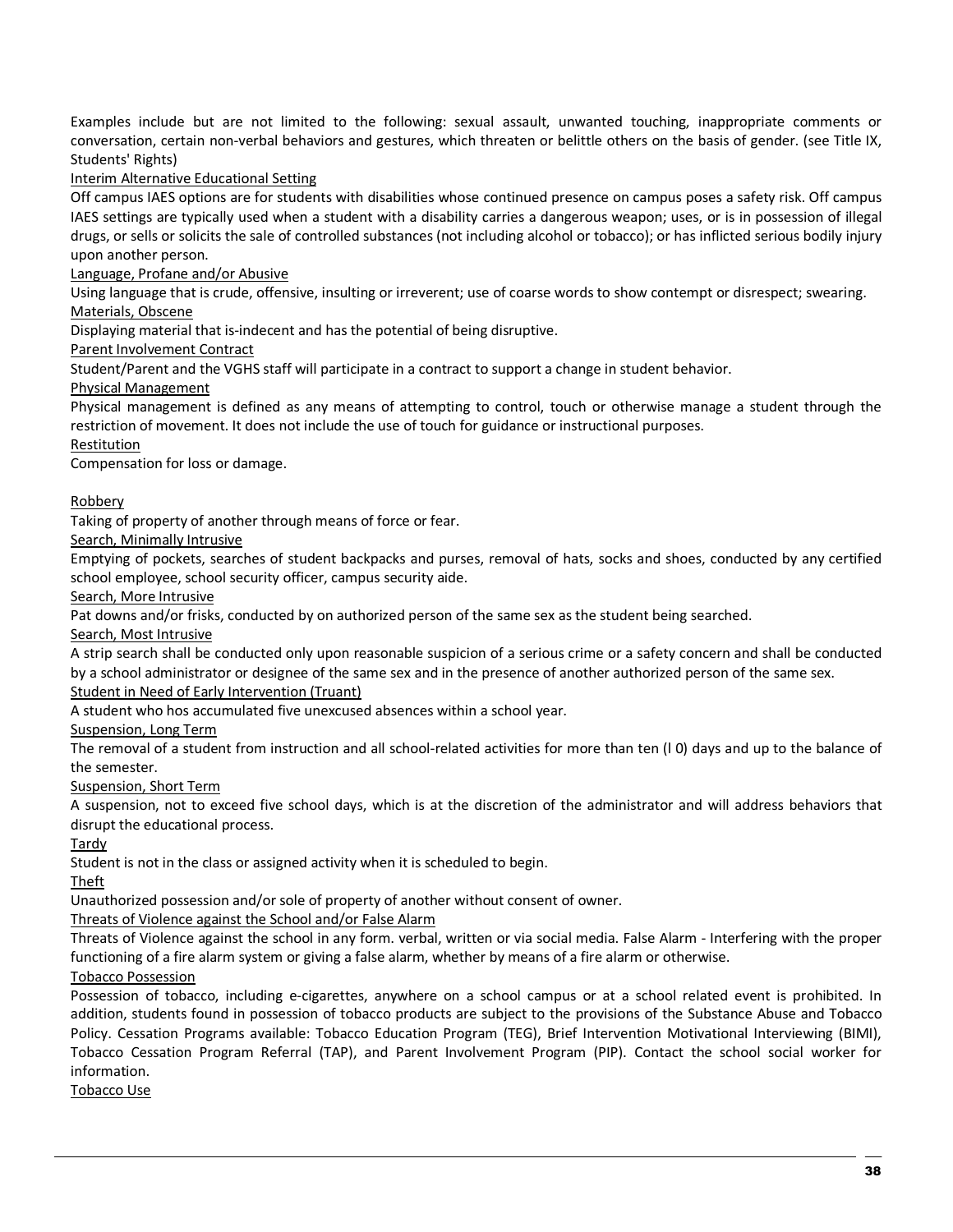Examples include but are not limited to the following: sexual assault, unwanted touching, inappropriate comments or conversation, certain non-verbal behaviors and gestures, which threaten or belittle others on the basis of gender. (see Title IX, Students' Rights)

Interim Alternative Educational Setting

Off campus IAES options are for students with disabilities whose continued presence on campus poses a safety risk. Off campus IAES settings are typically used when a student with a disability carries a dangerous weapon; uses, or is in possession of illegal drugs, or sells or solicits the sale of controlled substances (not including alcohol or tobacco); or has inflicted serious bodily injury upon another person.

Language, Profane and/or Abusive

Using language that is crude, offensive, insulting or irreverent; use of coarse words to show contempt or disrespect; swearing.

Materials, Obscene

Displaying material that is-indecent and has the potential of being disruptive.

Parent Involvement Contract

Student/Parent and the VGHS staff will participate in a contract to support a change in student behavior.

Physical Management

Physical management is defined as any means of attempting to control, touch or otherwise manage a student through the restriction of movement. It does not include the use of touch for guidance or instructional purposes.

Restitution

Compensation for loss or damage.

Robbery

Taking of property of another through means of force or fear.

Search, Minimally Intrusive

Emptying of pockets, searches of student backpacks and purses, removal of hats, socks and shoes, conducted by any certified school employee, school security officer, campus security aide.

Search, More Intrusive

Pat downs and/or frisks, conducted by on authorized person of the same sex as the student being searched.

Search, Most Intrusive

A strip search shall be conducted only upon reasonable suspicion of a serious crime or a safety concern and shall be conducted by a school administrator or designee of the same sex and in the presence of another authorized person of the same sex.

Student in Need of Early Intervention (Truant)

A student who hos accumulated five unexcused absences within a school year.

Suspension, Long Term

The removal of a student from instruction and all school-related activities for more than ten (l 0) days and up to the balance of the semester.

Suspension, Short Term

A suspension, not to exceed five school days, which is at the discretion of the administrator and will address behaviors that disrupt the educational process.

Tardy

Student is not in the class or assigned activity when it is scheduled to begin.

Theft

Unauthorized possession and/or sole of property of another without consent of owner.

Threats of Violence against the School and/or False Alarm

Threats of Violence against the school in any form. verbal, written or via social media. False Alarm - Interfering with the proper functioning of a fire alarm system or giving a false alarm, whether by means of a fire alarm or otherwise.

Tobacco Possession

Possession of tobacco, including e-cigarettes, anywhere on a school campus or at a school related event is prohibited. In addition, students found in possession of tobacco products are subject to the provisions of the Substance Abuse and Tobacco Policy. Cessation Programs available: Tobacco Education Program (TEG), Brief Intervention Motivational Interviewing (BIMI), Tobacco Cessation Program Referral (TAP), and Parent Involvement Program (PIP). Contact the school social worker for information.

Tobacco Use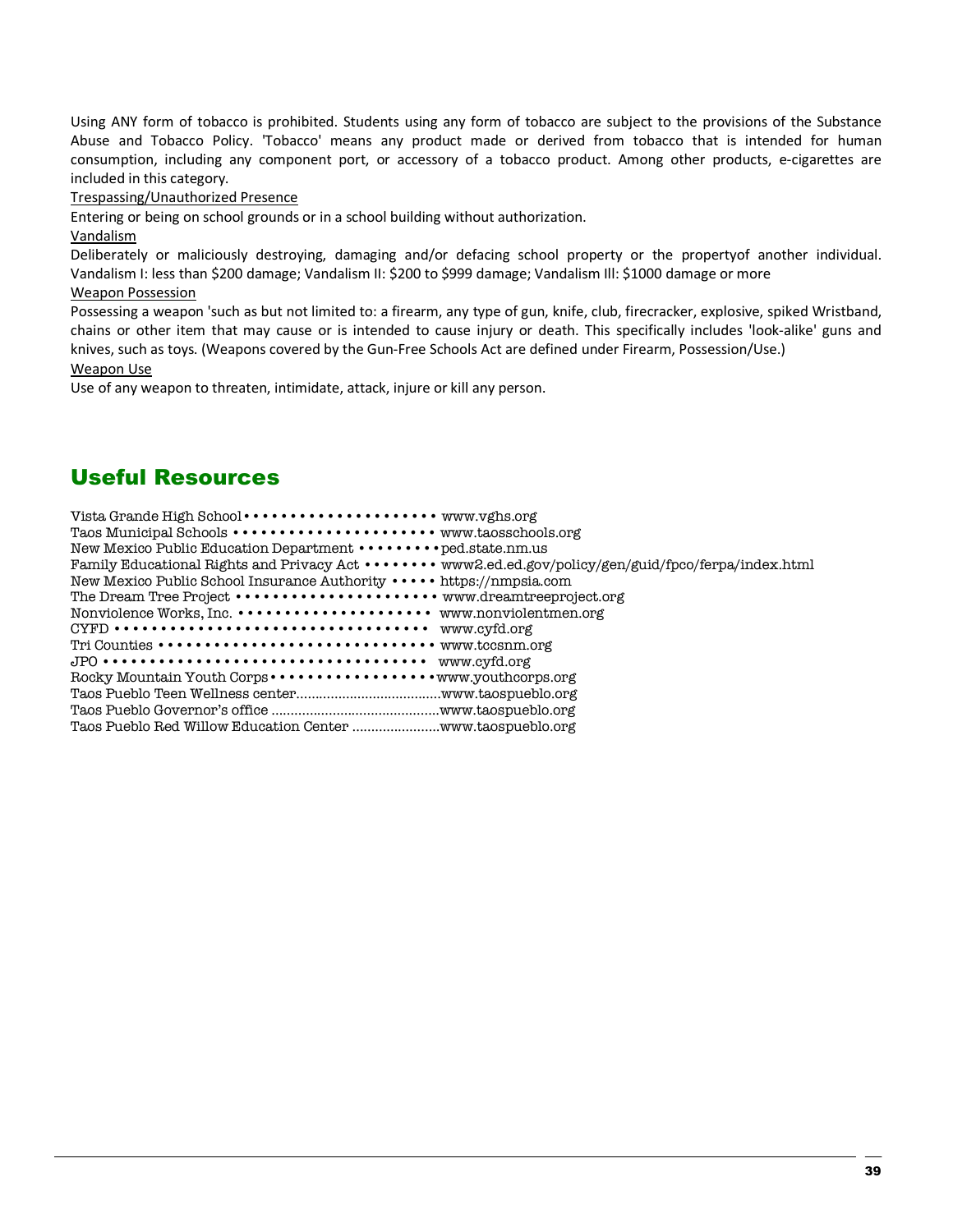Using ANY form of tobacco is prohibited. Students using any form of tobacco are subject to the provisions of the Substance Abuse and Tobacco Policy. 'Tobacco' means any product made or derived from tobacco that is intended for human consumption, including any component port, or accessory of a tobacco product. Among other products, e-cigarettes are included in this category.

Trespassing/Unauthorized Presence

Entering or being on school grounds or in a school building without authorization.

Vandalism

Deliberately or maliciously destroying, damaging and/or defacing school property or the propertyof another individual. Vandalism I: less than $200 damage; Vandalism II: $200 to $999 damage; Vandalism Ill: $1000 damage or more

Weapon Possession

Possessing a weapon 'such as but not limited to: a firearm, any type of gun, knife, club, firecracker, explosive, spiked Wristband, chains or other item that may cause or is intended to cause injury or death. This specifically includes 'look-alike' guns and knives, such as toys. (Weapons covered by the Gun-Free Schools Act are defined under Firearm, Possession/Use.)

Weapon Use

Use of any weapon to threaten, intimidate, attack, injure or kill any person.

## Useful Resources

Vista Grande High School•••••••••••••••••••••• www.vghs.org
Taos Municipal Schools •••••••••••••••••••••• www.taosschools.org
New Mexico Public Education Department •••••••••ped.state.nm.us
Family Educational Rights and Privacy Act •••••••• www2.ed.ed.gov/policy/gen/guid/fpco/ferpa/index.html
New Mexico Public School Insurance Authority ••••• https://nmpsia.com
The Dream Tree Project ••••••••••••••••••••• www.dreamtreeproject.org
Nonviolence Works, Inc. ••••••••••••••••••••• www.nonviolentmen.org
CYFD •••••••••••••••••••••••••••••••••• www.cyfd.org
Tri Counties ••••••••••••••••••••••••••••• www.tccsnm.org
JPO ••••••••••••••••••••••••••••••••••• www.cyfd.org
Rocky Mountain Youth Corps•••••••••••••••••www.youthcorps.org
Taos Pueblo Teen Wellness center......................................www.taospueblo.org
Taos Pueblo Governor's office ............................................www.taospueblo.org
Taos Pueblo Red Willow Education Center .......................www.taospueblo.org